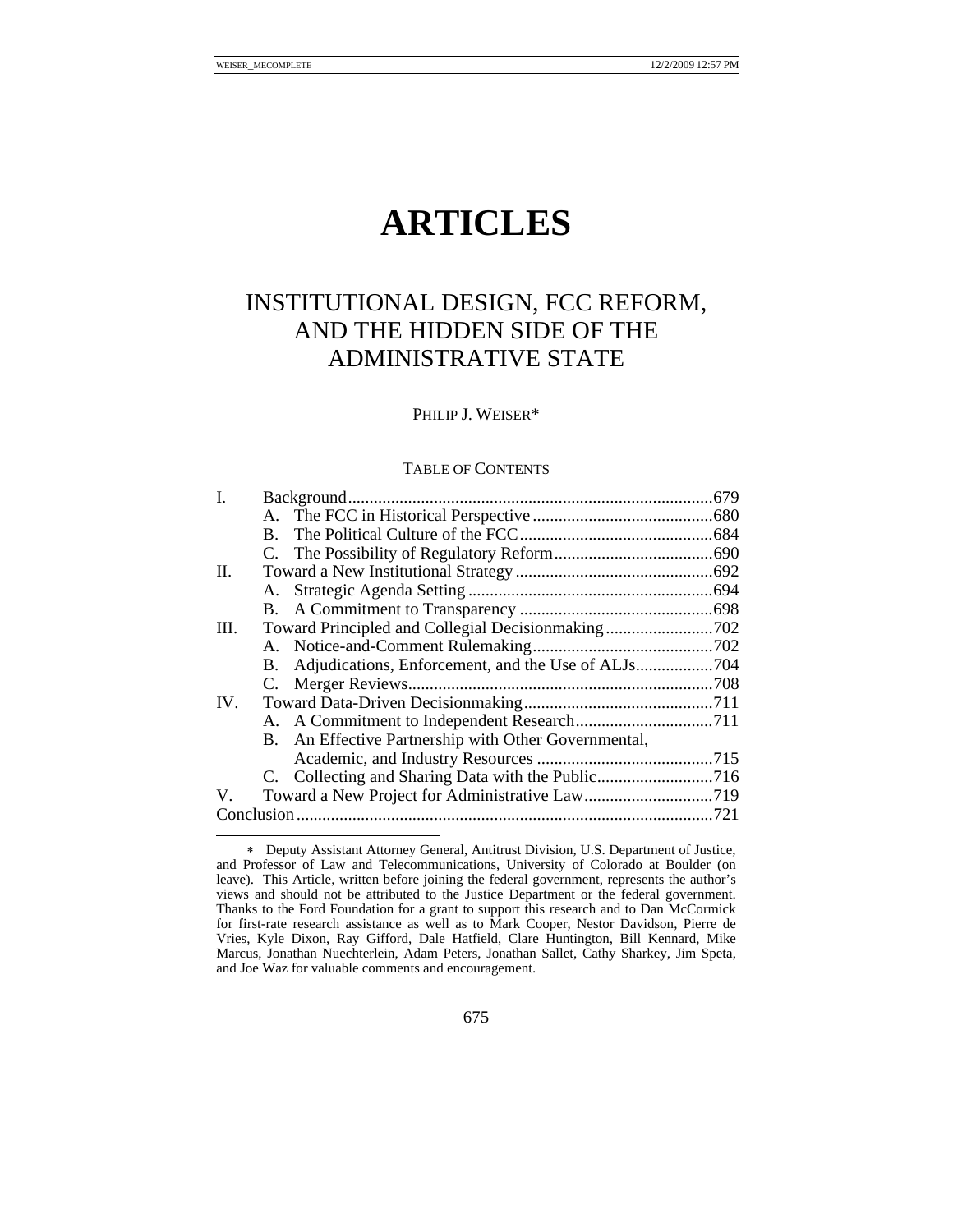# ARTICLES

## INSTITUTIONAL DESIGN, FCC REFORM, AND THE HIDDEN SIDE OF THE ADMINISTRATIVE STATE

PHILIP J. WEISER*

TABLE OF CONTENTS

| | | |
|---|---|---|
| I. | Background | 679 |
| | A. The FCC in Historical Perspective | 680 |
| | B. The Political Culture of the FCC | 684 |
| | C. The Possibility of Regulatory Reform | 690 |
| II. | Toward a New Institutional Strategy | 692 |
| | A. Strategic Agenda Setting | 694 |
| | B. A Commitment to Transparency | 698 |
| III. | Toward Principled and Collegial Decisionmaking | 702 |
| | A. Notice-and-Comment Rulemaking | 702 |
| | B. Adjudications, Enforcement, and the Use of ALJs | 704 |
| | C. Merger Reviews | 708 |
| IV. | Toward Data-Driven Decisionmaking | 711 |
| | A. A Commitment to Independent Research | 711 |
| | B. An Effective Partnership with Other Governmental, Academic, and Industry Resources | 715 |
| | C. Collecting and Sharing Data with the Public | 716 |
| V. | Toward a New Project for Administrative Law | 719 |
| Conclusion | | 721 |

---

* Deputy Assistant Attorney General, Antitrust Division, U.S. Department of Justice, and Professor of Law and Telecommunications, University of Colorado at Boulder (on leave). This Article, written before joining the federal government, represents the author's views and should not be attributed to the Justice Department or the federal government. Thanks to the Ford Foundation for a grant to support this research and to Dan McCormick for first-rate research assistance as well as to Mark Cooper, Nestor Davidson, Pierre de Vries, Kyle Dixon, Ray Gifford, Dale Hatfield, Clare Huntington, Bill Kennard, Mike Marcus, Jonathan Nuechterlein, Adam Peters, Jonathan Sallet, Cathy Sharkey, Jim Speta, and Joe Waz for valuable comments and encouragement.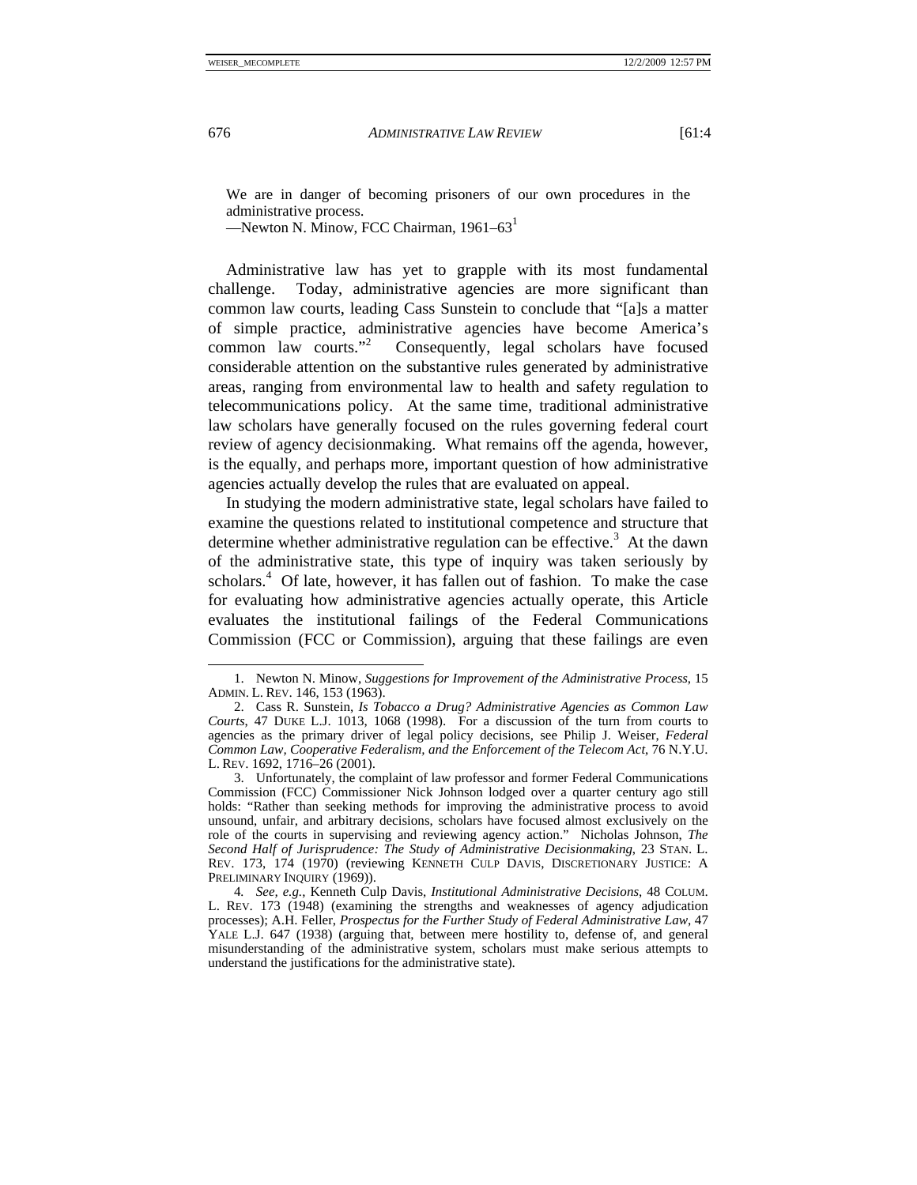We are in danger of becoming prisoners of our own procedures in the administrative process.
—Newton N. Minow, FCC Chairman, 1961–63[1]

Administrative law has yet to grapple with its most fundamental challenge. Today, administrative agencies are more significant than common law courts, leading Cass Sunstein to conclude that "[a]s a matter of simple practice, administrative agencies have become America's common law courts."[2] Consequently, legal scholars have focused considerable attention on the substantive rules generated by administrative areas, ranging from environmental law to health and safety regulation to telecommunications policy. At the same time, traditional administrative law scholars have generally focused on the rules governing federal court review of agency decisionmaking. What remains off the agenda, however, is the equally, and perhaps more, important question of how administrative agencies actually develop the rules that are evaluated on appeal.

In studying the modern administrative state, legal scholars have failed to examine the questions related to institutional competence and structure that determine whether administrative regulation can be effective.[3] At the dawn of the administrative state, this type of inquiry was taken seriously by scholars.[4] Of late, however, it has fallen out of fashion. To make the case for evaluating how administrative agencies actually operate, this Article evaluates the institutional failings of the Federal Communications Commission (FCC or Commission), arguing that these failings are even

1. Newton N. Minow, *Suggestions for Improvement of the Administrative Process*, 15 ADMIN. L. REV. 146, 153 (1963).

2. Cass R. Sunstein, *Is Tobacco a Drug? Administrative Agencies as Common Law Courts*, 47 DUKE L.J. 1013, 1068 (1998). For a discussion of the turn from courts to agencies as the primary driver of legal policy decisions, see Philip J. Weiser, *Federal Common Law, Cooperative Federalism, and the Enforcement of the Telecom Act*, 76 N.Y.U. L. REV. 1692, 1716–26 (2001).

3. Unfortunately, the complaint of law professor and former Federal Communications Commission (FCC) Commissioner Nick Johnson lodged over a quarter century ago still holds: "Rather than seeking methods for improving the administrative process to avoid unsound, unfair, and arbitrary decisions, scholars have focused almost exclusively on the role of the courts in supervising and reviewing agency action." Nicholas Johnson, *The Second Half of Jurisprudence: The Study of Administrative Decisionmaking*, 23 STAN. L. REV. 173, 174 (1970) (reviewing KENNETH CULP DAVIS, DISCRETIONARY JUSTICE: A PRELIMINARY INQUIRY (1969)).

4. *See, e.g.*, Kenneth Culp Davis, *Institutional Administrative Decisions*, 48 COLUM. L. REV. 173 (1948) (examining the strengths and weaknesses of agency adjudication processes); A.H. Feller, *Prospectus for the Further Study of Federal Administrative Law*, 47 YALE L.J. 647 (1938) (arguing that, between mere hostility to, defense of, and general misunderstanding of the administrative system, scholars must make serious attempts to understand the justifications for the administrative state).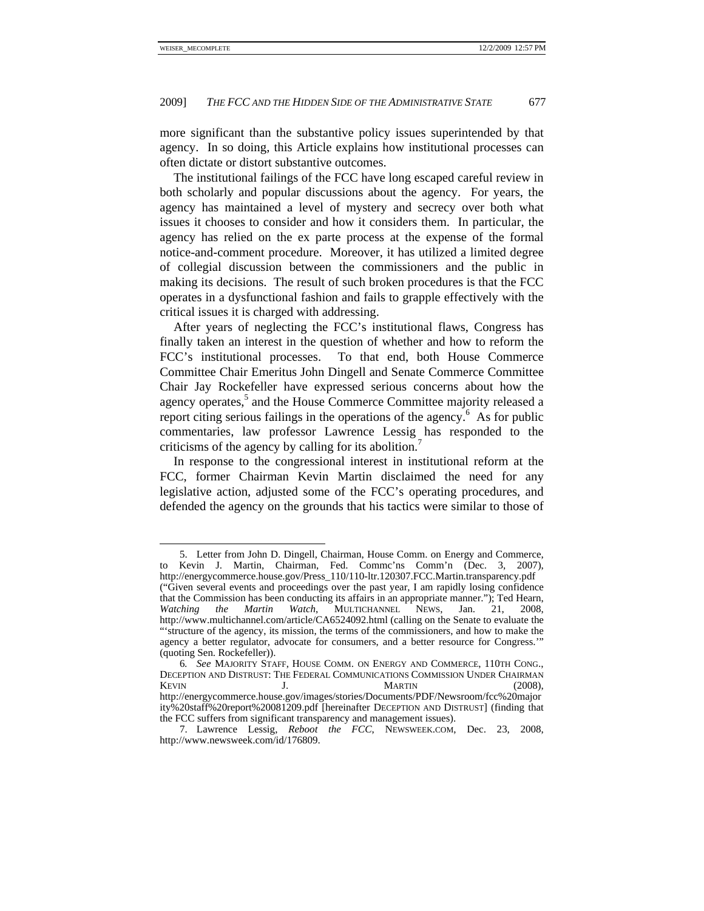more significant than the substantive policy issues superintended by that agency. In so doing, this Article explains how institutional processes can often dictate or distort substantive outcomes.

The institutional failings of the FCC have long escaped careful review in both scholarly and popular discussions about the agency. For years, the agency has maintained a level of mystery and secrecy over both what issues it chooses to consider and how it considers them. In particular, the agency has relied on the ex parte process at the expense of the formal notice-and-comment procedure. Moreover, it has utilized a limited degree of collegial discussion between the commissioners and the public in making its decisions. The result of such broken procedures is that the FCC operates in a dysfunctional fashion and fails to grapple effectively with the critical issues it is charged with addressing.

After years of neglecting the FCC's institutional flaws, Congress has finally taken an interest in the question of whether and how to reform the FCC's institutional processes. To that end, both House Commerce Committee Chair Emeritus John Dingell and Senate Commerce Committee Chair Jay Rockefeller have expressed serious concerns about how the agency operates,[5] and the House Commerce Committee majority released a report citing serious failings in the operations of the agency.[6] As for public commentaries, law professor Lawrence Lessig has responded to the criticisms of the agency by calling for its abolition.[7]

In response to the congressional interest in institutional reform at the FCC, former Chairman Kevin Martin disclaimed the need for any legislative action, adjusted some of the FCC's operating procedures, and defended the agency on the grounds that his tactics were similar to those of

---

5. Letter from John D. Dingell, Chairman, House Comm. on Energy and Commerce, to Kevin J. Martin, Chairman, Fed. Commc'ns Comm'n (Dec. 3, 2007), http://energycommerce.house.gov/Press_110/110-ltr.120307.FCC.Martin.transparency.pdf ("Given several events and proceedings over the past year, I am rapidly losing confidence that the Commission has been conducting its affairs in an appropriate manner."); Ted Hearn, *Watching the Martin Watch*, MULTICHANNEL NEWS, Jan. 21, 2008, http://www.multichannel.com/article/CA6524092.html (calling on the Senate to evaluate the "'structure of the agency, its mission, the terms of the commissioners, and how to make the agency a better regulator, advocate for consumers, and a better resource for Congress.'" (quoting Sen. Rockefeller)).

6. *See* MAJORITY STAFF, HOUSE COMM. ON ENERGY AND COMMERCE, 110TH CONG., DECEPTION AND DISTRUST: THE FEDERAL COMMUNICATIONS COMMISSION UNDER CHAIRMAN KEVIN J. MARTIN (2008), http://energycommerce.house.gov/images/stories/Documents/PDF/Newsroom/fcc%20majority%20staff%20report%20081209.pdf [hereinafter DECEPTION AND DISTRUST] (finding that the FCC suffers from significant transparency and management issues).

7. Lawrence Lessig, *Reboot the FCC*, NEWSWEEK.COM, Dec. 23, 2008, http://www.newsweek.com/id/176809.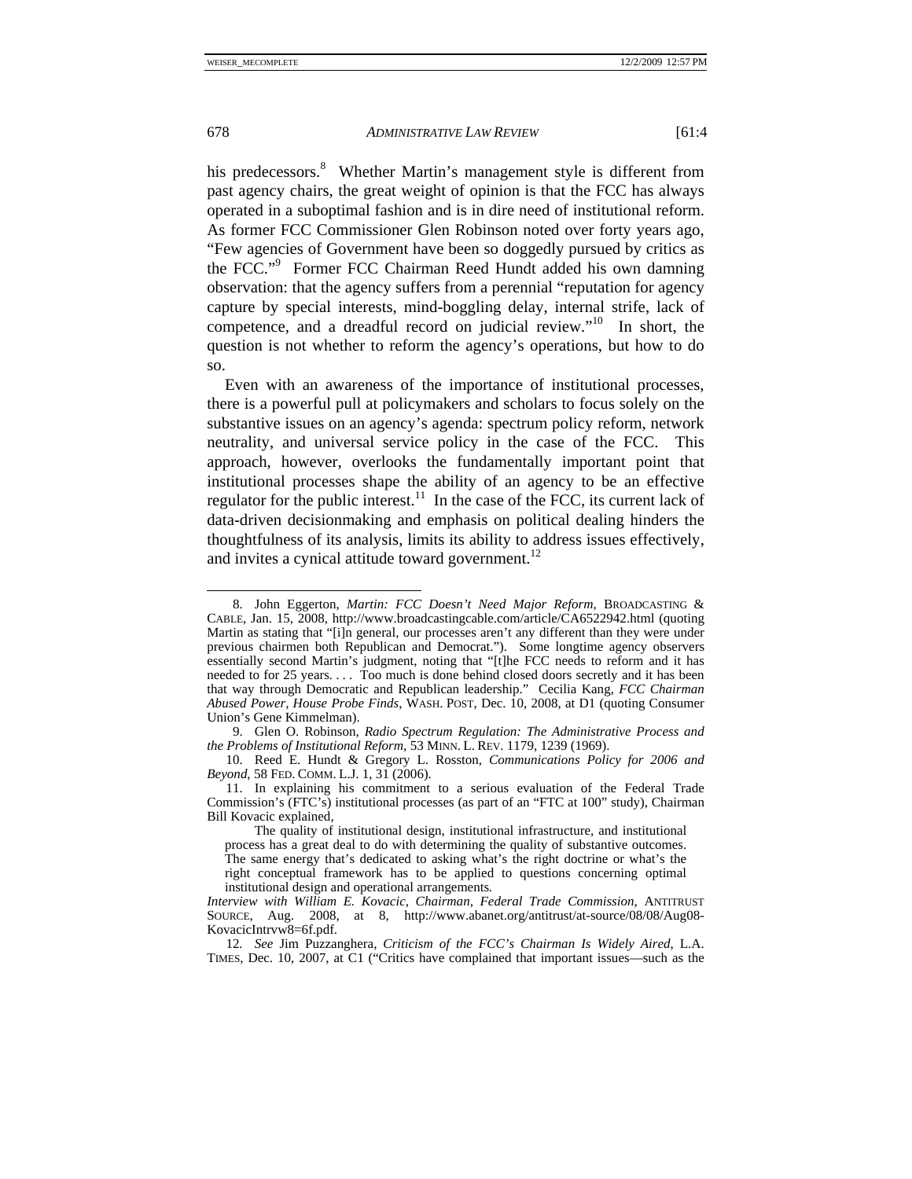his predecessors.[8] Whether Martin's management style is different from past agency chairs, the great weight of opinion is that the FCC has always operated in a suboptimal fashion and is in dire need of institutional reform. As former FCC Commissioner Glen Robinson noted over forty years ago, "Few agencies of Government have been so doggedly pursued by critics as the FCC."[9] Former FCC Chairman Reed Hundt added his own damning observation: that the agency suffers from a perennial "reputation for agency capture by special interests, mind-boggling delay, internal strife, lack of competence, and a dreadful record on judicial review."[10] In short, the question is not whether to reform the agency's operations, but how to do so.

Even with an awareness of the importance of institutional processes, there is a powerful pull at policymakers and scholars to focus solely on the substantive issues on an agency's agenda: spectrum policy reform, network neutrality, and universal service policy in the case of the FCC. This approach, however, overlooks the fundamentally important point that institutional processes shape the ability of an agency to be an effective regulator for the public interest.[11] In the case of the FCC, its current lack of data-driven decisionmaking and emphasis on political dealing hinders the thoughtfulness of its analysis, limits its ability to address issues effectively, and invites a cynical attitude toward government.[12]

---

8. John Eggerton, *Martin: FCC Doesn't Need Major Reform*, BROADCASTING & CABLE, Jan. 15, 2008, http://www.broadcastingcable.com/article/CA6522942.html (quoting Martin as stating that "[i]n general, our processes aren't any different than they were under previous chairmen both Republican and Democrat."). Some longtime agency observers essentially second Martin's judgment, noting that "[t]he FCC needs to reform and it has needed to for 25 years. . . . Too much is done behind closed doors secretly and it has been that way through Democratic and Republican leadership." Cecilia Kang, *FCC Chairman Abused Power, House Probe Finds*, WASH. POST, Dec. 10, 2008, at D1 (quoting Consumer Union's Gene Kimmelman).

9. Glen O. Robinson, *Radio Spectrum Regulation: The Administrative Process and the Problems of Institutional Reform*, 53 MINN. L. REV. 1179, 1239 (1969).

10. Reed E. Hundt & Gregory L. Rosston, *Communications Policy for 2006 and Beyond*, 58 FED. COMM. L.J. 1, 31 (2006).

11. In explaining his commitment to a serious evaluation of the Federal Trade Commission's (FTC's) institutional processes (as part of an "FTC at 100" study), Chairman Bill Kovacic explained,

> The quality of institutional design, institutional infrastructure, and institutional process has a great deal to do with determining the quality of substantive outcomes. The same energy that's dedicated to asking what's the right doctrine or what's the right conceptual framework has to be applied to questions concerning optimal institutional design and operational arrangements.

*Interview with William E. Kovacic, Chairman, Federal Trade Commission*, ANTITRUST SOURCE, Aug. 2008, at 8, http://www.abanet.org/antitrust/at-source/08/08/Aug08-KovacicIntrvw8=6f.pdf.

12. *See* Jim Puzzanghera, *Criticism of the FCC's Chairman Is Widely Aired*, L.A. TIMES, Dec. 10, 2007, at C1 ("Critics have complained that important issues—such as the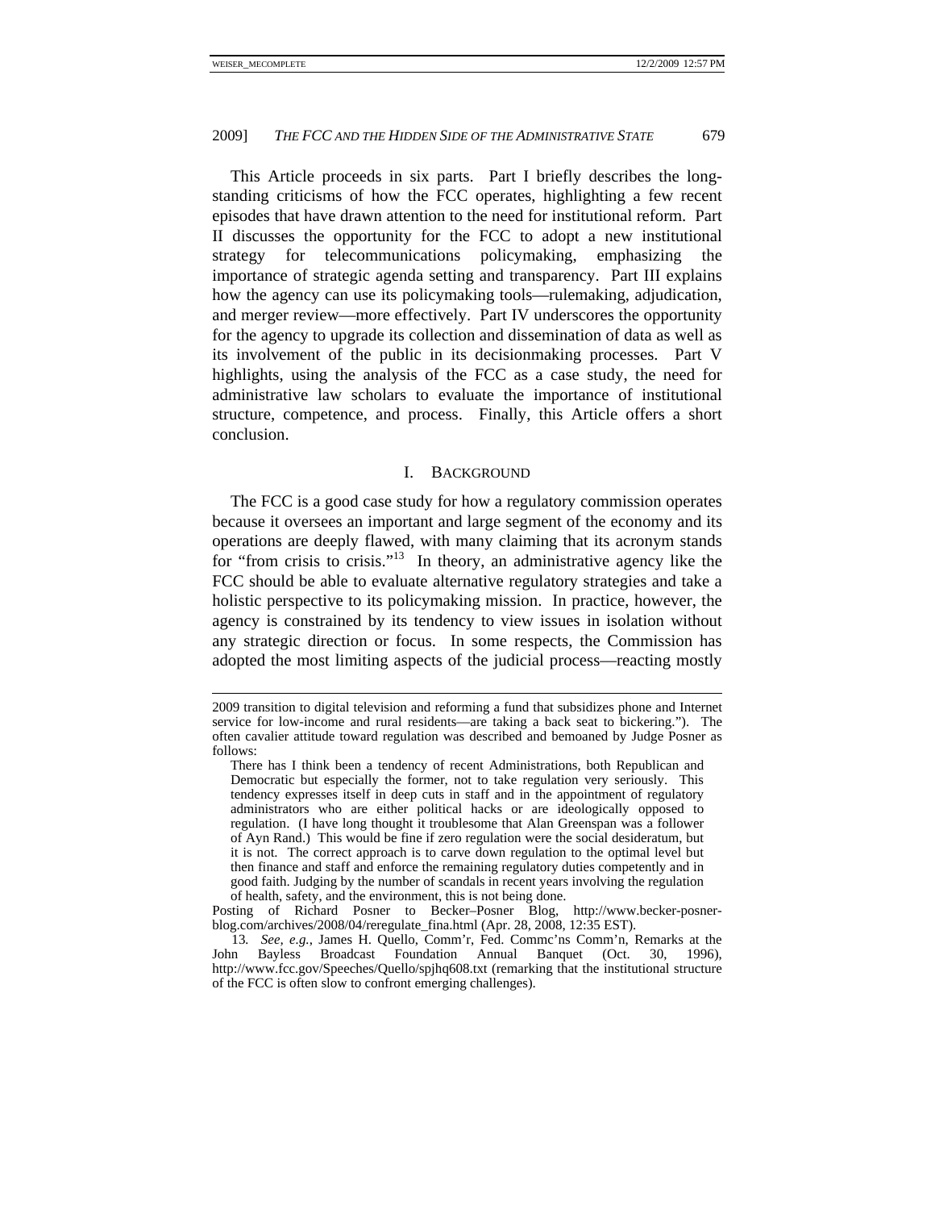This Article proceeds in six parts. Part I briefly describes the long-standing criticisms of how the FCC operates, highlighting a few recent episodes that have drawn attention to the need for institutional reform. Part II discusses the opportunity for the FCC to adopt a new institutional strategy for telecommunications policymaking, emphasizing the importance of strategic agenda setting and transparency. Part III explains how the agency can use its policymaking tools—rulemaking, adjudication, and merger review—more effectively. Part IV underscores the opportunity for the agency to upgrade its collection and dissemination of data as well as its involvement of the public in its decisionmaking processes. Part V highlights, using the analysis of the FCC as a case study, the need for administrative law scholars to evaluate the importance of institutional structure, competence, and process. Finally, this Article offers a short conclusion.

## I. Background

The FCC is a good case study for how a regulatory commission operates because it oversees an important and large segment of the economy and its operations are deeply flawed, with many claiming that its acronym stands for "from crisis to crisis."[13] In theory, an administrative agency like the FCC should be able to evaluate alternative regulatory strategies and take a holistic perspective to its policymaking mission. In practice, however, the agency is constrained by its tendency to view issues in isolation without any strategic direction or focus. In some respects, the Commission has adopted the most limiting aspects of the judicial process—reacting mostly

---

2009 transition to digital television and reforming a fund that subsidizes phone and Internet service for low-income and rural residents—are taking a back seat to bickering."). The often cavalier attitude toward regulation was described and bemoaned by Judge Posner as follows:

> There has I think been a tendency of recent Administrations, both Republican and Democratic but especially the former, not to take regulation very seriously. This tendency expresses itself in deep cuts in staff and in the appointment of regulatory administrators who are either political hacks or are ideologically opposed to regulation. (I have long thought it troublesome that Alan Greenspan was a follower of Ayn Rand.) This would be fine if zero regulation were the social desideratum, but it is not. The correct approach is to carve down regulation to the optimal level but then finance and staff and enforce the remaining regulatory duties competently and in good faith. Judging by the number of scandals in recent years involving the regulation of health, safety, and the environment, this is not being done.

Posting of Richard Posner to Becker–Posner Blog, http://www.becker-posner-blog.com/archives/2008/04/reregulate_fina.html (Apr. 28, 2008, 12:35 EST).

13. *See, e.g.*, James H. Quello, Comm'r, Fed. Commc'ns Comm'n, Remarks at the John Bayless Broadcast Foundation Annual Banquet (Oct. 30, 1996), http://www.fcc.gov/Speeches/Quello/spjhq608.txt (remarking that the institutional structure of the FCC is often slow to confront emerging challenges).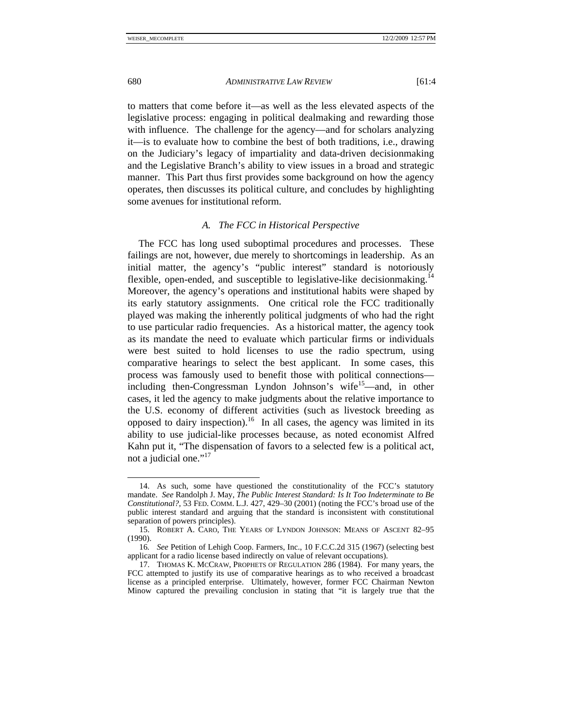to matters that come before it—as well as the less elevated aspects of the legislative process: engaging in political dealmaking and rewarding those with influence. The challenge for the agency—and for scholars analyzing it—is to evaluate how to combine the best of both traditions, i.e., drawing on the Judiciary's legacy of impartiality and data-driven decisionmaking and the Legislative Branch's ability to view issues in a broad and strategic manner. This Part thus first provides some background on how the agency operates, then discusses its political culture, and concludes by highlighting some avenues for institutional reform.

### *A. The FCC in Historical Perspective*

The FCC has long used suboptimal procedures and processes. These failings are not, however, due merely to shortcomings in leadership. As an initial matter, the agency's "public interest" standard is notoriously flexible, open-ended, and susceptible to legislative-like decisionmaking.[14] Moreover, the agency's operations and institutional habits were shaped by its early statutory assignments. One critical role the FCC traditionally played was making the inherently political judgments of who had the right to use particular radio frequencies. As a historical matter, the agency took as its mandate the need to evaluate which particular firms or individuals were best suited to hold licenses to use the radio spectrum, using comparative hearings to select the best applicant. In some cases, this process was famously used to benefit those with political connections—including then-Congressman Lyndon Johnson's wife[15]—and, in other cases, it led the agency to make judgments about the relative importance to the U.S. economy of different activities (such as livestock breeding as opposed to dairy inspection).[16] In all cases, the agency was limited in its ability to use judicial-like processes because, as noted economist Alfred Kahn put it, "The dispensation of favors to a selected few is a political act, not a judicial one."[17]

---

14. As such, some have questioned the constitutionality of the FCC's statutory mandate. *See* Randolph J. May, *The Public Interest Standard: Is It Too Indeterminate to Be Constitutional?*, 53 FED. COMM. L.J. 427, 429–30 (2001) (noting the FCC's broad use of the public interest standard and arguing that the standard is inconsistent with constitutional separation of powers principles).

15. ROBERT A. CARO, THE YEARS OF LYNDON JOHNSON: MEANS OF ASCENT 82–95 (1990).

16. *See* Petition of Lehigh Coop. Farmers, Inc., 10 F.C.C.2d 315 (1967) (selecting best applicant for a radio license based indirectly on value of relevant occupations).

17. THOMAS K. MCCRAW, PROPHETS OF REGULATION 286 (1984). For many years, the FCC attempted to justify its use of comparative hearings as to who received a broadcast license as a principled enterprise. Ultimately, however, former FCC Chairman Newton Minow captured the prevailing conclusion in stating that "it is largely true that the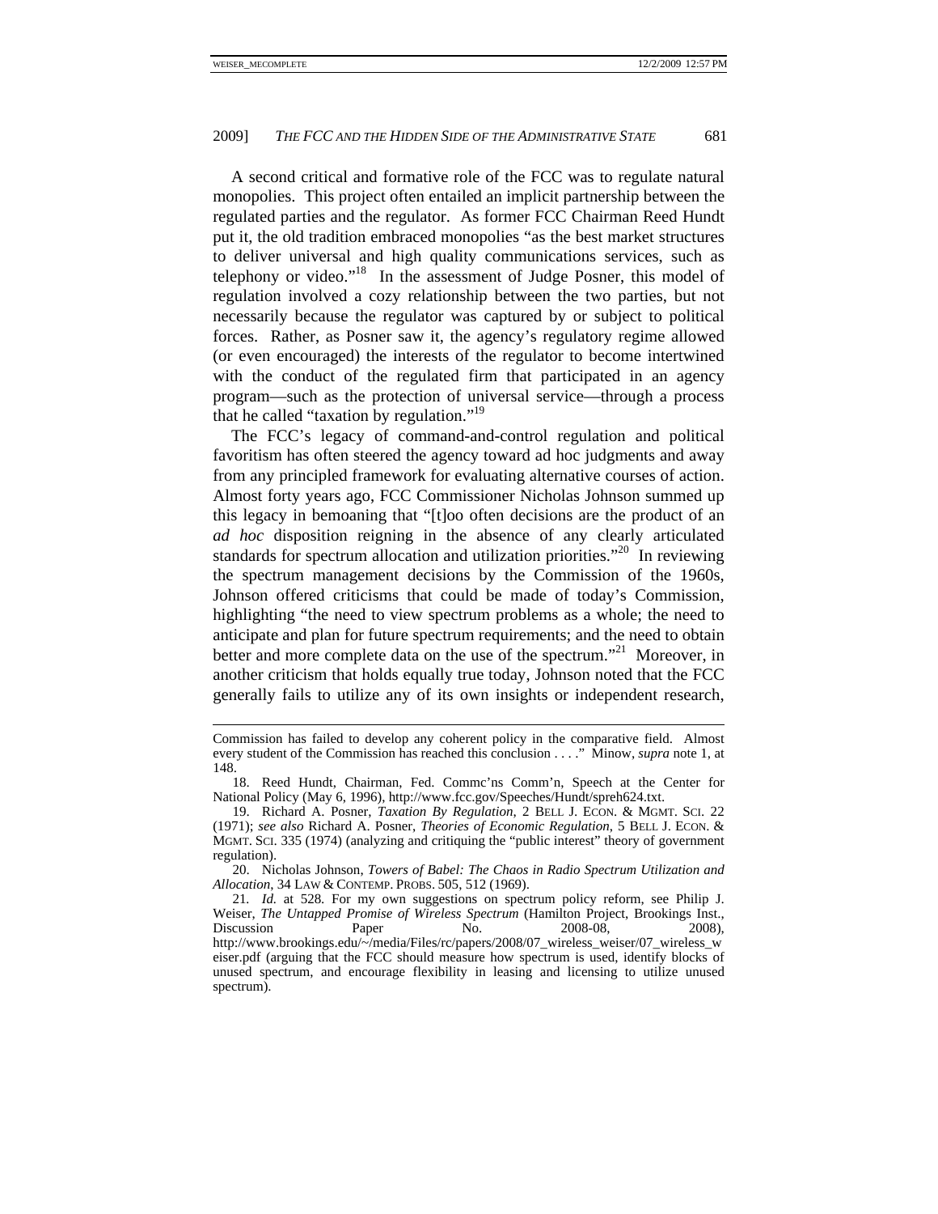A second critical and formative role of the FCC was to regulate natural monopolies. This project often entailed an implicit partnership between the regulated parties and the regulator. As former FCC Chairman Reed Hundt put it, the old tradition embraced monopolies "as the best market structures to deliver universal and high quality communications services, such as telephony or video."[18] In the assessment of Judge Posner, this model of regulation involved a cozy relationship between the two parties, but not necessarily because the regulator was captured by or subject to political forces. Rather, as Posner saw it, the agency's regulatory regime allowed (or even encouraged) the interests of the regulator to become intertwined with the conduct of the regulated firm that participated in an agency program—such as the protection of universal service—through a process that he called "taxation by regulation."[19]

The FCC's legacy of command-and-control regulation and political favoritism has often steered the agency toward ad hoc judgments and away from any principled framework for evaluating alternative courses of action. Almost forty years ago, FCC Commissioner Nicholas Johnson summed up this legacy in bemoaning that "[t]oo often decisions are the product of an *ad hoc* disposition reigning in the absence of any clearly articulated standards for spectrum allocation and utilization priorities."[20] In reviewing the spectrum management decisions by the Commission of the 1960s, Johnson offered criticisms that could be made of today's Commission, highlighting "the need to view spectrum problems as a whole; the need to anticipate and plan for future spectrum requirements; and the need to obtain better and more complete data on the use of the spectrum."[21] Moreover, in another criticism that holds equally true today, Johnson noted that the FCC generally fails to utilize any of its own insights or independent research,

---

Commission has failed to develop any coherent policy in the comparative field. Almost every student of the Commission has reached this conclusion . . . ." Minow, *supra* note 1, at 148.

18. Reed Hundt, Chairman, Fed. Commc'ns Comm'n, Speech at the Center for National Policy (May 6, 1996), http://www.fcc.gov/Speeches/Hundt/spreh624.txt.

19. Richard A. Posner, *Taxation By Regulation*, 2 BELL J. ECON. & MGMT. SCI. 22 (1971); *see also* Richard A. Posner, *Theories of Economic Regulation*, 5 BELL J. ECON. & MGMT. SCI. 335 (1974) (analyzing and critiquing the "public interest" theory of government regulation).

20. Nicholas Johnson, *Towers of Babel: The Chaos in Radio Spectrum Utilization and Allocation*, 34 LAW & CONTEMP. PROBS. 505, 512 (1969).

21. *Id.* at 528. For my own suggestions on spectrum policy reform, see Philip J. Weiser, *The Untapped Promise of Wireless Spectrum* (Hamilton Project, Brookings Inst., Discussion Paper No. 2008-08, 2008), http://www.brookings.edu/~/media/Files/rc/papers/2008/07_wireless_weiser/07_wireless_weiser.pdf (arguing that the FCC should measure how spectrum is used, identify blocks of unused spectrum, and encourage flexibility in leasing and licensing to utilize unused spectrum).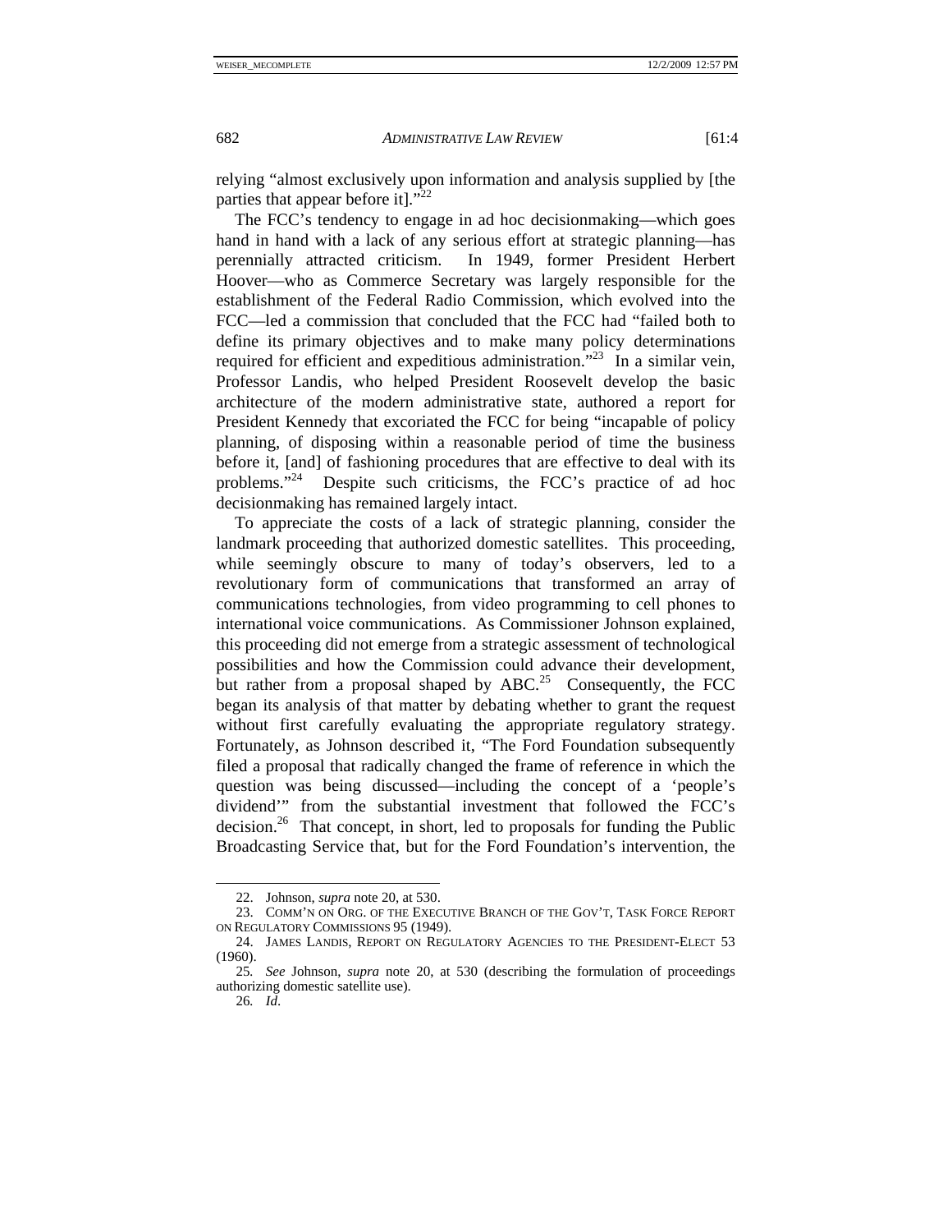relying "almost exclusively upon information and analysis supplied by [the parties that appear before it]."[22]

The FCC's tendency to engage in ad hoc decisionmaking—which goes hand in hand with a lack of any serious effort at strategic planning—has perennially attracted criticism. In 1949, former President Herbert Hoover—who as Commerce Secretary was largely responsible for the establishment of the Federal Radio Commission, which evolved into the FCC—led a commission that concluded that the FCC had "failed both to define its primary objectives and to make many policy determinations required for efficient and expeditious administration."[23] In a similar vein, Professor Landis, who helped President Roosevelt develop the basic architecture of the modern administrative state, authored a report for President Kennedy that excoriated the FCC for being "incapable of policy planning, of disposing within a reasonable period of time the business before it, [and] of fashioning procedures that are effective to deal with its problems."[24] Despite such criticisms, the FCC's practice of ad hoc decisionmaking has remained largely intact.

To appreciate the costs of a lack of strategic planning, consider the landmark proceeding that authorized domestic satellites. This proceeding, while seemingly obscure to many of today's observers, led to a revolutionary form of communications that transformed an array of communications technologies, from video programming to cell phones to international voice communications. As Commissioner Johnson explained, this proceeding did not emerge from a strategic assessment of technological possibilities and how the Commission could advance their development, but rather from a proposal shaped by ABC.[25] Consequently, the FCC began its analysis of that matter by debating whether to grant the request without first carefully evaluating the appropriate regulatory strategy. Fortunately, as Johnson described it, "The Ford Foundation subsequently filed a proposal that radically changed the frame of reference in which the question was being discussed—including the concept of a 'people's dividend'" from the substantial investment that followed the FCC's decision.[26] That concept, in short, led to proposals for funding the Public Broadcasting Service that, but for the Ford Foundation's intervention, the

---

22. Johnson, *supra* note 20, at 530.

23. COMM'N ON ORG. OF THE EXECUTIVE BRANCH OF THE GOV'T, TASK FORCE REPORT ON REGULATORY COMMISSIONS 95 (1949).

24. JAMES LANDIS, REPORT ON REGULATORY AGENCIES TO THE PRESIDENT-ELECT 53 (1960).

25. *See* Johnson, *supra* note 20, at 530 (describing the formulation of proceedings authorizing domestic satellite use).

26. *Id*.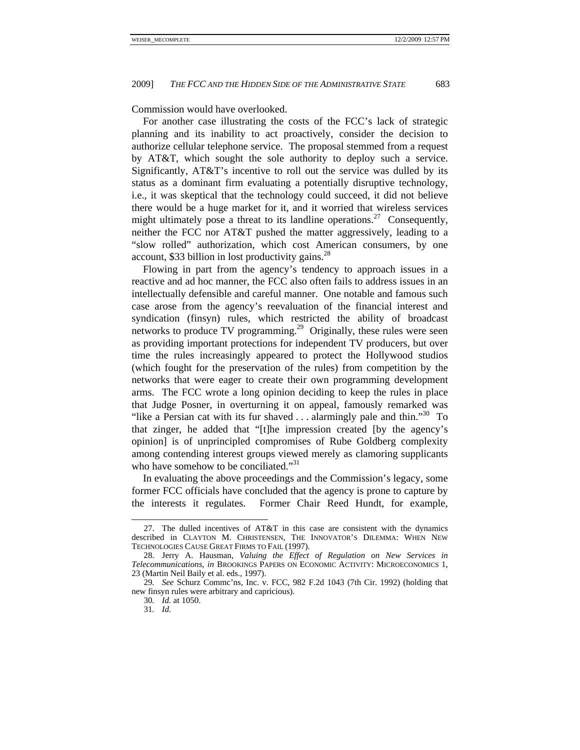Commission would have overlooked.

For another case illustrating the costs of the FCC's lack of strategic planning and its inability to act proactively, consider the decision to authorize cellular telephone service. The proposal stemmed from a request by AT&T, which sought the sole authority to deploy such a service. Significantly, AT&T's incentive to roll out the service was dulled by its status as a dominant firm evaluating a potentially disruptive technology, i.e., it was skeptical that the technology could succeed, it did not believe there would be a huge market for it, and it worried that wireless services might ultimately pose a threat to its landline operations.[27] Consequently, neither the FCC nor AT&T pushed the matter aggressively, leading to a "slow rolled" authorization, which cost American consumers, by one account, $33 billion in lost productivity gains.[28]

Flowing in part from the agency's tendency to approach issues in a reactive and ad hoc manner, the FCC also often fails to address issues in an intellectually defensible and careful manner. One notable and famous such case arose from the agency's reevaluation of the financial interest and syndication (finsyn) rules, which restricted the ability of broadcast networks to produce TV programming.[29] Originally, these rules were seen as providing important protections for independent TV producers, but over time the rules increasingly appeared to protect the Hollywood studios (which fought for the preservation of the rules) from competition by the networks that were eager to create their own programming development arms. The FCC wrote a long opinion deciding to keep the rules in place that Judge Posner, in overturning it on appeal, famously remarked was "like a Persian cat with its fur shaved . . . alarmingly pale and thin."[30] To that zinger, he added that "[t]he impression created [by the agency's opinion] is of unprincipled compromises of Rube Goldberg complexity among contending interest groups viewed merely as clamoring supplicants who have somehow to be conciliated."[31]

In evaluating the above proceedings and the Commission's legacy, some former FCC officials have concluded that the agency is prone to capture by the interests it regulates. Former Chair Reed Hundt, for example,

---

27. The dulled incentives of AT&T in this case are consistent with the dynamics described in CLAYTON M. CHRISTENSEN, THE INNOVATOR'S DILEMMA: WHEN NEW TECHNOLOGIES CAUSE GREAT FIRMS TO FAIL (1997).

28. Jerry A. Hausman, *Valuing the Effect of Regulation on New Services in Telecommunications*, *in* BROOKINGS PAPERS ON ECONOMIC ACTIVITY: MICROECONOMICS 1, 23 (Martin Neil Baily et al. eds., 1997).

29. *See* Schurz Commc'ns, Inc. v. FCC, 982 F.2d 1043 (7th Cir. 1992) (holding that new finsyn rules were arbitrary and capricious).

30. *Id.* at 1050.

31. *Id.*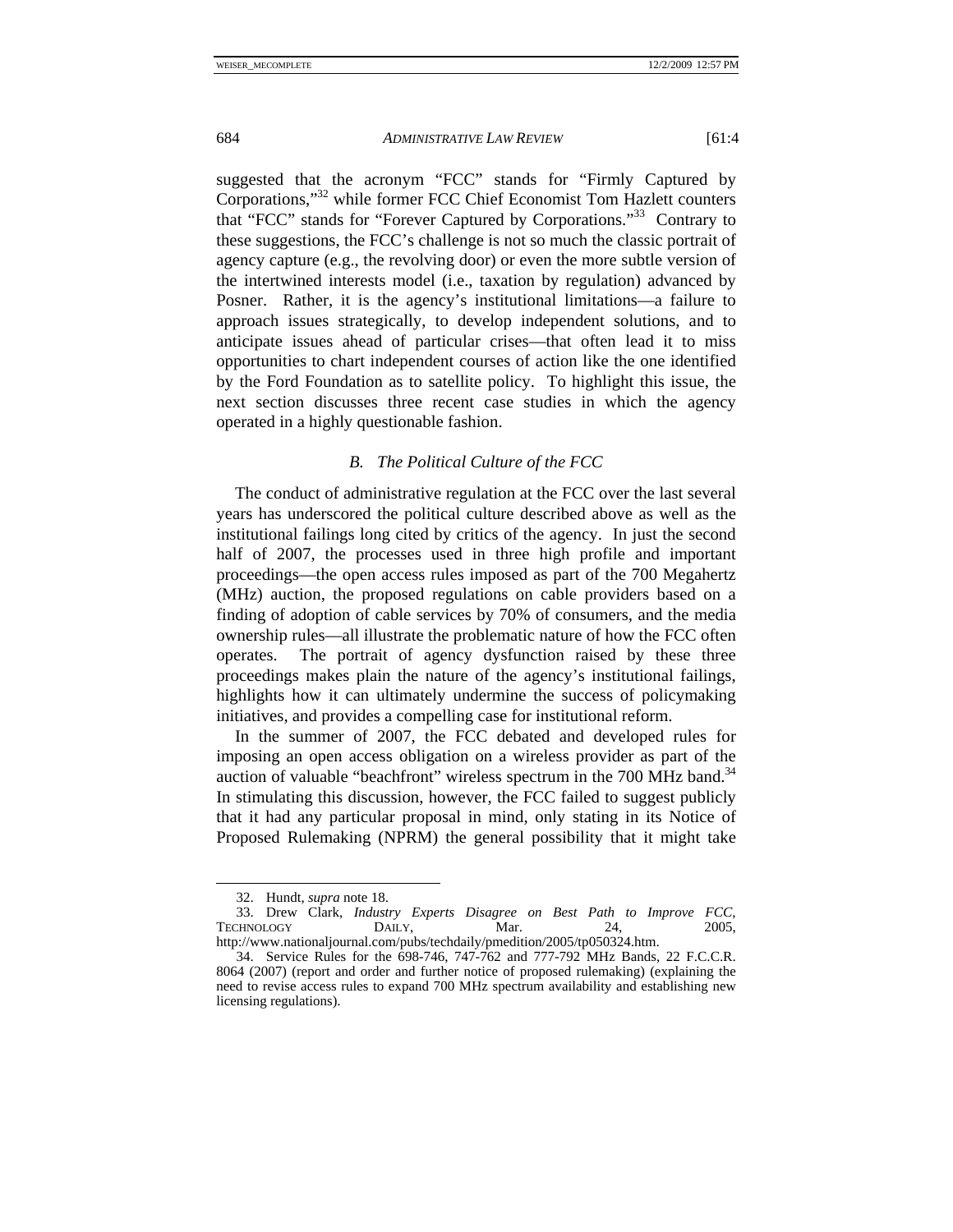suggested that the acronym "FCC" stands for "Firmly Captured by Corporations,"[32] while former FCC Chief Economist Tom Hazlett counters that "FCC" stands for "Forever Captured by Corporations."[33] Contrary to these suggestions, the FCC's challenge is not so much the classic portrait of agency capture (e.g., the revolving door) or even the more subtle version of the intertwined interests model (i.e., taxation by regulation) advanced by Posner. Rather, it is the agency's institutional limitations—a failure to approach issues strategically, to develop independent solutions, and to anticipate issues ahead of particular crises—that often lead it to miss opportunities to chart independent courses of action like the one identified by the Ford Foundation as to satellite policy. To highlight this issue, the next section discusses three recent case studies in which the agency operated in a highly questionable fashion.

### *B. The Political Culture of the FCC*

The conduct of administrative regulation at the FCC over the last several years has underscored the political culture described above as well as the institutional failings long cited by critics of the agency. In just the second half of 2007, the processes used in three high profile and important proceedings—the open access rules imposed as part of the 700 Megahertz (MHz) auction, the proposed regulations on cable providers based on a finding of adoption of cable services by 70% of consumers, and the media ownership rules—all illustrate the problematic nature of how the FCC often operates. The portrait of agency dysfunction raised by these three proceedings makes plain the nature of the agency's institutional failings, highlights how it can ultimately undermine the success of policymaking initiatives, and provides a compelling case for institutional reform.

In the summer of 2007, the FCC debated and developed rules for imposing an open access obligation on a wireless provider as part of the auction of valuable "beachfront" wireless spectrum in the 700 MHz band.[34] In stimulating this discussion, however, the FCC failed to suggest publicly that it had any particular proposal in mind, only stating in its Notice of Proposed Rulemaking (NPRM) the general possibility that it might take

---

32. Hundt, *supra* note 18.

33. Drew Clark, *Industry Experts Disagree on Best Path to Improve FCC*, TECHNOLOGY DAILY, Mar. 24, 2005, http://www.nationaljournal.com/pubs/techdaily/pmedition/2005/tp050324.htm.

34. Service Rules for the 698-746, 747-762 and 777-792 MHz Bands, 22 F.C.C.R. 8064 (2007) (report and order and further notice of proposed rulemaking) (explaining the need to revise access rules to expand 700 MHz spectrum availability and establishing new licensing regulations).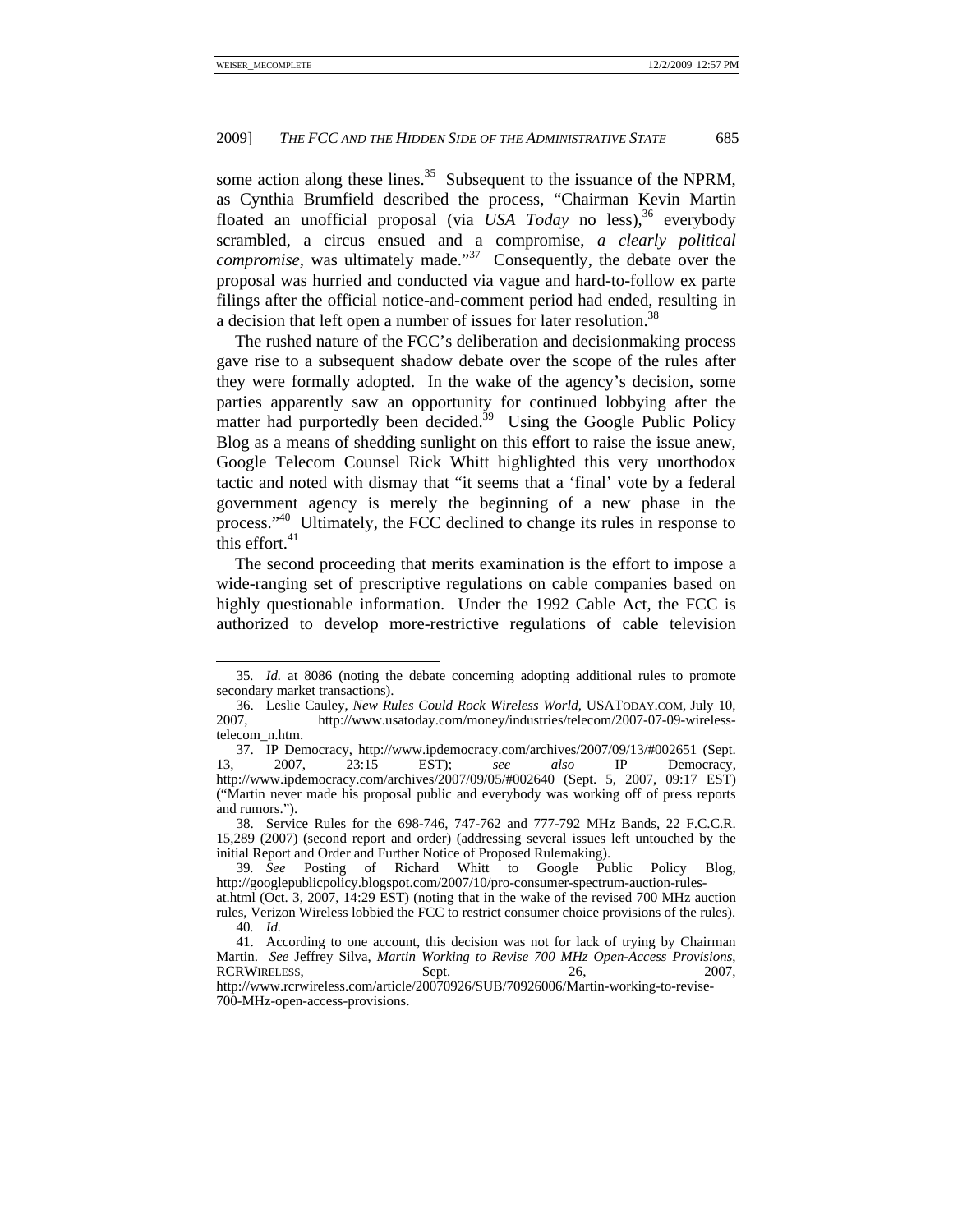some action along these lines.[35] Subsequent to the issuance of the NPRM, as Cynthia Brumfield described the process, "Chairman Kevin Martin floated an unofficial proposal (via *USA Today* no less),[36] everybody scrambled, a circus ensued and a compromise, *a clearly political compromise*, was ultimately made."[37] Consequently, the debate over the proposal was hurried and conducted via vague and hard-to-follow ex parte filings after the official notice-and-comment period had ended, resulting in a decision that left open a number of issues for later resolution.[38]

The rushed nature of the FCC's deliberation and decisionmaking process gave rise to a subsequent shadow debate over the scope of the rules after they were formally adopted. In the wake of the agency's decision, some parties apparently saw an opportunity for continued lobbying after the matter had purportedly been decided.[39] Using the Google Public Policy Blog as a means of shedding sunlight on this effort to raise the issue anew, Google Telecom Counsel Rick Whitt highlighted this very unorthodox tactic and noted with dismay that "it seems that a 'final' vote by a federal government agency is merely the beginning of a new phase in the process."[40] Ultimately, the FCC declined to change its rules in response to this effort.[41]

The second proceeding that merits examination is the effort to impose a wide-ranging set of prescriptive regulations on cable companies based on highly questionable information. Under the 1992 Cable Act, the FCC is authorized to develop more-restrictive regulations of cable television

---

35. *Id.* at 8086 (noting the debate concerning adopting additional rules to promote secondary market transactions).

36. Leslie Cauley, *New Rules Could Rock Wireless World*, USATODAY.COM, July 10, 2007, http://www.usatoday.com/money/industries/telecom/2007-07-09-wireless-telecom_n.htm.

37. IP Democracy, http://www.ipdemocracy.com/archives/2007/09/13/#002651 (Sept. 13, 2007, 23:15 EST); *see also* IP Democracy, http://www.ipdemocracy.com/archives/2007/09/05/#002640 (Sept. 5, 2007, 09:17 EST) ("Martin never made his proposal public and everybody was working off of press reports and rumors.").

38. Service Rules for the 698-746, 747-762 and 777-792 MHz Bands, 22 F.C.C.R. 15,289 (2007) (second report and order) (addressing several issues left untouched by the initial Report and Order and Further Notice of Proposed Rulemaking).

39. *See* Posting of Richard Whitt to Google Public Policy Blog, http://googlepublicpolicy.blogspot.com/2007/10/pro-consumer-spectrum-auction-rules-at.html (Oct. 3, 2007, 14:29 EST) (noting that in the wake of the revised 700 MHz auction rules, Verizon Wireless lobbied the FCC to restrict consumer choice provisions of the rules).

40. *Id.*

41. According to one account, this decision was not for lack of trying by Chairman Martin. *See* Jeffrey Silva, *Martin Working to Revise 700 MHz Open-Access Provisions*, RCRWIRELESS, Sept. 26, 2007, http://www.rcrwireless.com/article/20070926/SUB/70926006/Martin-working-to-revise-700-MHz-open-access-provisions.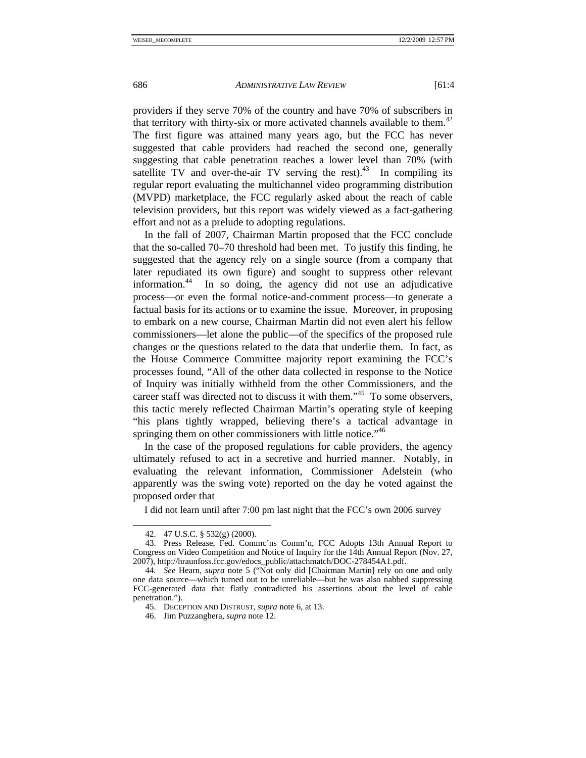providers if they serve 70% of the country and have 70% of subscribers in that territory with thirty-six or more activated channels available to them.[42] The first figure was attained many years ago, but the FCC has never suggested that cable providers had reached the second one, generally suggesting that cable penetration reaches a lower level than 70% (with satellite TV and over-the-air TV serving the rest).[43] In compiling its regular report evaluating the multichannel video programming distribution (MVPD) marketplace, the FCC regularly asked about the reach of cable television providers, but this report was widely viewed as a fact-gathering effort and not as a prelude to adopting regulations.

In the fall of 2007, Chairman Martin proposed that the FCC conclude that the so-called 70–70 threshold had been met. To justify this finding, he suggested that the agency rely on a single source (from a company that later repudiated its own figure) and sought to suppress other relevant information.[44] In so doing, the agency did not use an adjudicative process—or even the formal notice-and-comment process—to generate a factual basis for its actions or to examine the issue. Moreover, in proposing to embark on a new course, Chairman Martin did not even alert his fellow commissioners—let alone the public—of the specifics of the proposed rule changes or the questions related to the data that underlie them. In fact, as the House Commerce Committee majority report examining the FCC's processes found, "All of the other data collected in response to the Notice of Inquiry was initially withheld from the other Commissioners, and the career staff was directed not to discuss it with them."[45] To some observers, this tactic merely reflected Chairman Martin's operating style of keeping "his plans tightly wrapped, believing there's a tactical advantage in springing them on other commissioners with little notice."[46]

In the case of the proposed regulations for cable providers, the agency ultimately refused to act in a secretive and hurried manner. Notably, in evaluating the relevant information, Commissioner Adelstein (who apparently was the swing vote) reported on the day he voted against the proposed order that

> I did not learn until after 7:00 pm last night that the FCC's own 2006 survey

---

42. 47 U.S.C. § 532(g) (2000).

43. Press Release, Fed. Commc'ns Comm'n, FCC Adopts 13th Annual Report to Congress on Video Competition and Notice of Inquiry for the 14th Annual Report (Nov. 27, 2007), http://hraunfoss.fcc.gov/edocs_public/attachmatch/DOC-278454A1.pdf.

44. *See* Hearn, *supra* note 5 ("Not only did [Chairman Martin] rely on one and only one data source—which turned out to be unreliable—but he was also nabbed suppressing FCC-generated data that flatly contradicted his assertions about the level of cable penetration.").

45. DECEPTION AND DISTRUST, *supra* note 6, at 13.

46. Jim Puzzanghera, *supra* note 12.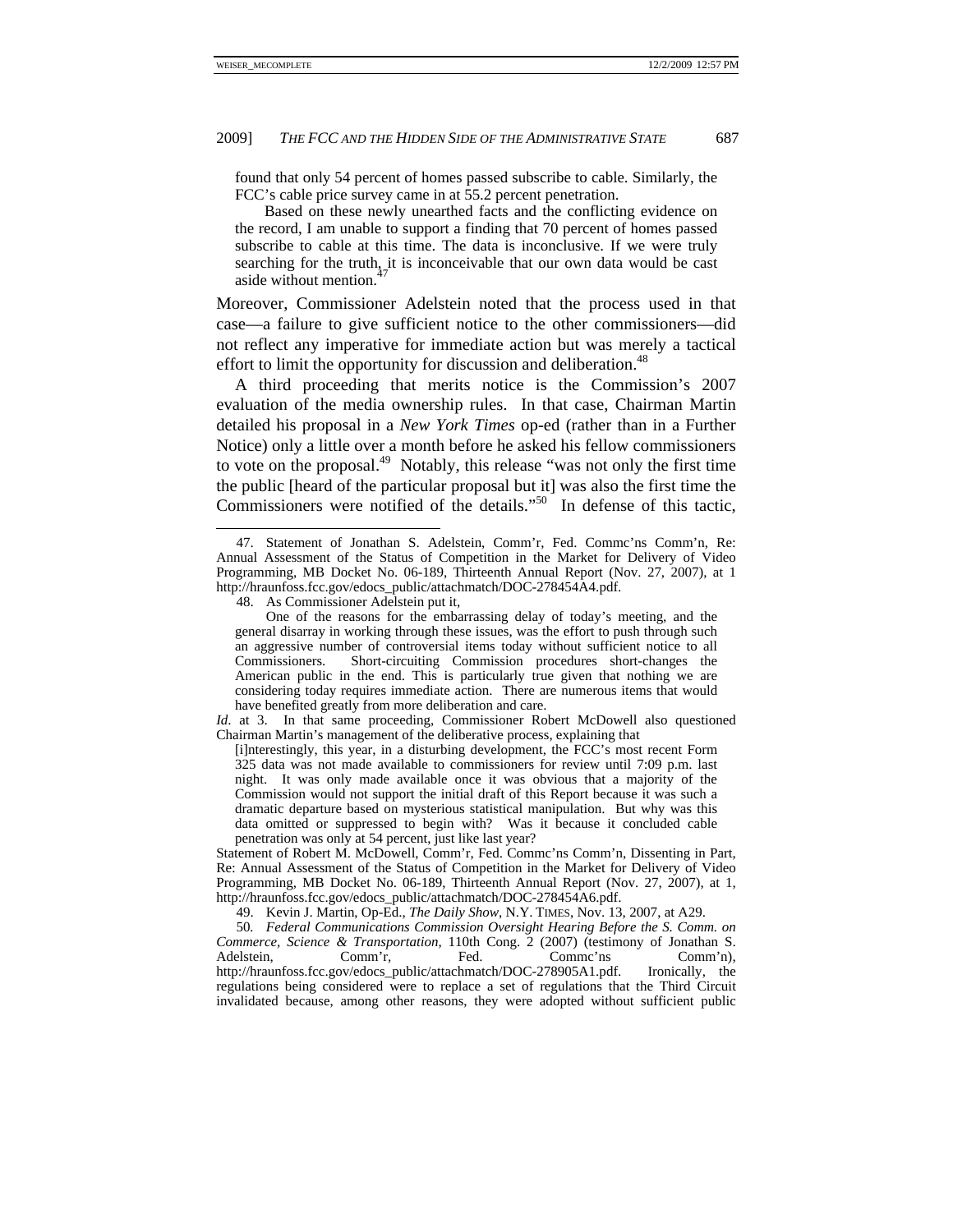found that only 54 percent of homes passed subscribe to cable. Similarly, the FCC's cable price survey came in at 55.2 percent penetration.

> Based on these newly unearthed facts and the conflicting evidence on the record, I am unable to support a finding that 70 percent of homes passed subscribe to cable at this time. The data is inconclusive. If we were truly searching for the truth, it is inconceivable that our own data would be cast aside without mention.[47]

Moreover, Commissioner Adelstein noted that the process used in that case—a failure to give sufficient notice to the other commissioners—did not reflect any imperative for immediate action but was merely a tactical effort to limit the opportunity for discussion and deliberation.[48]

A third proceeding that merits notice is the Commission's 2007 evaluation of the media ownership rules. In that case, Chairman Martin detailed his proposal in a *New York Times* op-ed (rather than in a Further Notice) only a little over a month before he asked his fellow commissioners to vote on the proposal.[49] Notably, this release "was not only the first time the public [heard of the particular proposal but it] was also the first time the Commissioners were notified of the details."[50] In defense of this tactic,

---

47. Statement of Jonathan S. Adelstein, Comm'r, Fed. Commc'ns Comm'n, Re: Annual Assessment of the Status of Competition in the Market for Delivery of Video Programming, MB Docket No. 06-189, Thirteenth Annual Report (Nov. 27, 2007), at 1 http://hraunfoss.fcc.gov/edocs_public/attachmatch/DOC-278454A4.pdf.

48. As Commissioner Adelstein put it,

> One of the reasons for the embarrassing delay of today's meeting, and the general disarray in working through these issues, was the effort to push through such an aggressive number of controversial items today without sufficient notice to all Commissioners. Short-circuiting Commission procedures short-changes the American public in the end. This is particularly true given that nothing we are considering today requires immediate action. There are numerous items that would have benefited greatly from more deliberation and care.

*Id.* at 3. In that same proceeding, Commissioner Robert McDowell also questioned Chairman Martin's management of the deliberative process, explaining that

> [i]nterestingly, this year, in a disturbing development, the FCC's most recent Form 325 data was not made available to commissioners for review until 7:09 p.m. last night. It was only made available once it was obvious that a majority of the Commission would not support the initial draft of this Report because it was such a dramatic departure based on mysterious statistical manipulation. But why was this data omitted or suppressed to begin with? Was it because it concluded cable penetration was only at 54 percent, just like last year?

Statement of Robert M. McDowell, Comm'r, Fed. Commc'ns Comm'n, Dissenting in Part, Re: Annual Assessment of the Status of Competition in the Market for Delivery of Video Programming, MB Docket No. 06-189, Thirteenth Annual Report (Nov. 27, 2007), at 1, http://hraunfoss.fcc.gov/edocs_public/attachmatch/DOC-278454A6.pdf.

49. Kevin J. Martin, Op-Ed., *The Daily Show*, N.Y. TIMES, Nov. 13, 2007, at A29.

50. *Federal Communications Commission Oversight Hearing Before the S. Comm. on Commerce, Science & Transportation*, 110th Cong. 2 (2007) (testimony of Jonathan S. Adelstein, Comm'r, Fed. Commc'ns Comm'n), http://hraunfoss.fcc.gov/edocs_public/attachmatch/DOC-278905A1.pdf. Ironically, the regulations being considered were to replace a set of regulations that the Third Circuit invalidated because, among other reasons, they were adopted without sufficient public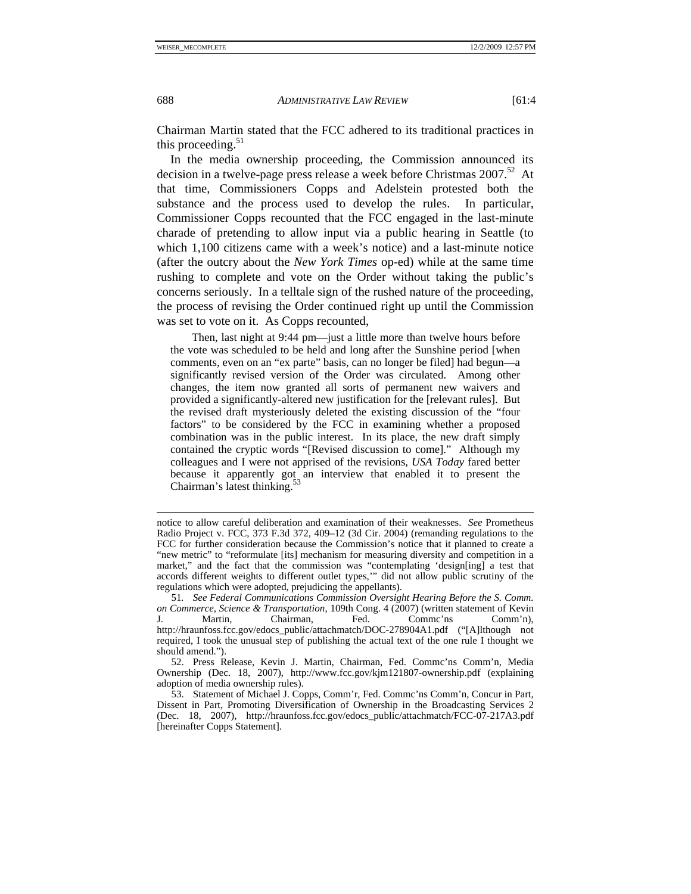Chairman Martin stated that the FCC adhered to its traditional practices in this proceeding.[51]

In the media ownership proceeding, the Commission announced its decision in a twelve-page press release a week before Christmas 2007.[52] At that time, Commissioners Copps and Adelstein protested both the substance and the process used to develop the rules. In particular, Commissioner Copps recounted that the FCC engaged in the last-minute charade of pretending to allow input via a public hearing in Seattle (to which 1,100 citizens came with a week's notice) and a last-minute notice (after the outcry about the *New York Times* op-ed) while at the same time rushing to complete and vote on the Order without taking the public's concerns seriously. In a telltale sign of the rushed nature of the proceeding, the process of revising the Order continued right up until the Commission was set to vote on it. As Copps recounted,

> Then, last night at 9:44 pm—just a little more than twelve hours before the vote was scheduled to be held and long after the Sunshine period [when comments, even on an "ex parte" basis, can no longer be filed] had begun—a significantly revised version of the Order was circulated. Among other changes, the item now granted all sorts of permanent new waivers and provided a significantly-altered new justification for the [relevant rules]. But the revised draft mysteriously deleted the existing discussion of the "four factors" to be considered by the FCC in examining whether a proposed combination was in the public interest. In its place, the new draft simply contained the cryptic words "[Revised discussion to come]." Although my colleagues and I were not apprised of the revisions, *USA Today* fared better because it apparently got an interview that enabled it to present the Chairman's latest thinking.[53]

---

notice to allow careful deliberation and examination of their weaknesses. *See* Prometheus Radio Project v. FCC, 373 F.3d 372, 409–12 (3d Cir. 2004) (remanding regulations to the FCC for further consideration because the Commission's notice that it planned to create a "new metric" to "reformulate [its] mechanism for measuring diversity and competition in a market," and the fact that the commission was "contemplating 'design[ing] a test that accords different weights to different outlet types,'" did not allow public scrutiny of the regulations which were adopted, prejudicing the appellants).

51. *See Federal Communications Commission Oversight Hearing Before the S. Comm. on Commerce, Science & Transportation*, 109th Cong. 4 (2007) (written statement of Kevin J. Martin, Chairman, Fed. Commc'ns Comm'n), http://hraunfoss.fcc.gov/edocs_public/attachmatch/DOC-278904A1.pdf ("[A]lthough not required, I took the unusual step of publishing the actual text of the one rule I thought we should amend.").

52. Press Release, Kevin J. Martin, Chairman, Fed. Commc'ns Comm'n, Media Ownership (Dec. 18, 2007), http://www.fcc.gov/kjm121807-ownership.pdf (explaining adoption of media ownership rules).

53. Statement of Michael J. Copps, Comm'r, Fed. Commc'ns Comm'n, Concur in Part, Dissent in Part, Promoting Diversification of Ownership in the Broadcasting Services 2 (Dec. 18, 2007), http://hraunfoss.fcc.gov/edocs_public/attachmatch/FCC-07-217A3.pdf [hereinafter Copps Statement].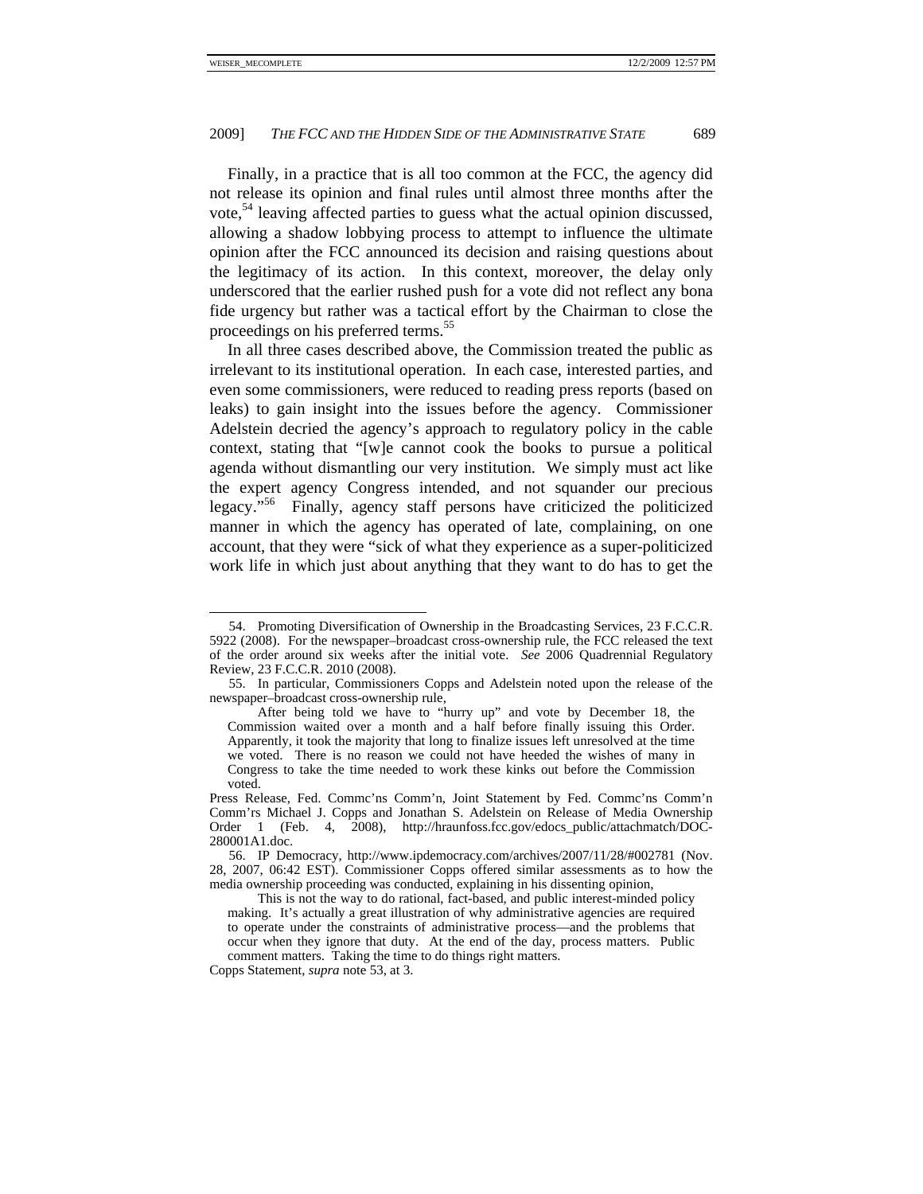Finally, in a practice that is all too common at the FCC, the agency did not release its opinion and final rules until almost three months after the vote,[54] leaving affected parties to guess what the actual opinion discussed, allowing a shadow lobbying process to attempt to influence the ultimate opinion after the FCC announced its decision and raising questions about the legitimacy of its action. In this context, moreover, the delay only underscored that the earlier rushed push for a vote did not reflect any bona fide urgency but rather was a tactical effort by the Chairman to close the proceedings on his preferred terms.[55]

In all three cases described above, the Commission treated the public as irrelevant to its institutional operation. In each case, interested parties, and even some commissioners, were reduced to reading press reports (based on leaks) to gain insight into the issues before the agency. Commissioner Adelstein decried the agency's approach to regulatory policy in the cable context, stating that "[w]e cannot cook the books to pursue a political agenda without dismantling our very institution. We simply must act like the expert agency Congress intended, and not squander our precious legacy."[56] Finally, agency staff persons have criticized the politicized manner in which the agency has operated of late, complaining, on one account, that they were "sick of what they experience as a super-politicized work life in which just about anything that they want to do has to get the

---

54. Promoting Diversification of Ownership in the Broadcasting Services, 23 F.C.C.R. 5922 (2008). For the newspaper–broadcast cross-ownership rule, the FCC released the text of the order around six weeks after the initial vote. *See* 2006 Quadrennial Regulatory Review, 23 F.C.C.R. 2010 (2008).

55. In particular, Commissioners Copps and Adelstein noted upon the release of the newspaper–broadcast cross-ownership rule,

> After being told we have to "hurry up" and vote by December 18, the Commission waited over a month and a half before finally issuing this Order. Apparently, it took the majority that long to finalize issues left unresolved at the time we voted. There is no reason we could not have heeded the wishes of many in Congress to take the time needed to work these kinks out before the Commission voted.

Press Release, Fed. Commc'ns Comm'n, Joint Statement by Fed. Commc'ns Comm'n Comm'rs Michael J. Copps and Jonathan S. Adelstein on Release of Media Ownership Order 1 (Feb. 4, 2008), http://hraunfoss.fcc.gov/edocs_public/attachmatch/DOC-280001A1.doc.

56. IP Democracy, http://www.ipdemocracy.com/archives/2007/11/28/#002781 (Nov. 28, 2007, 06:42 EST). Commissioner Copps offered similar assessments as to how the media ownership proceeding was conducted, explaining in his dissenting opinion,

> This is not the way to do rational, fact-based, and public interest-minded policy making. It's actually a great illustration of why administrative agencies are required to operate under the constraints of administrative process—and the problems that occur when they ignore that duty. At the end of the day, process matters. Public comment matters. Taking the time to do things right matters.

Copps Statement, *supra* note 53, at 3.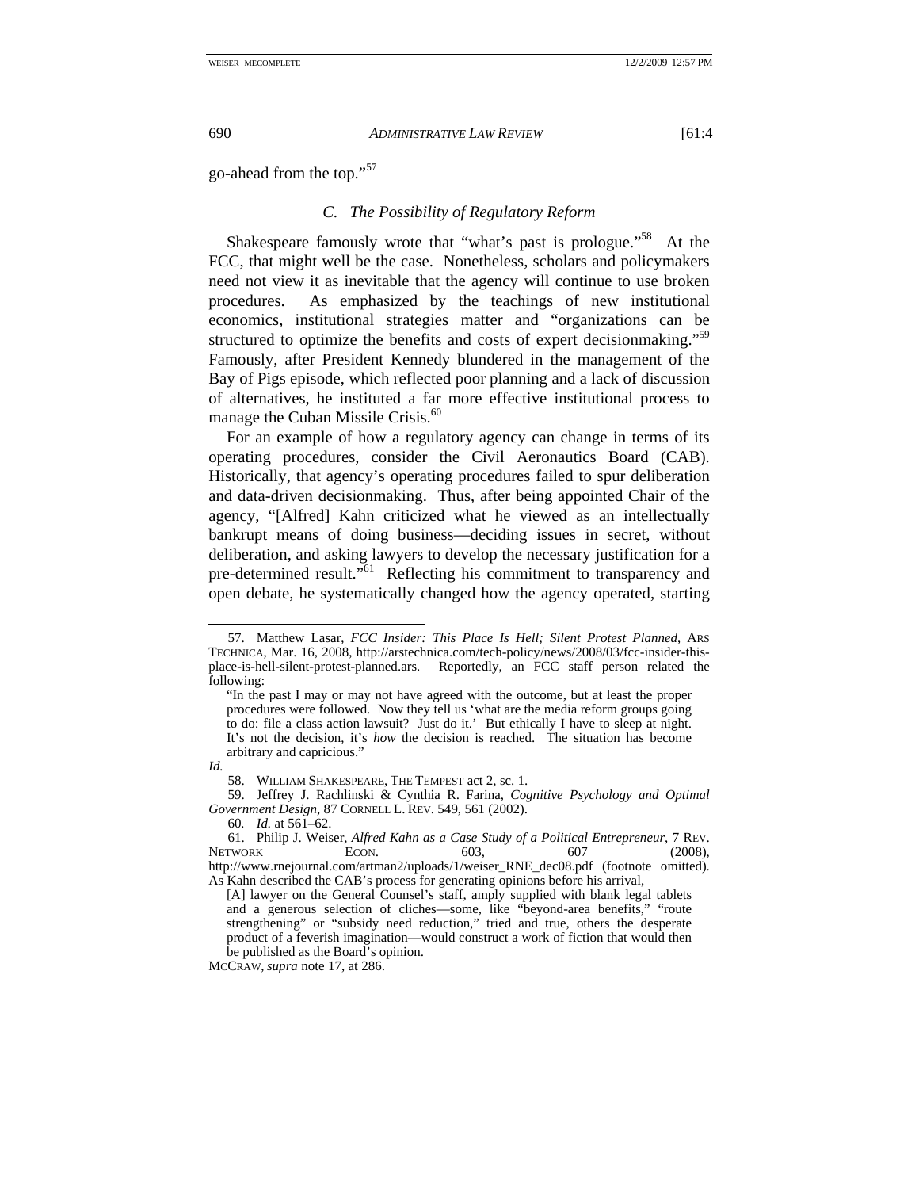go-ahead from the top."[57]

### C. The Possibility of Regulatory Reform

Shakespeare famously wrote that "what's past is prologue."[58] At the FCC, that might well be the case. Nonetheless, scholars and policymakers need not view it as inevitable that the agency will continue to use broken procedures. As emphasized by the teachings of new institutional economics, institutional strategies matter and "organizations can be structured to optimize the benefits and costs of expert decisionmaking."[59] Famously, after President Kennedy blundered in the management of the Bay of Pigs episode, which reflected poor planning and a lack of discussion of alternatives, he instituted a far more effective institutional process to manage the Cuban Missile Crisis.[60]

For an example of how a regulatory agency can change in terms of its operating procedures, consider the Civil Aeronautics Board (CAB). Historically, that agency's operating procedures failed to spur deliberation and data-driven decisionmaking. Thus, after being appointed Chair of the agency, "[Alfred] Kahn criticized what he viewed as an intellectually bankrupt means of doing business—deciding issues in secret, without deliberation, and asking lawyers to develop the necessary justification for a pre-determined result."[61] Reflecting his commitment to transparency and open debate, he systematically changed how the agency operated, starting

---

57. Matthew Lasar, *FCC Insider: This Place Is Hell; Silent Protest Planned*, ARS TECHNICA, Mar. 16, 2008, http://arstechnica.com/tech-policy/news/2008/03/fcc-insider-this-place-is-hell-silent-protest-planned.ars. Reportedly, an FCC staff person related the following:

> "In the past I may or may not have agreed with the outcome, but at least the proper procedures were followed. Now they tell us 'what are the media reform groups going to do: file a class action lawsuit? Just do it.' But ethically I have to sleep at night. It's not the decision, it's *how* the decision is reached. The situation has become arbitrary and capricious."

*Id.*

58. WILLIAM SHAKESPEARE, THE TEMPEST act 2, sc. 1.

59. Jeffrey J. Rachlinski & Cynthia R. Farina, *Cognitive Psychology and Optimal Government Design*, 87 CORNELL L. REV. 549, 561 (2002).

60. *Id.* at 561–62.

61. Philip J. Weiser, *Alfred Kahn as a Case Study of a Political Entrepreneur*, 7 REV. NETWORK ECON. 603, 607 (2008), http://www.rnejournal.com/artman2/uploads/1/weiser_RNE_dec08.pdf (footnote omitted). As Kahn described the CAB's process for generating opinions before his arrival,

> [A] lawyer on the General Counsel's staff, amply supplied with blank legal tablets and a generous selection of cliches—some, like "beyond-area benefits," "route strengthening" or "subsidy need reduction," tried and true, others the desperate product of a feverish imagination—would construct a work of fiction that would then be published as the Board's opinion.

MCCRAW, *supra* note 17, at 286.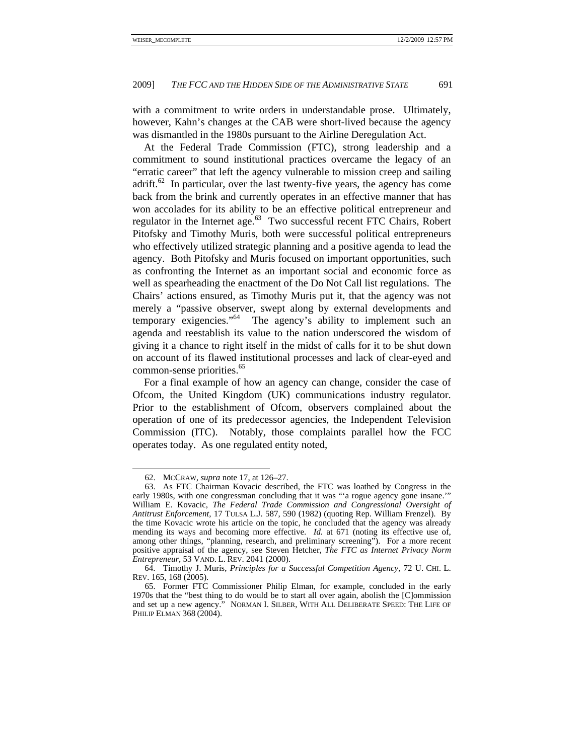with a commitment to write orders in understandable prose. Ultimately, however, Kahn's changes at the CAB were short-lived because the agency was dismantled in the 1980s pursuant to the Airline Deregulation Act.

At the Federal Trade Commission (FTC), strong leadership and a commitment to sound institutional practices overcame the legacy of an "erratic career" that left the agency vulnerable to mission creep and sailing adrift.[62] In particular, over the last twenty-five years, the agency has come back from the brink and currently operates in an effective manner that has won accolades for its ability to be an effective political entrepreneur and regulator in the Internet age.[63] Two successful recent FTC Chairs, Robert Pitofsky and Timothy Muris, both were successful political entrepreneurs who effectively utilized strategic planning and a positive agenda to lead the agency. Both Pitofsky and Muris focused on important opportunities, such as confronting the Internet as an important social and economic force as well as spearheading the enactment of the Do Not Call list regulations. The Chairs' actions ensured, as Timothy Muris put it, that the agency was not merely a "passive observer, swept along by external developments and temporary exigencies."[64] The agency's ability to implement such an agenda and reestablish its value to the nation underscored the wisdom of giving it a chance to right itself in the midst of calls for it to be shut down on account of its flawed institutional processes and lack of clear-eyed and common-sense priorities.[65]

For a final example of how an agency can change, consider the case of Ofcom, the United Kingdom (UK) communications industry regulator. Prior to the establishment of Ofcom, observers complained about the operation of one of its predecessor agencies, the Independent Television Commission (ITC). Notably, those complaints parallel how the FCC operates today. As one regulated entity noted,

---

62. MCCRAW, *supra* note 17, at 126–27.

63. As FTC Chairman Kovacic described, the FTC was loathed by Congress in the early 1980s, with one congressman concluding that it was "'a rogue agency gone insane.'" William E. Kovacic, *The Federal Trade Commission and Congressional Oversight of Antitrust Enforcement*, 17 TULSA L.J. 587, 590 (1982) (quoting Rep. William Frenzel). By the time Kovacic wrote his article on the topic, he concluded that the agency was already mending its ways and becoming more effective. *Id.* at 671 (noting its effective use of, among other things, "planning, research, and preliminary screening"). For a more recent positive appraisal of the agency, see Steven Hetcher, *The FTC as Internet Privacy Norm Entrepreneur*, 53 VAND. L. REV. 2041 (2000).

64. Timothy J. Muris, *Principles for a Successful Competition Agency*, 72 U. CHI. L. REV. 165, 168 (2005).

65. Former FTC Commissioner Philip Elman, for example, concluded in the early 1970s that the "best thing to do would be to start all over again, abolish the [C]ommission and set up a new agency." NORMAN I. SILBER, WITH ALL DELIBERATE SPEED: THE LIFE OF PHILIP ELMAN 368 (2004).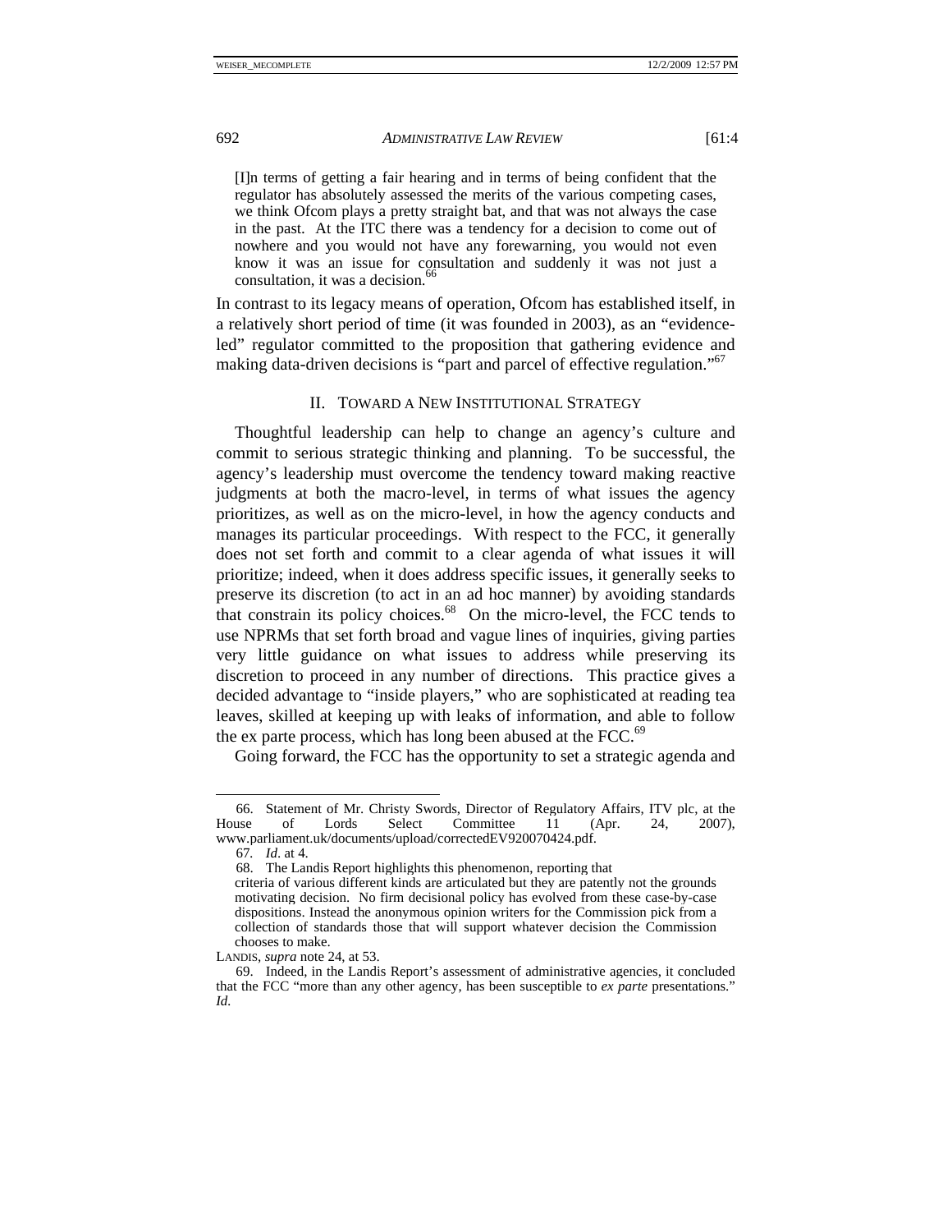> [I]n terms of getting a fair hearing and in terms of being confident that the regulator has absolutely assessed the merits of the various competing cases, we think Ofcom plays a pretty straight bat, and that was not always the case in the past. At the ITC there was a tendency for a decision to come out of nowhere and you would not have any forewarning, you would not even know it was an issue for consultation and suddenly it was not just a consultation, it was a decision.[66]

In contrast to its legacy means of operation, Ofcom has established itself, in a relatively short period of time (it was founded in 2003), as an "evidence-led" regulator committed to the proposition that gathering evidence and making data-driven decisions is "part and parcel of effective regulation."[67]

## II. TOWARD A NEW INSTITUTIONAL STRATEGY

Thoughtful leadership can help to change an agency's culture and commit to serious strategic thinking and planning. To be successful, the agency's leadership must overcome the tendency toward making reactive judgments at both the macro-level, in terms of what issues the agency prioritizes, as well as on the micro-level, in how the agency conducts and manages its particular proceedings. With respect to the FCC, it generally does not set forth and commit to a clear agenda of what issues it will prioritize; indeed, when it does address specific issues, it generally seeks to preserve its discretion (to act in an ad hoc manner) by avoiding standards that constrain its policy choices.[68] On the micro-level, the FCC tends to use NPRMs that set forth broad and vague lines of inquiries, giving parties very little guidance on what issues to address while preserving its discretion to proceed in any number of directions. This practice gives a decided advantage to "inside players," who are sophisticated at reading tea leaves, skilled at keeping up with leaks of information, and able to follow the ex parte process, which has long been abused at the FCC.[69]

Going forward, the FCC has the opportunity to set a strategic agenda and

---

66. Statement of Mr. Christy Swords, Director of Regulatory Affairs, ITV plc, at the House of Lords Select Committee 11 (Apr. 24, 2007), www.parliament.uk/documents/upload/correctedEV920070424.pdf.

67. *Id.* at 4.

68. The Landis Report highlights this phenomenon, reporting that

> criteria of various different kinds are articulated but they are patently not the grounds motivating decision. No firm decisional policy has evolved from these case-by-case dispositions. Instead the anonymous opinion writers for the Commission pick from a collection of standards those that will support whatever decision the Commission chooses to make.

LANDIS, *supra* note 24, at 53.

69. Indeed, in the Landis Report's assessment of administrative agencies, it concluded that the FCC "more than any other agency, has been susceptible to *ex parte* presentations." *Id.*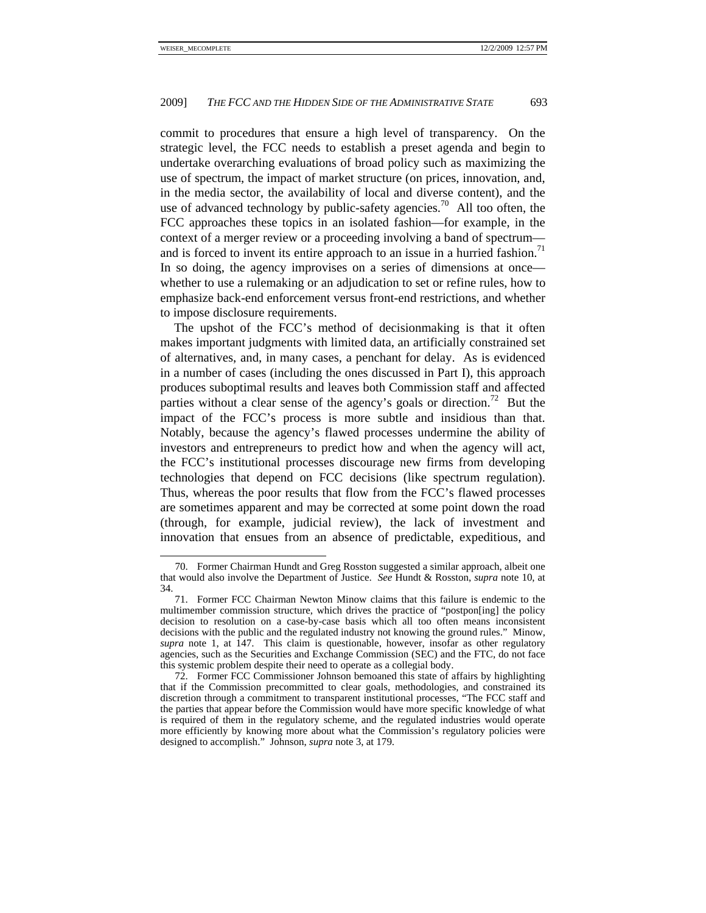commit to procedures that ensure a high level of transparency. On the strategic level, the FCC needs to establish a preset agenda and begin to undertake overarching evaluations of broad policy such as maximizing the use of spectrum, the impact of market structure (on prices, innovation, and, in the media sector, the availability of local and diverse content), and the use of advanced technology by public-safety agencies.[70] All too often, the FCC approaches these topics in an isolated fashion—for example, in the context of a merger review or a proceeding involving a band of spectrum—and is forced to invent its entire approach to an issue in a hurried fashion.[71] In so doing, the agency improvises on a series of dimensions at once—whether to use a rulemaking or an adjudication to set or refine rules, how to emphasize back-end enforcement versus front-end restrictions, and whether to impose disclosure requirements.

The upshot of the FCC's method of decisionmaking is that it often makes important judgments with limited data, an artificially constrained set of alternatives, and, in many cases, a penchant for delay. As is evidenced in a number of cases (including the ones discussed in Part I), this approach produces suboptimal results and leaves both Commission staff and affected parties without a clear sense of the agency's goals or direction.[72] But the impact of the FCC's process is more subtle and insidious than that. Notably, because the agency's flawed processes undermine the ability of investors and entrepreneurs to predict how and when the agency will act, the FCC's institutional processes discourage new firms from developing technologies that depend on FCC decisions (like spectrum regulation). Thus, whereas the poor results that flow from the FCC's flawed processes are sometimes apparent and may be corrected at some point down the road (through, for example, judicial review), the lack of investment and innovation that ensues from an absence of predictable, expeditious, and

---

70. Former Chairman Hundt and Greg Rosston suggested a similar approach, albeit one that would also involve the Department of Justice. *See* Hundt & Rosston, *supra* note 10, at 34.

71. Former FCC Chairman Newton Minow claims that this failure is endemic to the multimember commission structure, which drives the practice of "postpon[ing] the policy decision to resolution on a case-by-case basis which all too often means inconsistent decisions with the public and the regulated industry not knowing the ground rules." Minow, *supra* note 1, at 147. This claim is questionable, however, insofar as other regulatory agencies, such as the Securities and Exchange Commission (SEC) and the FTC, do not face this systemic problem despite their need to operate as a collegial body.

72. Former FCC Commissioner Johnson bemoaned this state of affairs by highlighting that if the Commission precommitted to clear goals, methodologies, and constrained its discretion through a commitment to transparent institutional processes, "The FCC staff and the parties that appear before the Commission would have more specific knowledge of what is required of them in the regulatory scheme, and the regulated industries would operate more efficiently by knowing more about what the Commission's regulatory policies were designed to accomplish." Johnson, *supra* note 3, at 179.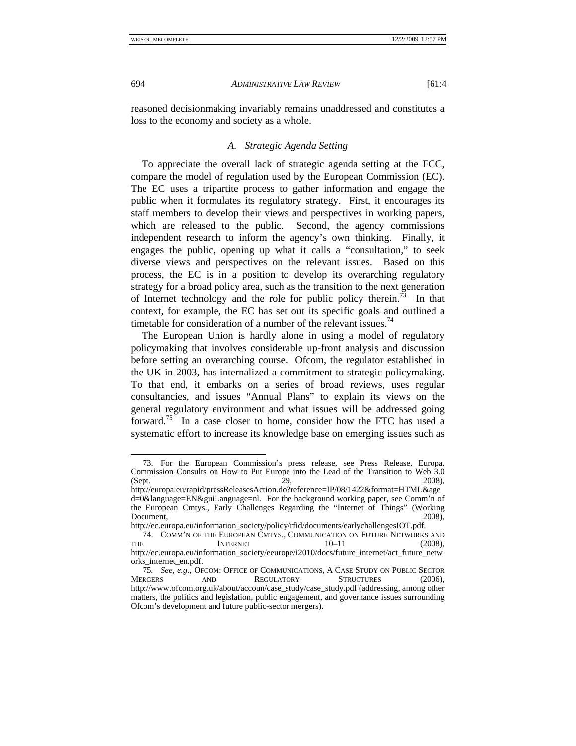reasoned decisionmaking invariably remains unaddressed and constitutes a loss to the economy and society as a whole.

### *A. Strategic Agenda Setting*

To appreciate the overall lack of strategic agenda setting at the FCC, compare the model of regulation used by the European Commission (EC). The EC uses a tripartite process to gather information and engage the public when it formulates its regulatory strategy. First, it encourages its staff members to develop their views and perspectives in working papers, which are released to the public. Second, the agency commissions independent research to inform the agency's own thinking. Finally, it engages the public, opening up what it calls a "consultation," to seek diverse views and perspectives on the relevant issues. Based on this process, the EC is in a position to develop its overarching regulatory strategy for a broad policy area, such as the transition to the next generation of Internet technology and the role for public policy therein.[73] In that context, for example, the EC has set out its specific goals and outlined a timetable for consideration of a number of the relevant issues.[74]

The European Union is hardly alone in using a model of regulatory policymaking that involves considerable up-front analysis and discussion before setting an overarching course. Ofcom, the regulator established in the UK in 2003, has internalized a commitment to strategic policymaking. To that end, it embarks on a series of broad reviews, uses regular consultancies, and issues "Annual Plans" to explain its views on the general regulatory environment and what issues will be addressed going forward.[75] In a case closer to home, consider how the FTC has used a systematic effort to increase its knowledge base on emerging issues such as

---

73. For the European Commission's press release, see Press Release, Europa, Commission Consults on How to Put Europe into the Lead of the Transition to Web 3.0 (Sept. 29, 2008), http://europa.eu/rapid/pressReleasesAction.do?reference=IP/08/1422&format=HTML&aged=0&language=EN&guiLanguage=nl. For the background working paper, see Comm'n of the European Cmtys., Early Challenges Regarding the "Internet of Things" (Working Document, 2008), http://ec.europa.eu/information_society/policy/rfid/documents/earlychallengesIOT.pdf.

74. COMM'N OF THE EUROPEAN CMTYS., COMMUNICATION ON FUTURE NETWORKS AND THE INTERNET 10–11 (2008), http://ec.europa.eu/information_society/eeurope/i2010/docs/future_internet/act_future_networks_internet_en.pdf.

75. *See, e.g.*, OFCOM: OFFICE OF COMMUNICATIONS, A CASE STUDY ON PUBLIC SECTOR MERGERS AND REGULATORY STRUCTURES (2006), http://www.ofcom.org.uk/about/accoun/case_study/case_study.pdf (addressing, among other matters, the politics and legislation, public engagement, and governance issues surrounding Ofcom's development and future public-sector mergers).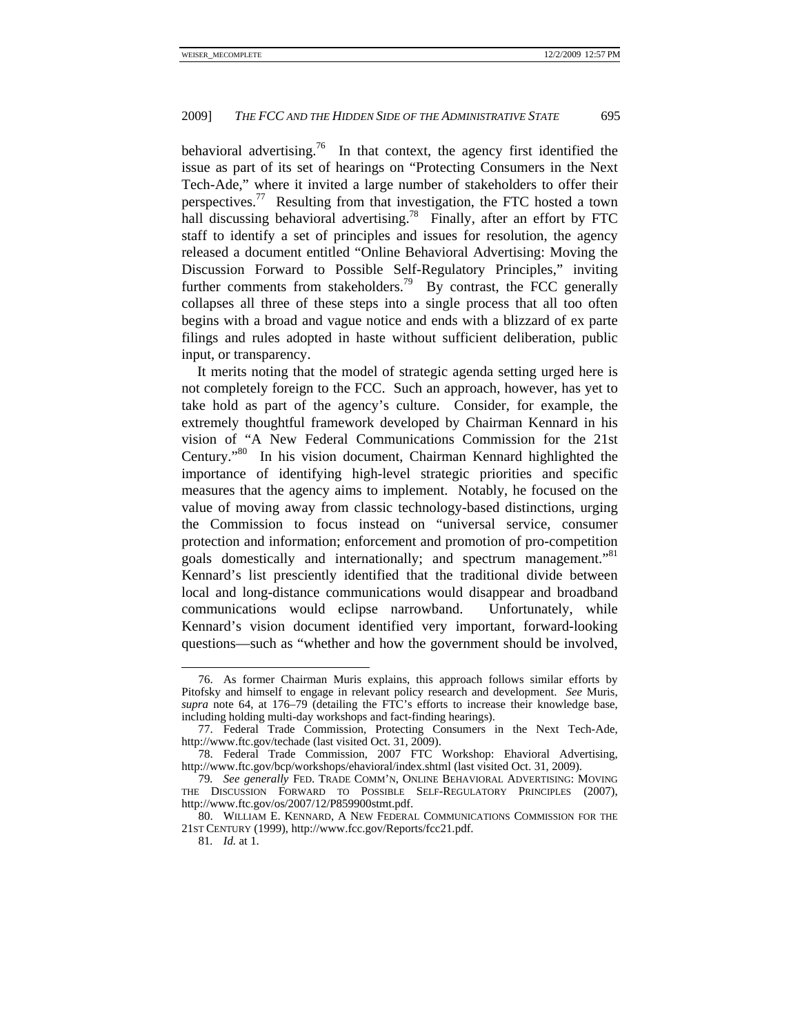behavioral advertising.[76] In that context, the agency first identified the issue as part of its set of hearings on "Protecting Consumers in the Next Tech-Ade," where it invited a large number of stakeholders to offer their perspectives.[77] Resulting from that investigation, the FTC hosted a town hall discussing behavioral advertising.[78] Finally, after an effort by FTC staff to identify a set of principles and issues for resolution, the agency released a document entitled "Online Behavioral Advertising: Moving the Discussion Forward to Possible Self-Regulatory Principles," inviting further comments from stakeholders.[79] By contrast, the FCC generally collapses all three of these steps into a single process that all too often begins with a broad and vague notice and ends with a blizzard of ex parte filings and rules adopted in haste without sufficient deliberation, public input, or transparency.

It merits noting that the model of strategic agenda setting urged here is not completely foreign to the FCC. Such an approach, however, has yet to take hold as part of the agency's culture. Consider, for example, the extremely thoughtful framework developed by Chairman Kennard in his vision of "A New Federal Communications Commission for the 21st Century."[80] In his vision document, Chairman Kennard highlighted the importance of identifying high-level strategic priorities and specific measures that the agency aims to implement. Notably, he focused on the value of moving away from classic technology-based distinctions, urging the Commission to focus instead on "universal service, consumer protection and information; enforcement and promotion of pro-competition goals domestically and internationally; and spectrum management."[81] Kennard's list presciently identified that the traditional divide between local and long-distance communications would disappear and broadband communications would eclipse narrowband. Unfortunately, while Kennard's vision document identified very important, forward-looking questions—such as "whether and how the government should be involved,

---

76. As former Chairman Muris explains, this approach follows similar efforts by Pitofsky and himself to engage in relevant policy research and development. *See* Muris, *supra* note 64, at 176–79 (detailing the FTC's efforts to increase their knowledge base, including holding multi-day workshops and fact-finding hearings).

77. Federal Trade Commission, Protecting Consumers in the Next Tech-Ade, http://www.ftc.gov/techade (last visited Oct. 31, 2009).

78. Federal Trade Commission, 2007 FTC Workshop: Ehavioral Advertising, http://www.ftc.gov/bcp/workshops/ehavioral/index.shtml (last visited Oct. 31, 2009).

79. *See generally* FED. TRADE COMM'N, ONLINE BEHAVIORAL ADVERTISING: MOVING THE DISCUSSION FORWARD TO POSSIBLE SELF-REGULATORY PRINCIPLES (2007), http://www.ftc.gov/os/2007/12/P859900stmt.pdf.

80. WILLIAM E. KENNARD, A NEW FEDERAL COMMUNICATIONS COMMISSION FOR THE 21ST CENTURY (1999), http://www.fcc.gov/Reports/fcc21.pdf.

81. *Id.* at 1.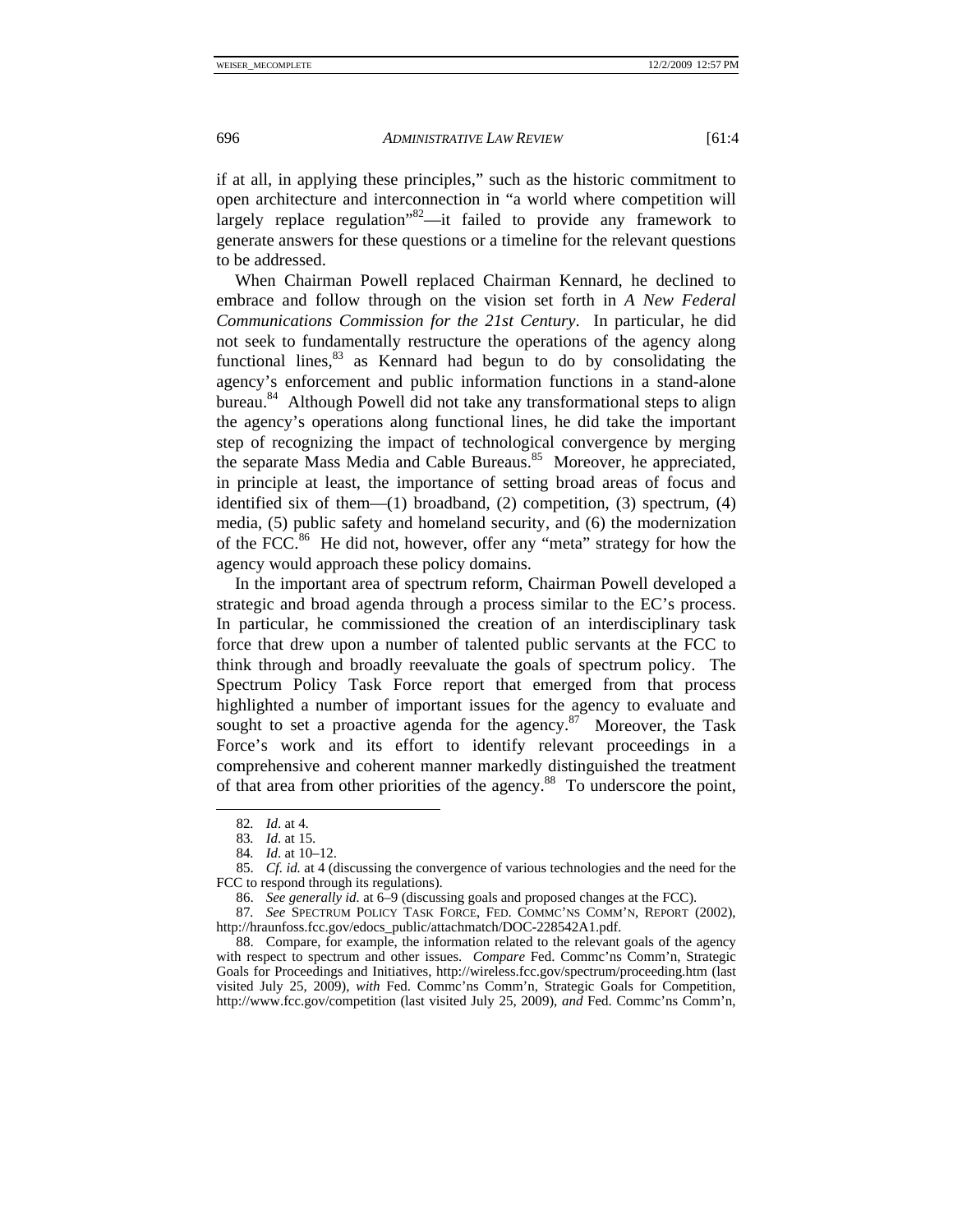if at all, in applying these principles," such as the historic commitment to open architecture and interconnection in "a world where competition will largely replace regulation"[82]—it failed to provide any framework to generate answers for these questions or a timeline for the relevant questions to be addressed.

When Chairman Powell replaced Chairman Kennard, he declined to embrace and follow through on the vision set forth in *A New Federal Communications Commission for the 21st Century*. In particular, he did not seek to fundamentally restructure the operations of the agency along functional lines,[83] as Kennard had begun to do by consolidating the agency's enforcement and public information functions in a stand-alone bureau.[84] Although Powell did not take any transformational steps to align the agency's operations along functional lines, he did take the important step of recognizing the impact of technological convergence by merging the separate Mass Media and Cable Bureaus.[85] Moreover, he appreciated, in principle at least, the importance of setting broad areas of focus and identified six of them—(1) broadband, (2) competition, (3) spectrum, (4) media, (5) public safety and homeland security, and (6) the modernization of the FCC.[86] He did not, however, offer any "meta" strategy for how the agency would approach these policy domains.

In the important area of spectrum reform, Chairman Powell developed a strategic and broad agenda through a process similar to the EC's process. In particular, he commissioned the creation of an interdisciplinary task force that drew upon a number of talented public servants at the FCC to think through and broadly reevaluate the goals of spectrum policy. The Spectrum Policy Task Force report that emerged from that process highlighted a number of important issues for the agency to evaluate and sought to set a proactive agenda for the agency.[87] Moreover, the Task Force's work and its effort to identify relevant proceedings in a comprehensive and coherent manner markedly distinguished the treatment of that area from other priorities of the agency.[88] To underscore the point,

---

82. *Id*. at 4.

83. *Id*. at 15.

84. *Id*. at 10–12.

85. *Cf. id.* at 4 (discussing the convergence of various technologies and the need for the FCC to respond through its regulations).

86. *See generally id.* at 6–9 (discussing goals and proposed changes at the FCC).

87. *See* SPECTRUM POLICY TASK FORCE, FED. COMMC'NS COMM'N, REPORT (2002), http://hraunfoss.fcc.gov/edocs_public/attachmatch/DOC-228542A1.pdf.

88. Compare, for example, the information related to the relevant goals of the agency with respect to spectrum and other issues. *Compare* Fed. Commc'ns Comm'n, Strategic Goals for Proceedings and Initiatives, http://wireless.fcc.gov/spectrum/proceeding.htm (last visited July 25, 2009), *with* Fed. Commc'ns Comm'n, Strategic Goals for Competition, http://www.fcc.gov/competition (last visited July 25, 2009), *and* Fed. Commc'ns Comm'n,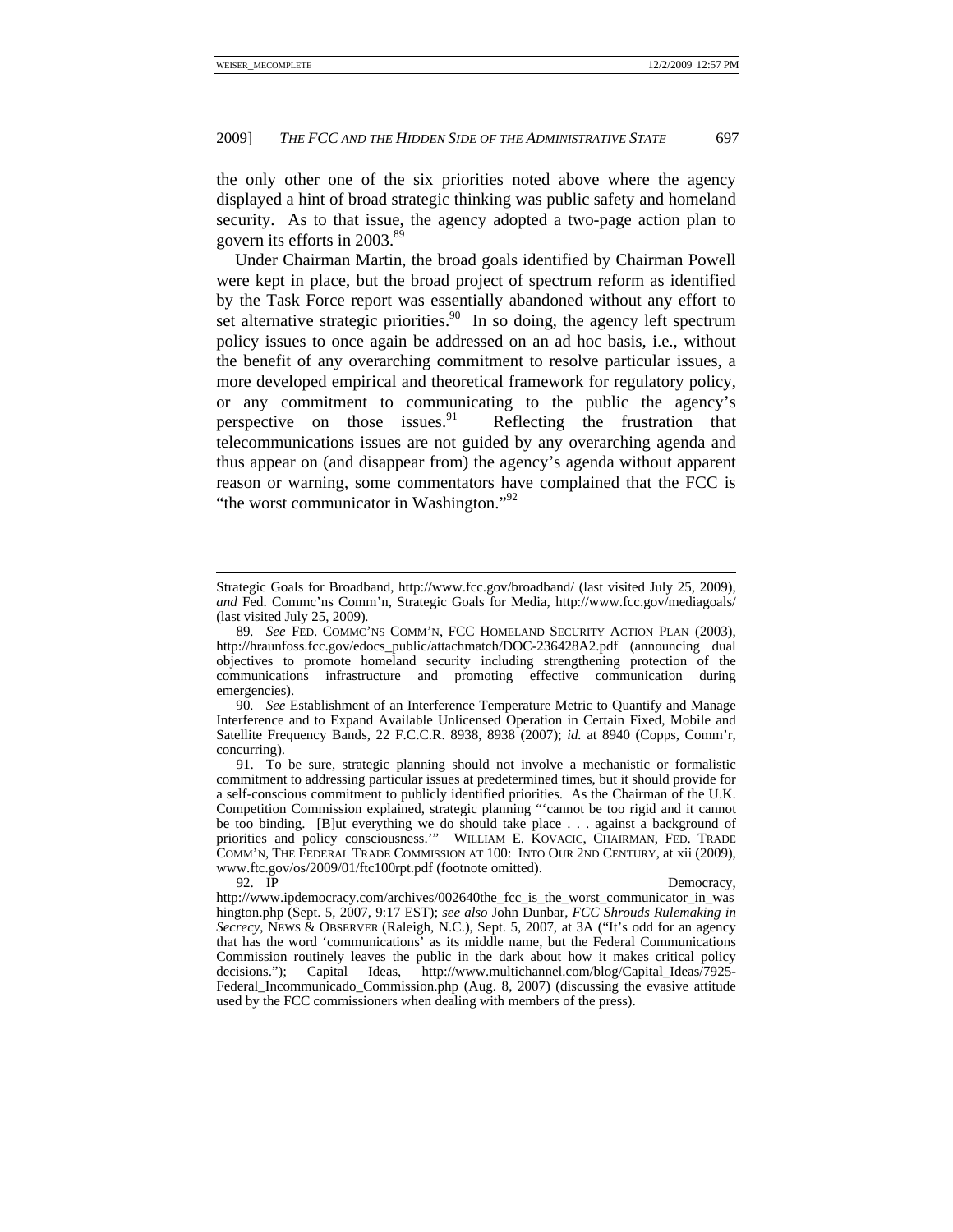the only other one of the six priorities noted above where the agency displayed a hint of broad strategic thinking was public safety and homeland security. As to that issue, the agency adopted a two-page action plan to govern its efforts in 2003.[89]

Under Chairman Martin, the broad goals identified by Chairman Powell were kept in place, but the broad project of spectrum reform as identified by the Task Force report was essentially abandoned without any effort to set alternative strategic priorities.[90] In so doing, the agency left spectrum policy issues to once again be addressed on an ad hoc basis, i.e., without the benefit of any overarching commitment to resolve particular issues, a more developed empirical and theoretical framework for regulatory policy, or any commitment to communicating to the public the agency's perspective on those issues.[91] Reflecting the frustration that telecommunications issues are not guided by any overarching agenda and thus appear on (and disappear from) the agency's agenda without apparent reason or warning, some commentators have complained that the FCC is "the worst communicator in Washington."[92]

---

Strategic Goals for Broadband, http://www.fcc.gov/broadband/ (last visited July 25, 2009), *and* Fed. Commc'ns Comm'n, Strategic Goals for Media, http://www.fcc.gov/mediagoals/ (last visited July 25, 2009).

89. *See* FED. COMMC'NS COMM'N, FCC HOMELAND SECURITY ACTION PLAN (2003), http://hraunfoss.fcc.gov/edocs_public/attachmatch/DOC-236428A2.pdf (announcing dual objectives to promote homeland security including strengthening protection of the communications infrastructure and promoting effective communication during emergencies).

90. *See* Establishment of an Interference Temperature Metric to Quantify and Manage Interference and to Expand Available Unlicensed Operation in Certain Fixed, Mobile and Satellite Frequency Bands, 22 F.C.C.R. 8938, 8938 (2007); *id.* at 8940 (Copps, Comm'r, concurring).

91. To be sure, strategic planning should not involve a mechanistic or formalistic commitment to addressing particular issues at predetermined times, but it should provide for a self-conscious commitment to publicly identified priorities. As the Chairman of the U.K. Competition Commission explained, strategic planning "'cannot be too rigid and it cannot be too binding. [B]ut everything we do should take place . . . against a background of priorities and policy consciousness.'" WILLIAM E. KOVACIC, CHAIRMAN, FED. TRADE COMM'N, THE FEDERAL TRADE COMMISSION AT 100: INTO OUR 2ND CENTURY, at xii (2009), www.ftc.gov/os/2009/01/ftc100rpt.pdf (footnote omitted).

92. IP Democracy, http://www.ipdemocracy.com/archives/002640the_fcc_is_the_worst_communicator_in_washington.php (Sept. 5, 2007, 9:17 EST); *see also* John Dunbar, *FCC Shrouds Rulemaking in Secrecy*, NEWS & OBSERVER (Raleigh, N.C.), Sept. 5, 2007, at 3A ("It's odd for an agency that has the word 'communications' as its middle name, but the Federal Communications Commission routinely leaves the public in the dark about how it makes critical policy decisions."); Capital Ideas, http://www.multichannel.com/blog/Capital_Ideas/7925-Federal_Incommunicado_Commission.php (Aug. 8, 2007) (discussing the evasive attitude used by the FCC commissioners when dealing with members of the press).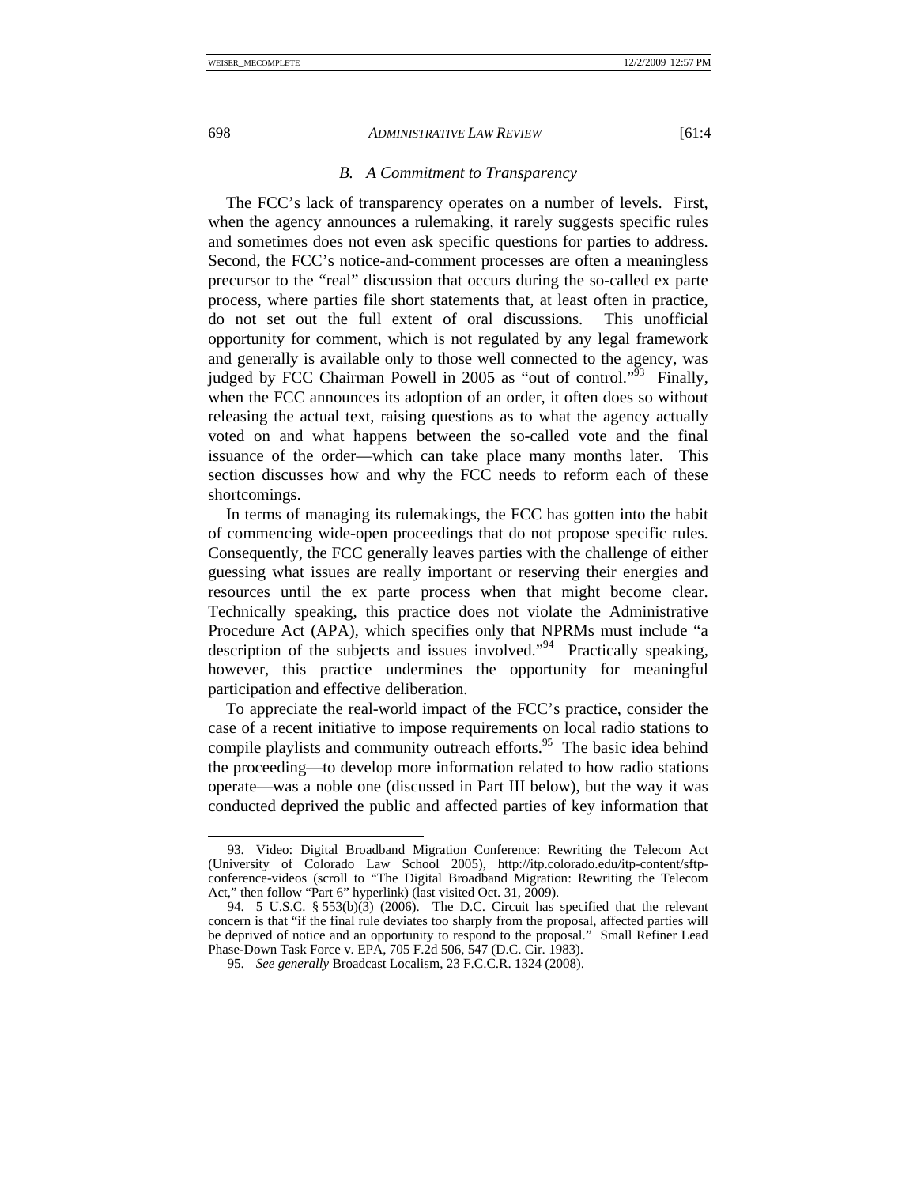### *B. A Commitment to Transparency*

The FCC's lack of transparency operates on a number of levels. First, when the agency announces a rulemaking, it rarely suggests specific rules and sometimes does not even ask specific questions for parties to address. Second, the FCC's notice-and-comment processes are often a meaningless precursor to the "real" discussion that occurs during the so-called ex parte process, where parties file short statements that, at least often in practice, do not set out the full extent of oral discussions. This unofficial opportunity for comment, which is not regulated by any legal framework and generally is available only to those well connected to the agency, was judged by FCC Chairman Powell in 2005 as "out of control."[93] Finally, when the FCC announces its adoption of an order, it often does so without releasing the actual text, raising questions as to what the agency actually voted on and what happens between the so-called vote and the final issuance of the order—which can take place many months later. This section discusses how and why the FCC needs to reform each of these shortcomings.

In terms of managing its rulemakings, the FCC has gotten into the habit of commencing wide-open proceedings that do not propose specific rules. Consequently, the FCC generally leaves parties with the challenge of either guessing what issues are really important or reserving their energies and resources until the ex parte process when that might become clear. Technically speaking, this practice does not violate the Administrative Procedure Act (APA), which specifies only that NPRMs must include "a description of the subjects and issues involved."[94] Practically speaking, however, this practice undermines the opportunity for meaningful participation and effective deliberation.

To appreciate the real-world impact of the FCC's practice, consider the case of a recent initiative to impose requirements on local radio stations to compile playlists and community outreach efforts.[95] The basic idea behind the proceeding—to develop more information related to how radio stations operate—was a noble one (discussed in Part III below), but the way it was conducted deprived the public and affected parties of key information that

---

93. Video: Digital Broadband Migration Conference: Rewriting the Telecom Act (University of Colorado Law School 2005), http://itp.colorado.edu/itp-content/sftp-conference-videos (scroll to "The Digital Broadband Migration: Rewriting the Telecom Act," then follow "Part 6" hyperlink) (last visited Oct. 31, 2009).

94. 5 U.S.C. § 553(b)(3) (2006). The D.C. Circuit has specified that the relevant concern is that "if the final rule deviates too sharply from the proposal, affected parties will be deprived of notice and an opportunity to respond to the proposal." Small Refiner Lead Phase-Down Task Force v. EPA, 705 F.2d 506, 547 (D.C. Cir. 1983).

95. *See generally* Broadcast Localism, 23 F.C.C.R. 1324 (2008).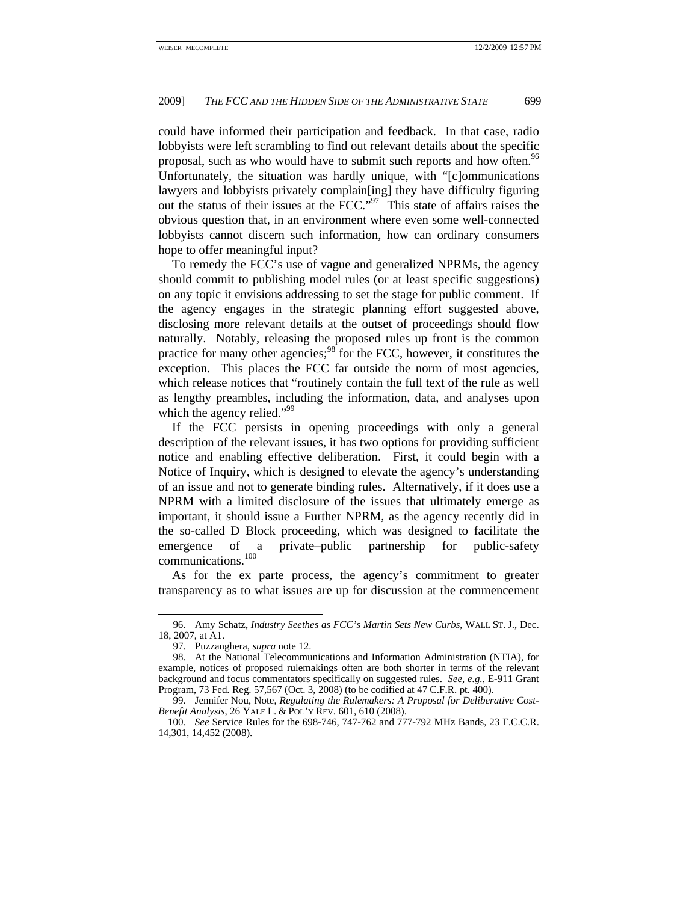could have informed their participation and feedback. In that case, radio lobbyists were left scrambling to find out relevant details about the specific proposal, such as who would have to submit such reports and how often.[96] Unfortunately, the situation was hardly unique, with "[c]ommunications lawyers and lobbyists privately complain[ing] they have difficulty figuring out the status of their issues at the FCC."[97] This state of affairs raises the obvious question that, in an environment where even some well-connected lobbyists cannot discern such information, how can ordinary consumers hope to offer meaningful input?

To remedy the FCC's use of vague and generalized NPRMs, the agency should commit to publishing model rules (or at least specific suggestions) on any topic it envisions addressing to set the stage for public comment. If the agency engages in the strategic planning effort suggested above, disclosing more relevant details at the outset of proceedings should flow naturally. Notably, releasing the proposed rules up front is the common practice for many other agencies;[98] for the FCC, however, it constitutes the exception. This places the FCC far outside the norm of most agencies, which release notices that "routinely contain the full text of the rule as well as lengthy preambles, including the information, data, and analyses upon which the agency relied."[99]

If the FCC persists in opening proceedings with only a general description of the relevant issues, it has two options for providing sufficient notice and enabling effective deliberation. First, it could begin with a Notice of Inquiry, which is designed to elevate the agency's understanding of an issue and not to generate binding rules. Alternatively, if it does use a NPRM with a limited disclosure of the issues that ultimately emerge as important, it should issue a Further NPRM, as the agency recently did in the so-called D Block proceeding, which was designed to facilitate the emergence of a private–public partnership for public-safety communications.[100]

As for the ex parte process, the agency's commitment to greater transparency as to what issues are up for discussion at the commencement

---

96. Amy Schatz, *Industry Seethes as FCC's Martin Sets New Curbs*, WALL ST. J., Dec. 18, 2007, at A1.

97. Puzzanghera, *supra* note 12.

98. At the National Telecommunications and Information Administration (NTIA), for example, notices of proposed rulemakings often are both shorter in terms of the relevant background and focus commentators specifically on suggested rules. *See, e.g.*, E-911 Grant Program, 73 Fed. Reg. 57,567 (Oct. 3, 2008) (to be codified at 47 C.F.R. pt. 400).

99. Jennifer Nou, Note, *Regulating the Rulemakers: A Proposal for Deliberative Cost-Benefit Analysis*, 26 YALE L. & POL'Y REV. 601, 610 (2008).

100. *See* Service Rules for the 698-746, 747-762 and 777-792 MHz Bands, 23 F.C.C.R. 14,301, 14,452 (2008).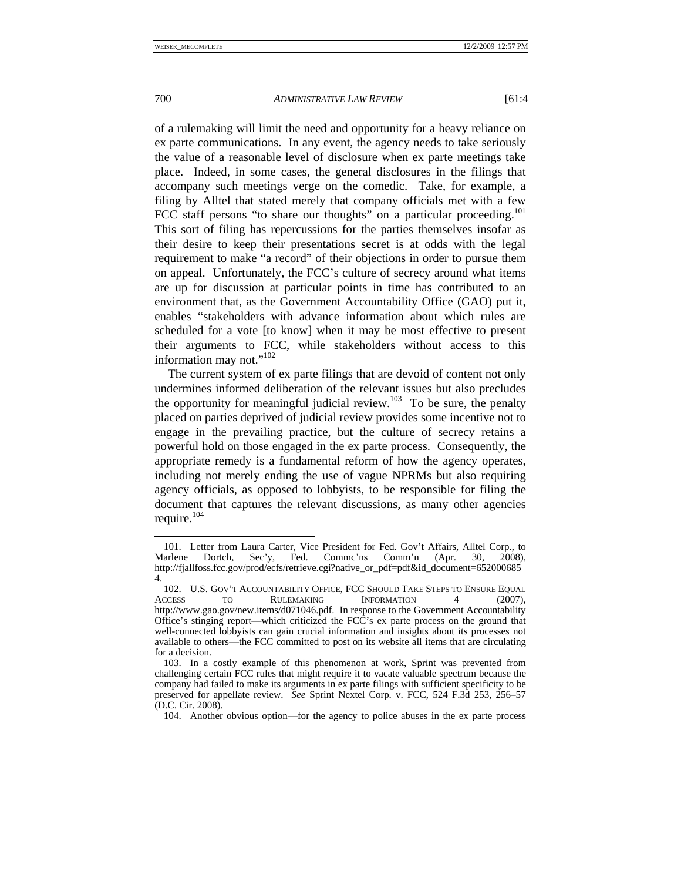of a rulemaking will limit the need and opportunity for a heavy reliance on ex parte communications. In any event, the agency needs to take seriously the value of a reasonable level of disclosure when ex parte meetings take place. Indeed, in some cases, the general disclosures in the filings that accompany such meetings verge on the comedic. Take, for example, a filing by Alltel that stated merely that company officials met with a few FCC staff persons "to share our thoughts" on a particular proceeding.[101] This sort of filing has repercussions for the parties themselves insofar as their desire to keep their presentations secret is at odds with the legal requirement to make "a record" of their objections in order to pursue them on appeal. Unfortunately, the FCC's culture of secrecy around what items are up for discussion at particular points in time has contributed to an environment that, as the Government Accountability Office (GAO) put it, enables "stakeholders with advance information about which rules are scheduled for a vote [to know] when it may be most effective to present their arguments to FCC, while stakeholders without access to this information may not."[102]

The current system of ex parte filings that are devoid of content not only undermines informed deliberation of the relevant issues but also precludes the opportunity for meaningful judicial review.[103] To be sure, the penalty placed on parties deprived of judicial review provides some incentive not to engage in the prevailing practice, but the culture of secrecy retains a powerful hold on those engaged in the ex parte process. Consequently, the appropriate remedy is a fundamental reform of how the agency operates, including not merely ending the use of vague NPRMs but also requiring agency officials, as opposed to lobbyists, to be responsible for filing the document that captures the relevant discussions, as many other agencies require.[104]

---

101. Letter from Laura Carter, Vice President for Fed. Gov't Affairs, Alltel Corp., to Marlene Dortch, Sec'y, Fed. Commc'ns Comm'n (Apr. 30, 2008), http://fjallfoss.fcc.gov/prod/ecfs/retrieve.cgi?native_or_pdf=pdf&id_document=6520006854.

102. U.S. GOV'T ACCOUNTABILITY OFFICE, FCC SHOULD TAKE STEPS TO ENSURE EQUAL ACCESS TO RULEMAKING INFORMATION 4 (2007), http://www.gao.gov/new.items/d071046.pdf. In response to the Government Accountability Office's stinging report—which criticized the FCC's ex parte process on the ground that well-connected lobbyists can gain crucial information and insights about its processes not available to others—the FCC committed to post on its website all items that are circulating for a decision.

103. In a costly example of this phenomenon at work, Sprint was prevented from challenging certain FCC rules that might require it to vacate valuable spectrum because the company had failed to make its arguments in ex parte filings with sufficient specificity to be preserved for appellate review. *See* Sprint Nextel Corp. v. FCC, 524 F.3d 253, 256–57 (D.C. Cir. 2008).

104. Another obvious option—for the agency to police abuses in the ex parte process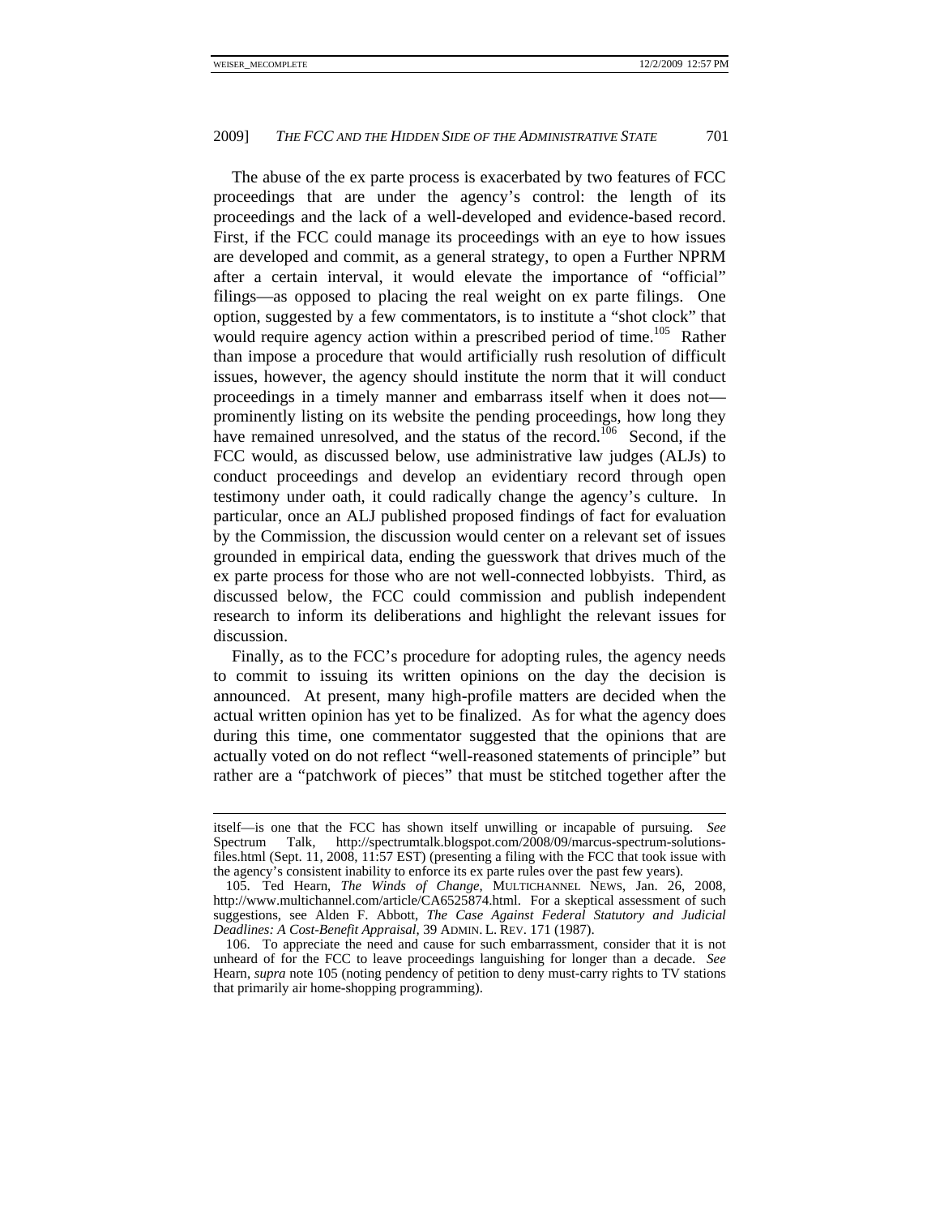The abuse of the ex parte process is exacerbated by two features of FCC proceedings that are under the agency's control: the length of its proceedings and the lack of a well-developed and evidence-based record. First, if the FCC could manage its proceedings with an eye to how issues are developed and commit, as a general strategy, to open a Further NPRM after a certain interval, it would elevate the importance of "official" filings—as opposed to placing the real weight on ex parte filings. One option, suggested by a few commentators, is to institute a "shot clock" that would require agency action within a prescribed period of time.[105] Rather than impose a procedure that would artificially rush resolution of difficult issues, however, the agency should institute the norm that it will conduct proceedings in a timely manner and embarrass itself when it does not—prominently listing on its website the pending proceedings, how long they have remained unresolved, and the status of the record.[106] Second, if the FCC would, as discussed below, use administrative law judges (ALJs) to conduct proceedings and develop an evidentiary record through open testimony under oath, it could radically change the agency's culture. In particular, once an ALJ published proposed findings of fact for evaluation by the Commission, the discussion would center on a relevant set of issues grounded in empirical data, ending the guesswork that drives much of the ex parte process for those who are not well-connected lobbyists. Third, as discussed below, the FCC could commission and publish independent research to inform its deliberations and highlight the relevant issues for discussion.

Finally, as to the FCC's procedure for adopting rules, the agency needs to commit to issuing its written opinions on the day the decision is announced. At present, many high-profile matters are decided when the actual written opinion has yet to be finalized. As for what the agency does during this time, one commentator suggested that the opinions that are actually voted on do not reflect "well-reasoned statements of principle" but rather are a "patchwork of pieces" that must be stitched together after the

---

itself—is one that the FCC has shown itself unwilling or incapable of pursuing. *See* Spectrum Talk, http://spectrumtalk.blogspot.com/2008/09/marcus-spectrum-solutions-files.html (Sept. 11, 2008, 11:57 EST) (presenting a filing with the FCC that took issue with the agency's consistent inability to enforce its ex parte rules over the past few years).

105. Ted Hearn, *The Winds of Change*, MULTICHANNEL NEWS, Jan. 26, 2008, http://www.multichannel.com/article/CA6525874.html. For a skeptical assessment of such suggestions, see Alden F. Abbott, *The Case Against Federal Statutory and Judicial Deadlines: A Cost-Benefit Appraisal*, 39 ADMIN. L. REV. 171 (1987).

106. To appreciate the need and cause for such embarrassment, consider that it is not unheard of for the FCC to leave proceedings languishing for longer than a decade. *See* Hearn, *supra* note 105 (noting pendency of petition to deny must-carry rights to TV stations that primarily air home-shopping programming).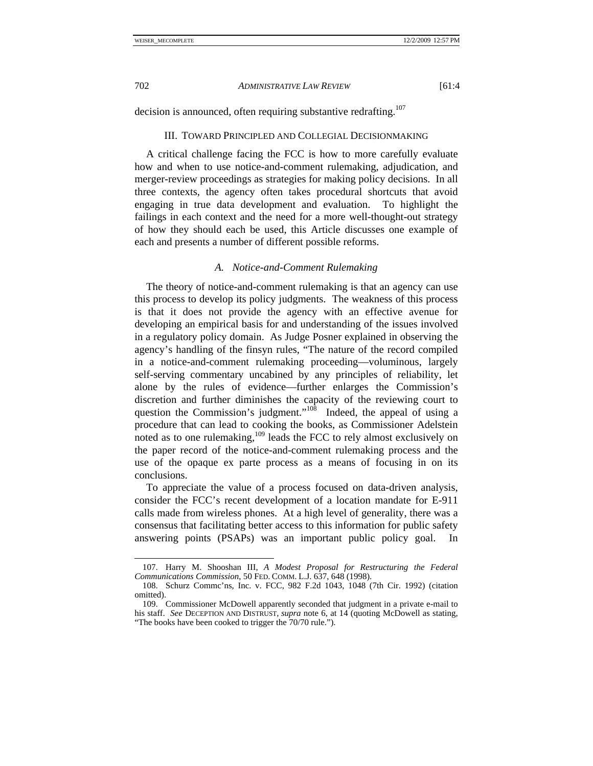decision is announced, often requiring substantive redrafting.[107]

## III. Toward Principled and Collegial Decisionmaking

A critical challenge facing the FCC is how to more carefully evaluate how and when to use notice-and-comment rulemaking, adjudication, and merger-review proceedings as strategies for making policy decisions. In all three contexts, the agency often takes procedural shortcuts that avoid engaging in true data development and evaluation. To highlight the failings in each context and the need for a more well-thought-out strategy of how they should each be used, this Article discusses one example of each and presents a number of different possible reforms.

### *A. Notice-and-Comment Rulemaking*

The theory of notice-and-comment rulemaking is that an agency can use this process to develop its policy judgments. The weakness of this process is that it does not provide the agency with an effective avenue for developing an empirical basis for and understanding of the issues involved in a regulatory policy domain. As Judge Posner explained in observing the agency's handling of the finsyn rules, "The nature of the record compiled in a notice-and-comment rulemaking proceeding—voluminous, largely self-serving commentary uncabined by any principles of reliability, let alone by the rules of evidence—further enlarges the Commission's discretion and further diminishes the capacity of the reviewing court to question the Commission's judgment."[108] Indeed, the appeal of using a procedure that can lead to cooking the books, as Commissioner Adelstein noted as to one rulemaking,[109] leads the FCC to rely almost exclusively on the paper record of the notice-and-comment rulemaking process and the use of the opaque ex parte process as a means of focusing in on its conclusions.

To appreciate the value of a process focused on data-driven analysis, consider the FCC's recent development of a location mandate for E-911 calls made from wireless phones. At a high level of generality, there was a consensus that facilitating better access to this information for public safety answering points (PSAPs) was an important public policy goal. In

---

107. Harry M. Shooshan III, *A Modest Proposal for Restructuring the Federal Communications Commission*, 50 FED. COMM. L.J. 637, 648 (1998).

108. Schurz Commc'ns, Inc. v. FCC, 982 F.2d 1043, 1048 (7th Cir. 1992) (citation omitted).

109. Commissioner McDowell apparently seconded that judgment in a private e-mail to his staff. *See* DECEPTION AND DISTRUST, *supra* note 6, at 14 (quoting McDowell as stating, "The books have been cooked to trigger the 70/70 rule.").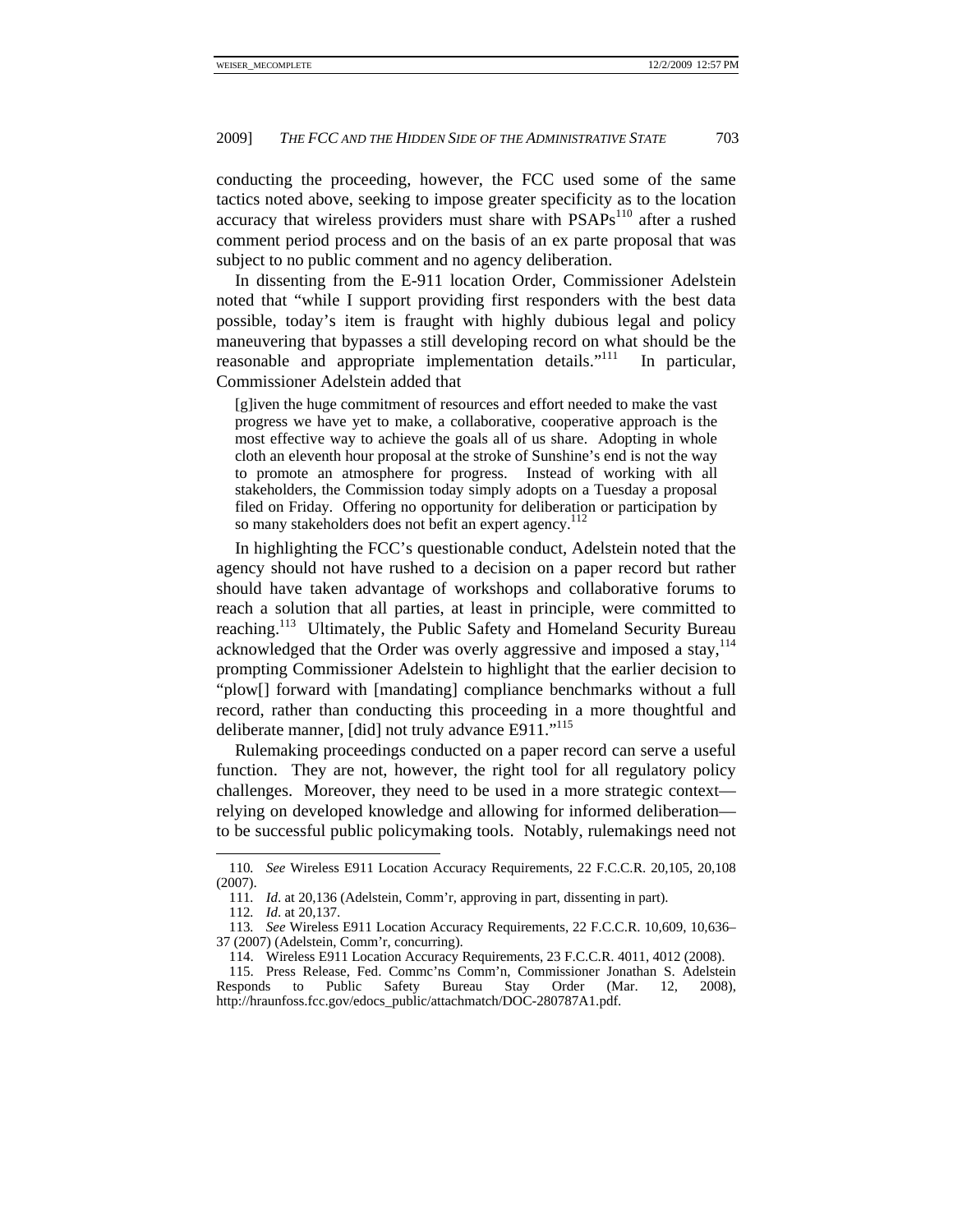conducting the proceeding, however, the FCC used some of the same tactics noted above, seeking to impose greater specificity as to the location accuracy that wireless providers must share with PSAPs[110] after a rushed comment period process and on the basis of an ex parte proposal that was subject to no public comment and no agency deliberation.

In dissenting from the E-911 location Order, Commissioner Adelstein noted that "while I support providing first responders with the best data possible, today's item is fraught with highly dubious legal and policy maneuvering that bypasses a still developing record on what should be the reasonable and appropriate implementation details."[111] In particular, Commissioner Adelstein added that

> [g]iven the huge commitment of resources and effort needed to make the vast progress we have yet to make, a collaborative, cooperative approach is the most effective way to achieve the goals all of us share. Adopting in whole cloth an eleventh hour proposal at the stroke of Sunshine's end is not the way to promote an atmosphere for progress. Instead of working with all stakeholders, the Commission today simply adopts on a Tuesday a proposal filed on Friday. Offering no opportunity for deliberation or participation by so many stakeholders does not befit an expert agency.[112]

In highlighting the FCC's questionable conduct, Adelstein noted that the agency should not have rushed to a decision on a paper record but rather should have taken advantage of workshops and collaborative forums to reach a solution that all parties, at least in principle, were committed to reaching.[113] Ultimately, the Public Safety and Homeland Security Bureau acknowledged that the Order was overly aggressive and imposed a stay,[114] prompting Commissioner Adelstein to highlight that the earlier decision to "plow[] forward with [mandating] compliance benchmarks without a full record, rather than conducting this proceeding in a more thoughtful and deliberate manner, [did] not truly advance E911."[115]

Rulemaking proceedings conducted on a paper record can serve a useful function. They are not, however, the right tool for all regulatory policy challenges. Moreover, they need to be used in a more strategic context—relying on developed knowledge and allowing for informed deliberation—to be successful public policymaking tools. Notably, rulemakings need not

---

110. *See* Wireless E911 Location Accuracy Requirements, 22 F.C.C.R. 20,105, 20,108 (2007).

111. *Id.* at 20,136 (Adelstein, Comm'r, approving in part, dissenting in part).

112. *Id.* at 20,137.

113. *See* Wireless E911 Location Accuracy Requirements, 22 F.C.C.R. 10,609, 10,636–37 (2007) (Adelstein, Comm'r, concurring).

114. Wireless E911 Location Accuracy Requirements, 23 F.C.C.R. 4011, 4012 (2008).

115. Press Release, Fed. Commc'ns Comm'n, Commissioner Jonathan S. Adelstein Responds to Public Safety Bureau Stay Order (Mar. 12, 2008), http://hraunfoss.fcc.gov/edocs_public/attachmatch/DOC-280787A1.pdf.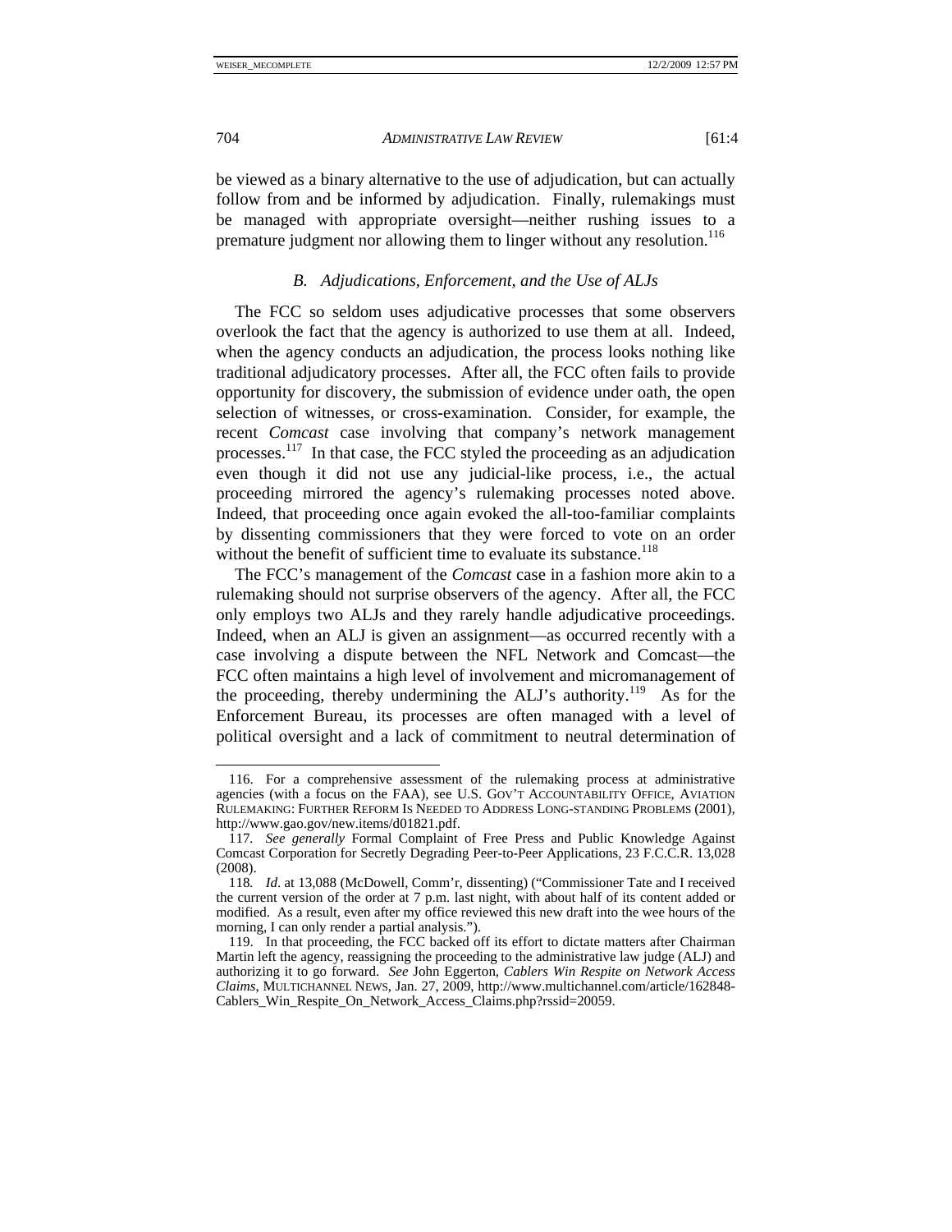be viewed as a binary alternative to the use of adjudication, but can actually follow from and be informed by adjudication. Finally, rulemakings must be managed with appropriate oversight—neither rushing issues to a premature judgment nor allowing them to linger without any resolution.[116]

### *B. Adjudications, Enforcement, and the Use of ALJs*

The FCC so seldom uses adjudicative processes that some observers overlook the fact that the agency is authorized to use them at all. Indeed, when the agency conducts an adjudication, the process looks nothing like traditional adjudicatory processes. After all, the FCC often fails to provide opportunity for discovery, the submission of evidence under oath, the open selection of witnesses, or cross-examination. Consider, for example, the recent *Comcast* case involving that company's network management processes.[117] In that case, the FCC styled the proceeding as an adjudication even though it did not use any judicial-like process, i.e., the actual proceeding mirrored the agency's rulemaking processes noted above. Indeed, that proceeding once again evoked the all-too-familiar complaints by dissenting commissioners that they were forced to vote on an order without the benefit of sufficient time to evaluate its substance.[118]

The FCC's management of the *Comcast* case in a fashion more akin to a rulemaking should not surprise observers of the agency. After all, the FCC only employs two ALJs and they rarely handle adjudicative proceedings. Indeed, when an ALJ is given an assignment—as occurred recently with a case involving a dispute between the NFL Network and Comcast—the FCC often maintains a high level of involvement and micromanagement of the proceeding, thereby undermining the ALJ's authority.[119] As for the Enforcement Bureau, its processes are often managed with a level of political oversight and a lack of commitment to neutral determination of

---

116. For a comprehensive assessment of the rulemaking process at administrative agencies (with a focus on the FAA), see U.S. GOV'T ACCOUNTABILITY OFFICE, AVIATION RULEMAKING: FURTHER REFORM IS NEEDED TO ADDRESS LONG-STANDING PROBLEMS (2001), http://www.gao.gov/new.items/d01821.pdf.

117. *See generally* Formal Complaint of Free Press and Public Knowledge Against Comcast Corporation for Secretly Degrading Peer-to-Peer Applications, 23 F.C.C.R. 13,028 (2008).

118. *Id.* at 13,088 (McDowell, Comm'r, dissenting) ("Commissioner Tate and I received the current version of the order at 7 p.m. last night, with about half of its content added or modified. As a result, even after my office reviewed this new draft into the wee hours of the morning, I can only render a partial analysis.").

119. In that proceeding, the FCC backed off its effort to dictate matters after Chairman Martin left the agency, reassigning the proceeding to the administrative law judge (ALJ) and authorizing it to go forward. *See* John Eggerton, *Cablers Win Respite on Network Access Claims*, MULTICHANNEL NEWS, Jan. 27, 2009, http://www.multichannel.com/article/162848-Cablers_Win_Respite_On_Network_Access_Claims.php?rssid=20059.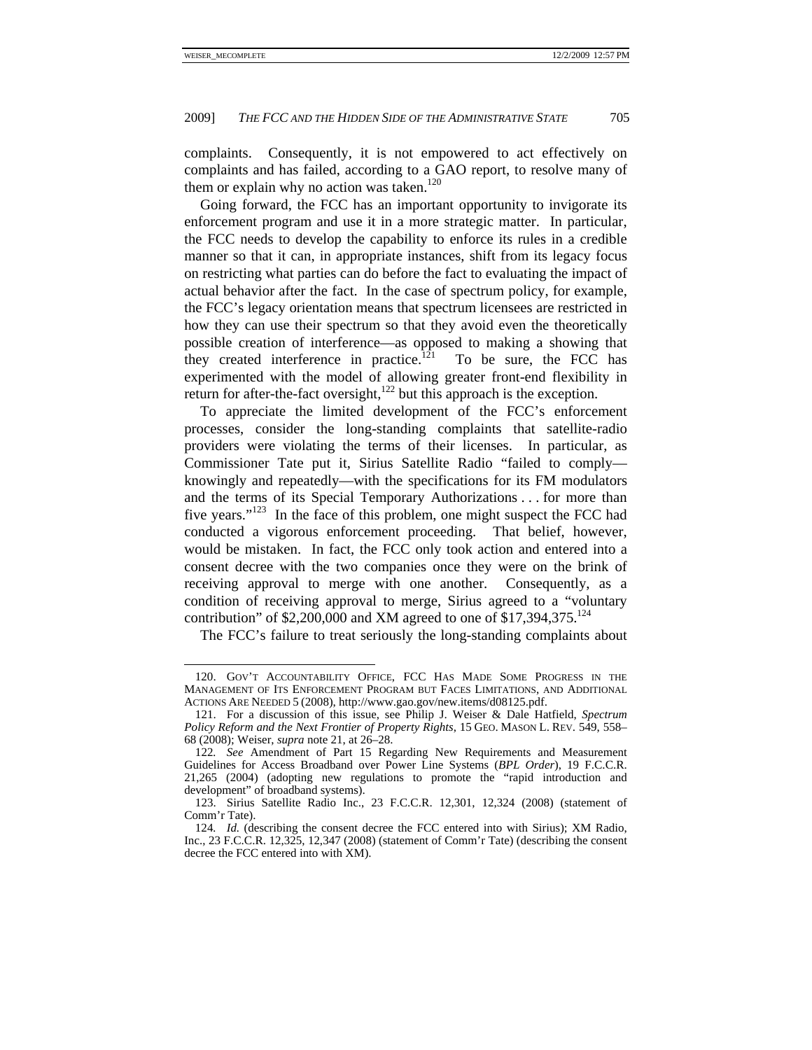complaints. Consequently, it is not empowered to act effectively on complaints and has failed, according to a GAO report, to resolve many of them or explain why no action was taken.[120]

Going forward, the FCC has an important opportunity to invigorate its enforcement program and use it in a more strategic matter. In particular, the FCC needs to develop the capability to enforce its rules in a credible manner so that it can, in appropriate instances, shift from its legacy focus on restricting what parties can do before the fact to evaluating the impact of actual behavior after the fact. In the case of spectrum policy, for example, the FCC's legacy orientation means that spectrum licensees are restricted in how they can use their spectrum so that they avoid even the theoretically possible creation of interference—as opposed to making a showing that they created interference in practice.[121] To be sure, the FCC has experimented with the model of allowing greater front-end flexibility in return for after-the-fact oversight,[122] but this approach is the exception.

To appreciate the limited development of the FCC's enforcement processes, consider the long-standing complaints that satellite-radio providers were violating the terms of their licenses. In particular, as Commissioner Tate put it, Sirius Satellite Radio "failed to comply—knowingly and repeatedly—with the specifications for its FM modulators and the terms of its Special Temporary Authorizations . . . for more than five years."[123] In the face of this problem, one might suspect the FCC had conducted a vigorous enforcement proceeding. That belief, however, would be mistaken. In fact, the FCC only took action and entered into a consent decree with the two companies once they were on the brink of receiving approval to merge with one another. Consequently, as a condition of receiving approval to merge, Sirius agreed to a "voluntary contribution" of \$2,200,000 and XM agreed to one of \$17,394,375.[124]

The FCC's failure to treat seriously the long-standing complaints about

---

120. GOV'T ACCOUNTABILITY OFFICE, FCC HAS MADE SOME PROGRESS IN THE MANAGEMENT OF ITS ENFORCEMENT PROGRAM BUT FACES LIMITATIONS, AND ADDITIONAL ACTIONS ARE NEEDED 5 (2008), http://www.gao.gov/new.items/d08125.pdf.

121. For a discussion of this issue, see Philip J. Weiser & Dale Hatfield, *Spectrum Policy Reform and the Next Frontier of Property Rights*, 15 GEO. MASON L. REV. 549, 558–68 (2008); Weiser, *supra* note 21, at 26–28.

122. *See* Amendment of Part 15 Regarding New Requirements and Measurement Guidelines for Access Broadband over Power Line Systems (*BPL Order*), 19 F.C.C.R. 21,265 (2004) (adopting new regulations to promote the "rapid introduction and development" of broadband systems).

123. Sirius Satellite Radio Inc., 23 F.C.C.R. 12,301, 12,324 (2008) (statement of Comm'r Tate).

124. *Id.* (describing the consent decree the FCC entered into with Sirius); XM Radio, Inc., 23 F.C.C.R. 12,325, 12,347 (2008) (statement of Comm'r Tate) (describing the consent decree the FCC entered into with XM).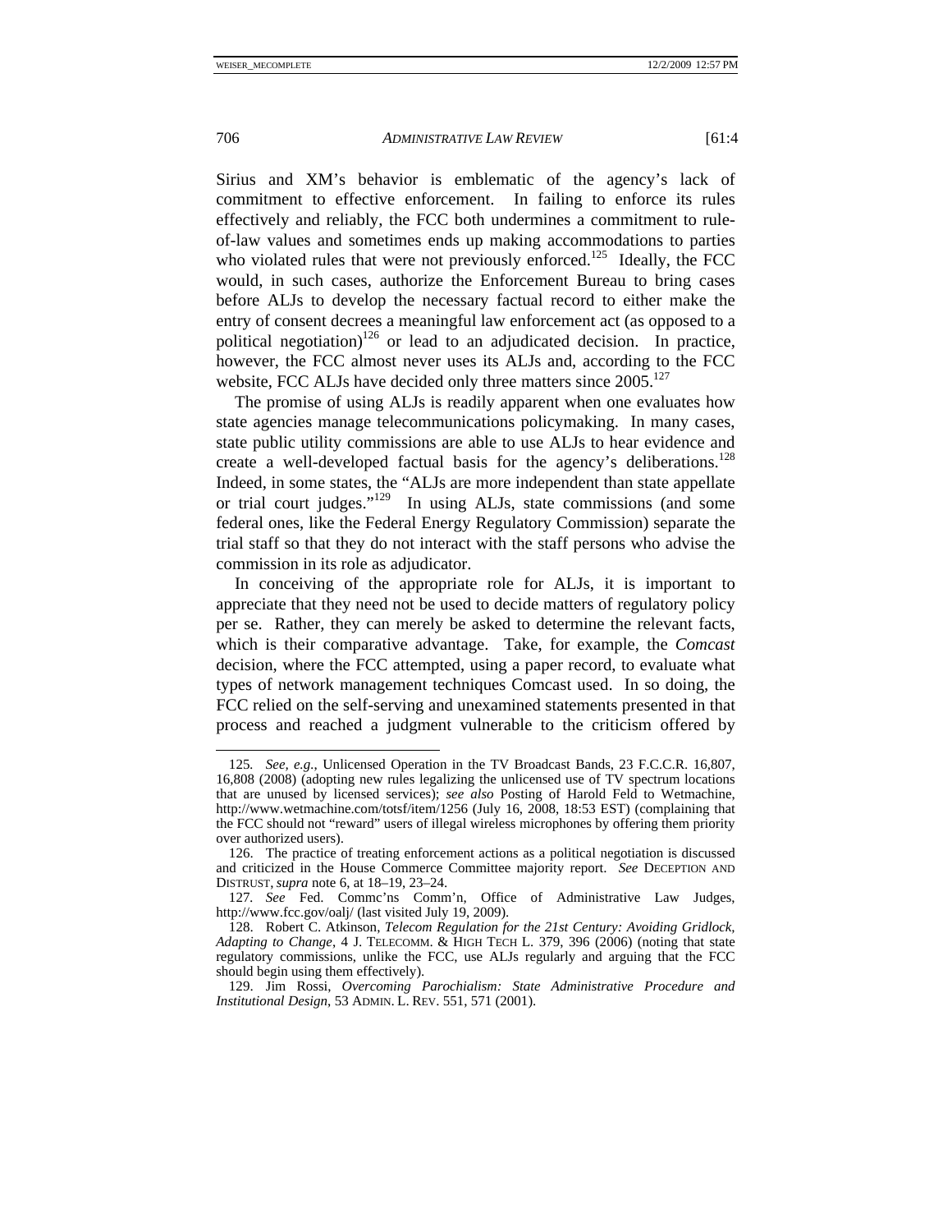Sirius and XM's behavior is emblematic of the agency's lack of commitment to effective enforcement. In failing to enforce its rules effectively and reliably, the FCC both undermines a commitment to rule-of-law values and sometimes ends up making accommodations to parties who violated rules that were not previously enforced.[125] Ideally, the FCC would, in such cases, authorize the Enforcement Bureau to bring cases before ALJs to develop the necessary factual record to either make the entry of consent decrees a meaningful law enforcement act (as opposed to a political negotiation)[126] or lead to an adjudicated decision. In practice, however, the FCC almost never uses its ALJs and, according to the FCC website, FCC ALJs have decided only three matters since 2005.[127]

The promise of using ALJs is readily apparent when one evaluates how state agencies manage telecommunications policymaking. In many cases, state public utility commissions are able to use ALJs to hear evidence and create a well-developed factual basis for the agency's deliberations.[128] Indeed, in some states, the "ALJs are more independent than state appellate or trial court judges."[129] In using ALJs, state commissions (and some federal ones, like the Federal Energy Regulatory Commission) separate the trial staff so that they do not interact with the staff persons who advise the commission in its role as adjudicator.

In conceiving of the appropriate role for ALJs, it is important to appreciate that they need not be used to decide matters of regulatory policy per se. Rather, they can merely be asked to determine the relevant facts, which is their comparative advantage. Take, for example, the *Comcast* decision, where the FCC attempted, using a paper record, to evaluate what types of network management techniques Comcast used. In so doing, the FCC relied on the self-serving and unexamined statements presented in that process and reached a judgment vulnerable to the criticism offered by

---

125. *See, e.g.*, Unlicensed Operation in the TV Broadcast Bands, 23 F.C.C.R. 16,807, 16,808 (2008) (adopting new rules legalizing the unlicensed use of TV spectrum locations that are unused by licensed services); *see also* Posting of Harold Feld to Wetmachine, http://www.wetmachine.com/totsf/item/1256 (July 16, 2008, 18:53 EST) (complaining that the FCC should not "reward" users of illegal wireless microphones by offering them priority over authorized users).

126. The practice of treating enforcement actions as a political negotiation is discussed and criticized in the House Commerce Committee majority report. *See* DECEPTION AND DISTRUST, *supra* note 6, at 18–19, 23–24.

127. *See* Fed. Commc'ns Comm'n, Office of Administrative Law Judges, http://www.fcc.gov/oalj/ (last visited July 19, 2009).

128. Robert C. Atkinson, *Telecom Regulation for the 21st Century: Avoiding Gridlock, Adapting to Change*, 4 J. TELECOMM. & HIGH TECH L. 379, 396 (2006) (noting that state regulatory commissions, unlike the FCC, use ALJs regularly and arguing that the FCC should begin using them effectively).

129. Jim Rossi, *Overcoming Parochialism: State Administrative Procedure and Institutional Design*, 53 ADMIN. L. REV. 551, 571 (2001).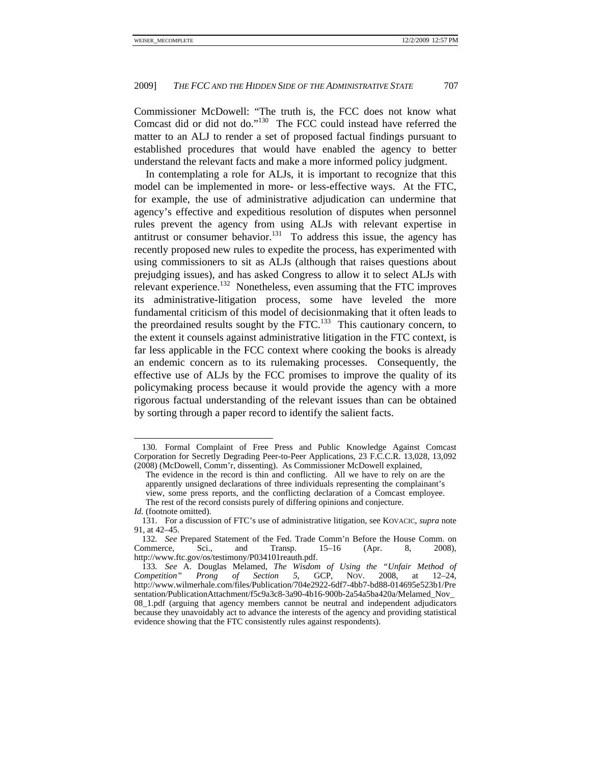Commissioner McDowell: "The truth is, the FCC does not know what Comcast did or did not do."[130] The FCC could instead have referred the matter to an ALJ to render a set of proposed factual findings pursuant to established procedures that would have enabled the agency to better understand the relevant facts and make a more informed policy judgment.

In contemplating a role for ALJs, it is important to recognize that this model can be implemented in more- or less-effective ways. At the FTC, for example, the use of administrative adjudication can undermine that agency's effective and expeditious resolution of disputes when personnel rules prevent the agency from using ALJs with relevant expertise in antitrust or consumer behavior.[131] To address this issue, the agency has recently proposed new rules to expedite the process, has experimented with using commissioners to sit as ALJs (although that raises questions about prejudging issues), and has asked Congress to allow it to select ALJs with relevant experience.[132] Nonetheless, even assuming that the FTC improves its administrative-litigation process, some have leveled the more fundamental criticism of this model of decisionmaking that it often leads to the preordained results sought by the FTC.[133] This cautionary concern, to the extent it counsels against administrative litigation in the FTC context, is far less applicable in the FCC context where cooking the books is already an endemic concern as to its rulemaking processes. Consequently, the effective use of ALJs by the FCC promises to improve the quality of its policymaking process because it would provide the agency with a more rigorous factual understanding of the relevant issues than can be obtained by sorting through a paper record to identify the salient facts.

---

130. Formal Complaint of Free Press and Public Knowledge Against Comcast Corporation for Secretly Degrading Peer-to-Peer Applications, 23 F.C.C.R. 13,028, 13,092 (2008) (McDowell, Comm'r, dissenting). As Commissioner McDowell explained,

> The evidence in the record is thin and conflicting. All we have to rely on are the apparently unsigned declarations of three individuals representing the complainant's view, some press reports, and the conflicting declaration of a Comcast employee. The rest of the record consists purely of differing opinions and conjecture.

*Id.* (footnote omitted).

131. For a discussion of FTC's use of administrative litigation, see KOVACIC, *supra* note 91, at 42–45.

132. *See* Prepared Statement of the Fed. Trade Comm'n Before the House Comm. on Commerce, Sci., and Transp. 15–16 (Apr. 8, 2008), http://www.ftc.gov/os/testimony/P034101reauth.pdf.

133. *See* A. Douglas Melamed, *The Wisdom of Using the "Unfair Method of Competition" Prong of Section 5*, GCP, NOV. 2008, at 12–24, http://www.wilmerhale.com/files/Publication/704e2922-6df7-4bb7-bd88-014695e523b1/Presentation/PublicationAttachment/f5c9a3c8-3a90-4b16-900b-2a54a5ba420a/Melamed_Nov_08_1.pdf (arguing that agency members cannot be neutral and independent adjudicators because they unavoidably act to advance the interests of the agency and providing statistical evidence showing that the FTC consistently rules against respondents).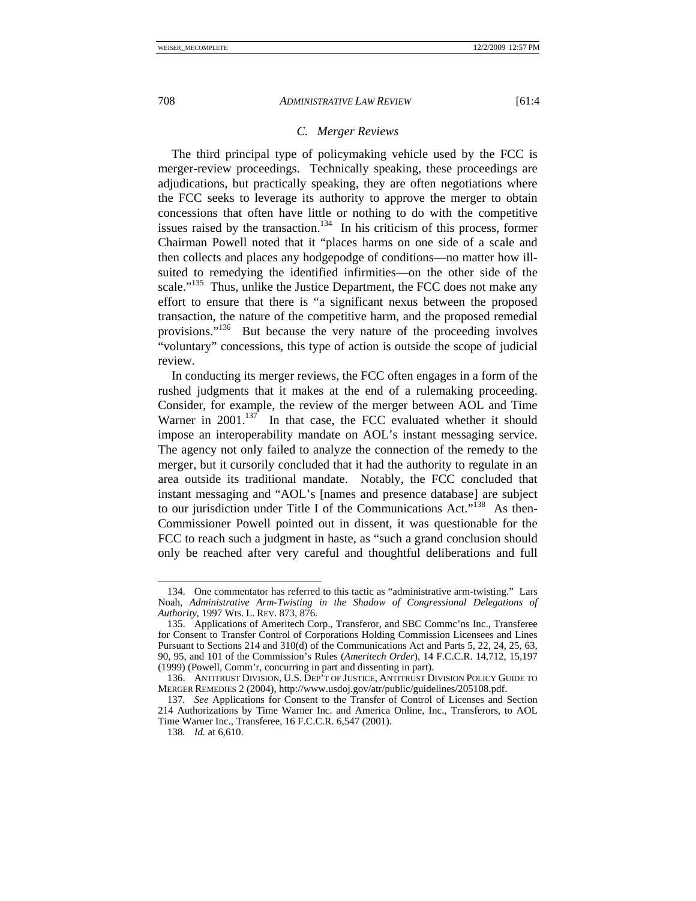### *C. Merger Reviews*

The third principal type of policymaking vehicle used by the FCC is merger-review proceedings. Technically speaking, these proceedings are adjudications, but practically speaking, they are often negotiations where the FCC seeks to leverage its authority to approve the merger to obtain concessions that often have little or nothing to do with the competitive issues raised by the transaction.[134] In his criticism of this process, former Chairman Powell noted that it "places harms on one side of a scale and then collects and places any hodgepodge of conditions—no matter how ill-suited to remedying the identified infirmities—on the other side of the scale."[135] Thus, unlike the Justice Department, the FCC does not make any effort to ensure that there is "a significant nexus between the proposed transaction, the nature of the competitive harm, and the proposed remedial provisions."[136] But because the very nature of the proceeding involves "voluntary" concessions, this type of action is outside the scope of judicial review.

In conducting its merger reviews, the FCC often engages in a form of the rushed judgments that it makes at the end of a rulemaking proceeding. Consider, for example, the review of the merger between AOL and Time Warner in 2001.[137] In that case, the FCC evaluated whether it should impose an interoperability mandate on AOL's instant messaging service. The agency not only failed to analyze the connection of the remedy to the merger, but it cursorily concluded that it had the authority to regulate in an area outside its traditional mandate. Notably, the FCC concluded that instant messaging and "AOL's [names and presence database] are subject to our jurisdiction under Title I of the Communications Act."[138] As then-Commissioner Powell pointed out in dissent, it was questionable for the FCC to reach such a judgment in haste, as "such a grand conclusion should only be reached after very careful and thoughtful deliberations and full

---

134. One commentator has referred to this tactic as "administrative arm-twisting." Lars Noah, *Administrative Arm-Twisting in the Shadow of Congressional Delegations of Authority*, 1997 WIS. L. REV. 873, 876.

135. Applications of Ameritech Corp., Transferor, and SBC Commc'ns Inc., Transferee for Consent to Transfer Control of Corporations Holding Commission Licensees and Lines Pursuant to Sections 214 and 310(d) of the Communications Act and Parts 5, 22, 24, 25, 63, 90, 95, and 101 of the Commission's Rules (*Ameritech Order*), 14 F.C.C.R. 14,712, 15,197 (1999) (Powell, Comm'r, concurring in part and dissenting in part).

136. ANTITRUST DIVISION, U.S. DEP'T OF JUSTICE, ANTITRUST DIVISION POLICY GUIDE TO MERGER REMEDIES 2 (2004), http://www.usdoj.gov/atr/public/guidelines/205108.pdf.

137. *See* Applications for Consent to the Transfer of Control of Licenses and Section 214 Authorizations by Time Warner Inc. and America Online, Inc., Transferors, to AOL Time Warner Inc., Transferee, 16 F.C.C.R. 6,547 (2001).

138. *Id.* at 6,610.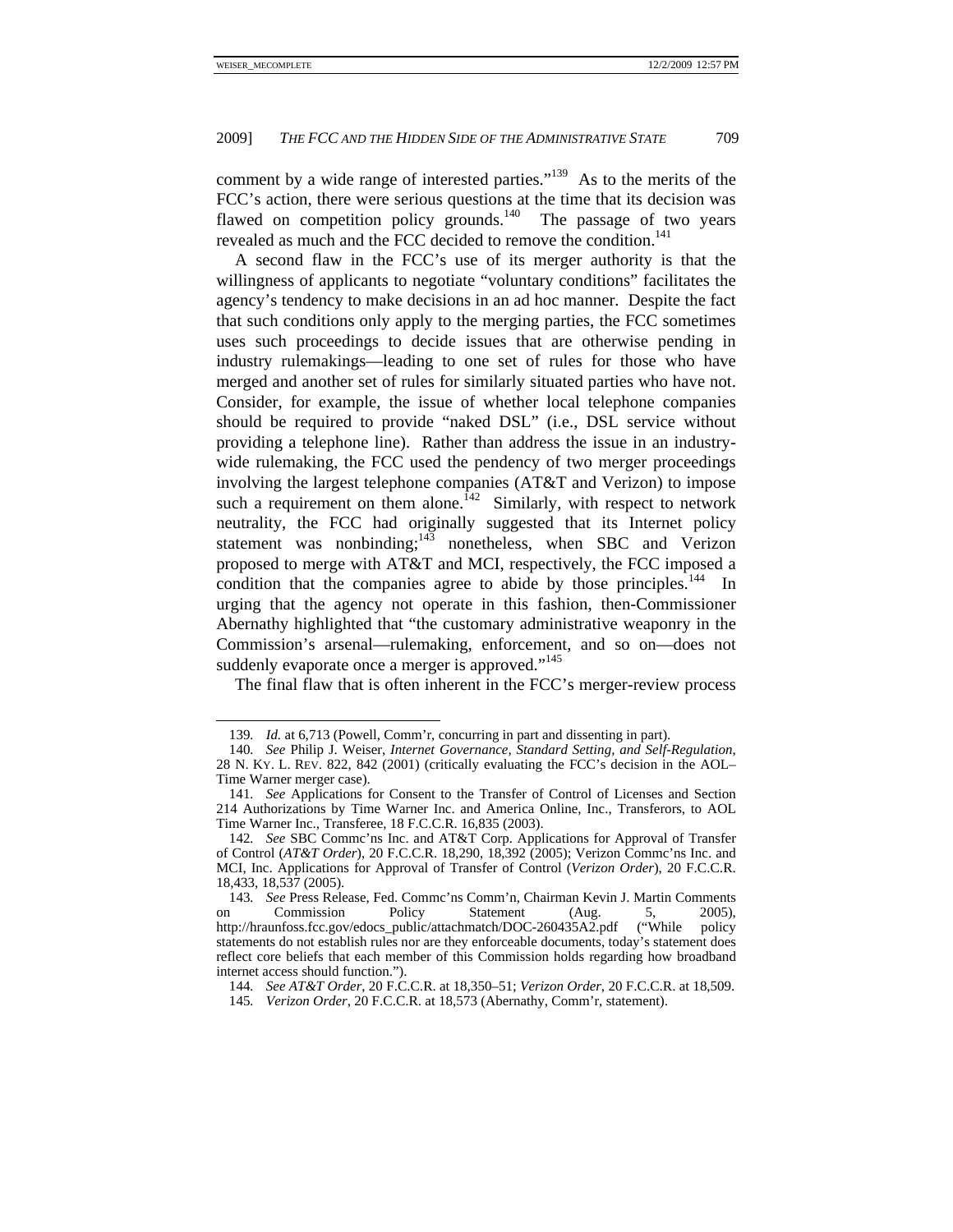comment by a wide range of interested parties."[139] As to the merits of the FCC's action, there were serious questions at the time that its decision was flawed on competition policy grounds.[140] The passage of two years revealed as much and the FCC decided to remove the condition.[141]

A second flaw in the FCC's use of its merger authority is that the willingness of applicants to negotiate "voluntary conditions" facilitates the agency's tendency to make decisions in an ad hoc manner. Despite the fact that such conditions only apply to the merging parties, the FCC sometimes uses such proceedings to decide issues that are otherwise pending in industry rulemakings—leading to one set of rules for those who have merged and another set of rules for similarly situated parties who have not. Consider, for example, the issue of whether local telephone companies should be required to provide "naked DSL" (i.e., DSL service without providing a telephone line). Rather than address the issue in an industry-wide rulemaking, the FCC used the pendency of two merger proceedings involving the largest telephone companies (AT&T and Verizon) to impose such a requirement on them alone.[142] Similarly, with respect to network neutrality, the FCC had originally suggested that its Internet policy statement was nonbinding;[143] nonetheless, when SBC and Verizon proposed to merge with AT&T and MCI, respectively, the FCC imposed a condition that the companies agree to abide by those principles.[144] In urging that the agency not operate in this fashion, then-Commissioner Abernathy highlighted that "the customary administrative weaponry in the Commission's arsenal—rulemaking, enforcement, and so on—does not suddenly evaporate once a merger is approved."[145]

The final flaw that is often inherent in the FCC's merger-review process

---

139. *Id.* at 6,713 (Powell, Comm'r, concurring in part and dissenting in part).

140. *See* Philip J. Weiser, *Internet Governance, Standard Setting, and Self-Regulation*, 28 N. KY. L. REV. 822, 842 (2001) (critically evaluating the FCC's decision in the AOL–Time Warner merger case).

141. *See* Applications for Consent to the Transfer of Control of Licenses and Section 214 Authorizations by Time Warner Inc. and America Online, Inc., Transferors, to AOL Time Warner Inc., Transferee, 18 F.C.C.R. 16,835 (2003).

142. *See* SBC Commc'ns Inc. and AT&T Corp. Applications for Approval of Transfer of Control (*AT&T Order*), 20 F.C.C.R. 18,290, 18,392 (2005); Verizon Commc'ns Inc. and MCI, Inc. Applications for Approval of Transfer of Control (*Verizon Order*), 20 F.C.C.R. 18,433, 18,537 (2005).

143. *See* Press Release, Fed. Commc'ns Comm'n, Chairman Kevin J. Martin Comments on Commission Policy Statement (Aug. 5, 2005), http://hraunfoss.fcc.gov/edocs_public/attachmatch/DOC-260435A2.pdf ("While policy statements do not establish rules nor are they enforceable documents, today's statement does reflect core beliefs that each member of this Commission holds regarding how broadband internet access should function.").

144. *See AT&T Order*, 20 F.C.C.R. at 18,350–51; *Verizon Order*, 20 F.C.C.R. at 18,509.

145. *Verizon Order*, 20 F.C.C.R. at 18,573 (Abernathy, Comm'r, statement).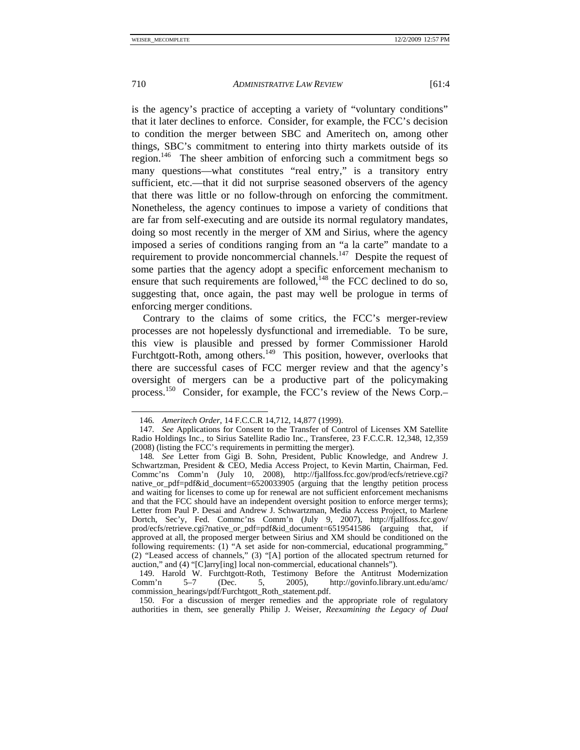is the agency's practice of accepting a variety of "voluntary conditions" that it later declines to enforce. Consider, for example, the FCC's decision to condition the merger between SBC and Ameritech on, among other things, SBC's commitment to entering into thirty markets outside of its region.[146] The sheer ambition of enforcing such a commitment begs so many questions—what constitutes "real entry," is a transitory entry sufficient, etc.—that it did not surprise seasoned observers of the agency that there was little or no follow-through on enforcing the commitment. Nonetheless, the agency continues to impose a variety of conditions that are far from self-executing and are outside its normal regulatory mandates, doing so most recently in the merger of XM and Sirius, where the agency imposed a series of conditions ranging from an "a la carte" mandate to a requirement to provide noncommercial channels.[147] Despite the request of some parties that the agency adopt a specific enforcement mechanism to ensure that such requirements are followed,[148] the FCC declined to do so, suggesting that, once again, the past may well be prologue in terms of enforcing merger conditions.

Contrary to the claims of some critics, the FCC's merger-review processes are not hopelessly dysfunctional and irremediable. To be sure, this view is plausible and pressed by former Commissioner Harold Furchtgott-Roth, among others.[149] This position, however, overlooks that there are successful cases of FCC merger review and that the agency's oversight of mergers can be a productive part of the policymaking process.[150] Consider, for example, the FCC's review of the News Corp.–

---

146. *Ameritech Order*, 14 F.C.C.R 14,712, 14,877 (1999).

147. *See* Applications for Consent to the Transfer of Control of Licenses XM Satellite Radio Holdings Inc., to Sirius Satellite Radio Inc., Transferee, 23 F.C.C.R. 12,348, 12,359 (2008) (listing the FCC's requirements in permitting the merger).

148. *See* Letter from Gigi B. Sohn, President, Public Knowledge, and Andrew J. Schwartzman, President & CEO, Media Access Project, to Kevin Martin, Chairman, Fed. Commc'ns Comm'n (July 10, 2008), http://fjallfoss.fcc.gov/prod/ecfs/retrieve.cgi?native_or_pdf=pdf&id_document=6520033905 (arguing that the lengthy petition process and waiting for licenses to come up for renewal are not sufficient enforcement mechanisms and that the FCC should have an independent oversight position to enforce merger terms); Letter from Paul P. Desai and Andrew J. Schwartzman, Media Access Project, to Marlene Dortch, Sec'y, Fed. Commc'ns Comm'n (July 9, 2007), http://fjallfoss.fcc.gov/prod/ecfs/retrieve.cgi?native_or_pdf=pdf&id_document=6519541586 (arguing that, if approved at all, the proposed merger between Sirius and XM should be conditioned on the following requirements: (1) "A set aside for non-commercial, educational programming," (2) "Leased access of channels," (3) "[A] portion of the allocated spectrum returned for auction," and (4) "[C]arry[ing] local non-commercial, educational channels").

149. Harold W. Furchtgott-Roth, Testimony Before the Antitrust Modernization Comm'n 5–7 (Dec. 5, 2005), http://govinfo.library.unt.edu/amc/commission_hearings/pdf/Furchtgott_Roth_statement.pdf.

150. For a discussion of merger remedies and the appropriate role of regulatory authorities in them, see generally Philip J. Weiser, *Reexamining the Legacy of Dual*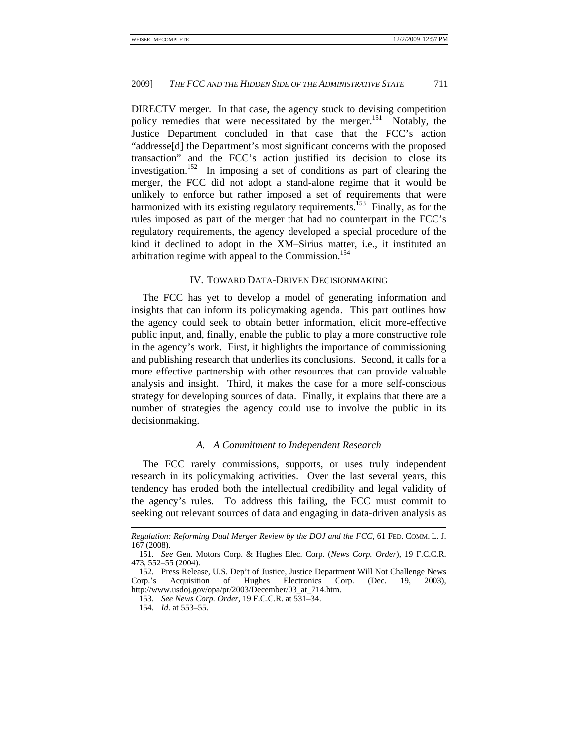DIRECTV merger. In that case, the agency stuck to devising competition policy remedies that were necessitated by the merger.[151] Notably, the Justice Department concluded in that case that the FCC's action "addresse[d] the Department's most significant concerns with the proposed transaction" and the FCC's action justified its decision to close its investigation.[152] In imposing a set of conditions as part of clearing the merger, the FCC did not adopt a stand-alone regime that it would be unlikely to enforce but rather imposed a set of requirements that were harmonized with its existing regulatory requirements.[153] Finally, as for the rules imposed as part of the merger that had no counterpart in the FCC's regulatory requirements, the agency developed a special procedure of the kind it declined to adopt in the XM–Sirius matter, i.e., it instituted an arbitration regime with appeal to the Commission.[154]

## IV. Toward Data-Driven Decisionmaking

The FCC has yet to develop a model of generating information and insights that can inform its policymaking agenda. This part outlines how the agency could seek to obtain better information, elicit more-effective public input, and, finally, enable the public to play a more constructive role in the agency's work. First, it highlights the importance of commissioning and publishing research that underlies its conclusions. Second, it calls for a more effective partnership with other resources that can provide valuable analysis and insight. Third, it makes the case for a more self-conscious strategy for developing sources of data. Finally, it explains that there are a number of strategies the agency could use to involve the public in its decisionmaking.

### *A. A Commitment to Independent Research*

The FCC rarely commissions, supports, or uses truly independent research in its policymaking activities. Over the last several years, this tendency has eroded both the intellectual credibility and legal validity of the agency's rules. To address this failing, the FCC must commit to seeking out relevant sources of data and engaging in data-driven analysis as

---

*Regulation: Reforming Dual Merger Review by the DOJ and the FCC*, 61 FED. COMM. L. J. 167 (2008).

151. *See* Gen. Motors Corp. & Hughes Elec. Corp. (*News Corp. Order*), 19 F.C.C.R. 473, 552–55 (2004).

152. Press Release, U.S. Dep't of Justice, Justice Department Will Not Challenge News Corp.'s Acquisition of Hughes Electronics Corp. (Dec. 19, 2003), http://www.usdoj.gov/opa/pr/2003/December/03_at_714.htm.

153. *See News Corp. Order*, 19 F.C.C.R. at 531–34.

154. *Id*. at 553–55.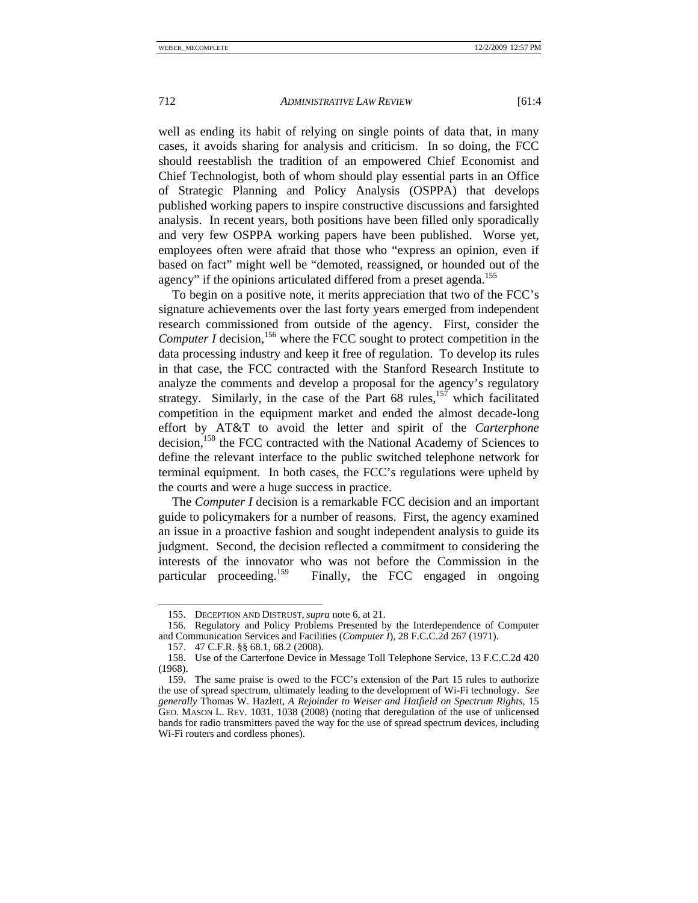well as ending its habit of relying on single points of data that, in many cases, it avoids sharing for analysis and criticism. In so doing, the FCC should reestablish the tradition of an empowered Chief Economist and Chief Technologist, both of whom should play essential parts in an Office of Strategic Planning and Policy Analysis (OSPPA) that develops published working papers to inspire constructive discussions and farsighted analysis. In recent years, both positions have been filled only sporadically and very few OSPPA working papers have been published. Worse yet, employees often were afraid that those who "express an opinion, even if based on fact" might well be "demoted, reassigned, or hounded out of the agency" if the opinions articulated differed from a preset agenda.[155]

To begin on a positive note, it merits appreciation that two of the FCC's signature achievements over the last forty years emerged from independent research commissioned from outside of the agency. First, consider the *Computer I* decision,[156] where the FCC sought to protect competition in the data processing industry and keep it free of regulation. To develop its rules in that case, the FCC contracted with the Stanford Research Institute to analyze the comments and develop a proposal for the agency's regulatory strategy. Similarly, in the case of the Part 68 rules,[157] which facilitated competition in the equipment market and ended the almost decade-long effort by AT&T to avoid the letter and spirit of the *Carterphone* decision,[158] the FCC contracted with the National Academy of Sciences to define the relevant interface to the public switched telephone network for terminal equipment. In both cases, the FCC's regulations were upheld by the courts and were a huge success in practice.

The *Computer I* decision is a remarkable FCC decision and an important guide to policymakers for a number of reasons. First, the agency examined an issue in a proactive fashion and sought independent analysis to guide its judgment. Second, the decision reflected a commitment to considering the interests of the innovator who was not before the Commission in the particular proceeding.[159] Finally, the FCC engaged in ongoing

---

155. DECEPTION AND DISTRUST, *supra* note 6, at 21.

156. Regulatory and Policy Problems Presented by the Interdependence of Computer and Communication Services and Facilities (*Computer I*), 28 F.C.C.2d 267 (1971).

157. 47 C.F.R. §§ 68.1, 68.2 (2008).

158. Use of the Carterfone Device in Message Toll Telephone Service, 13 F.C.C.2d 420 (1968).

159. The same praise is owed to the FCC's extension of the Part 15 rules to authorize the use of spread spectrum, ultimately leading to the development of Wi-Fi technology. *See generally* Thomas W. Hazlett, *A Rejoinder to Weiser and Hatfield on Spectrum Rights*, 15 GEO. MASON L. REV. 1031, 1038 (2008) (noting that deregulation of the use of unlicensed bands for radio transmitters paved the way for the use of spread spectrum devices, including Wi-Fi routers and cordless phones).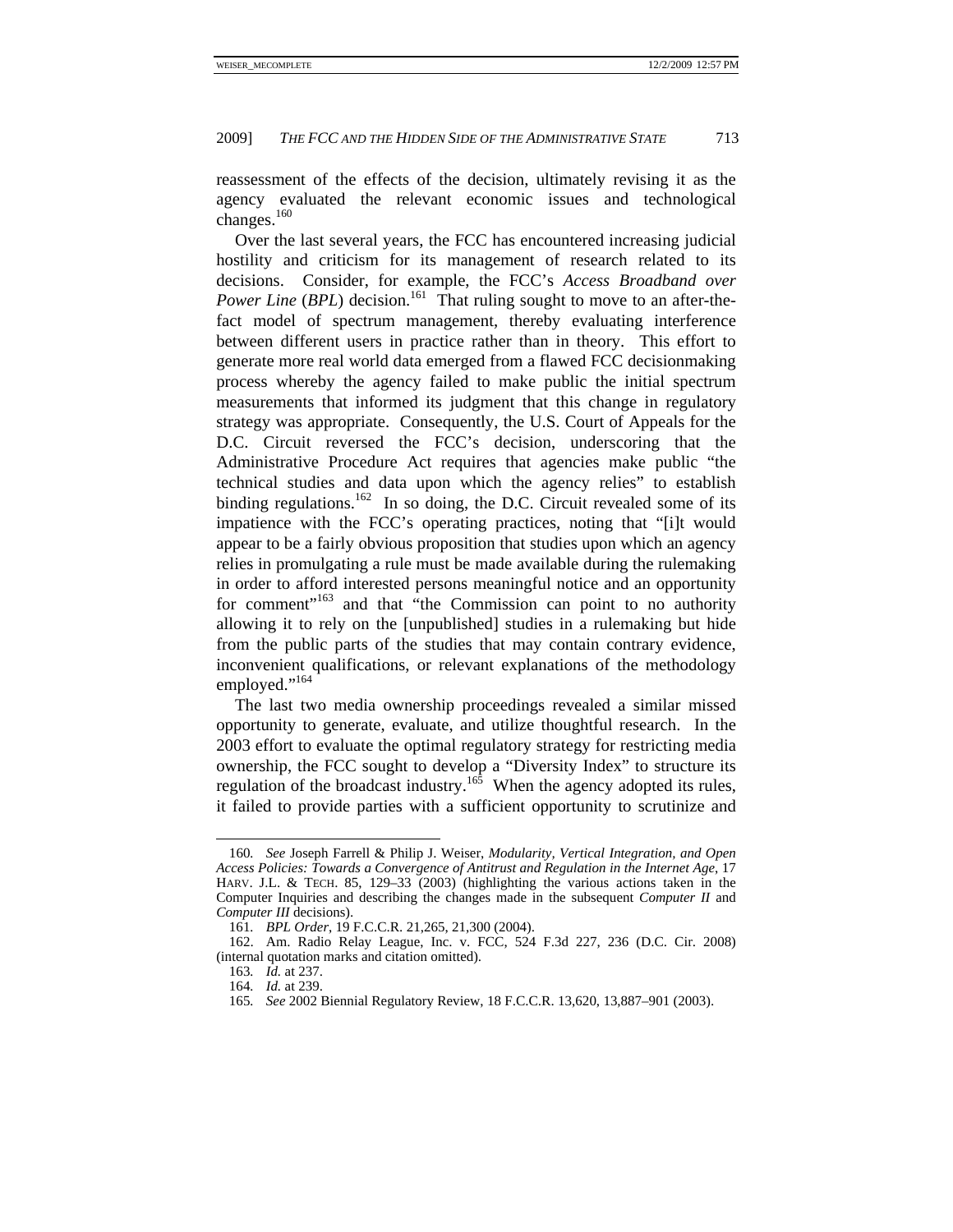reassessment of the effects of the decision, ultimately revising it as the agency evaluated the relevant economic issues and technological changes.[160]

Over the last several years, the FCC has encountered increasing judicial hostility and criticism for its management of research related to its decisions. Consider, for example, the FCC's *Access Broadband over Power Line* (*BPL*) decision.[161] That ruling sought to move to an after-the-fact model of spectrum management, thereby evaluating interference between different users in practice rather than in theory. This effort to generate more real world data emerged from a flawed FCC decisionmaking process whereby the agency failed to make public the initial spectrum measurements that informed its judgment that this change in regulatory strategy was appropriate. Consequently, the U.S. Court of Appeals for the D.C. Circuit reversed the FCC's decision, underscoring that the Administrative Procedure Act requires that agencies make public "the technical studies and data upon which the agency relies" to establish binding regulations.[162] In so doing, the D.C. Circuit revealed some of its impatience with the FCC's operating practices, noting that "[i]t would appear to be a fairly obvious proposition that studies upon which an agency relies in promulgating a rule must be made available during the rulemaking in order to afford interested persons meaningful notice and an opportunity for comment"[163] and that "the Commission can point to no authority allowing it to rely on the [unpublished] studies in a rulemaking but hide from the public parts of the studies that may contain contrary evidence, inconvenient qualifications, or relevant explanations of the methodology employed."[164]

The last two media ownership proceedings revealed a similar missed opportunity to generate, evaluate, and utilize thoughtful research. In the 2003 effort to evaluate the optimal regulatory strategy for restricting media ownership, the FCC sought to develop a "Diversity Index" to structure its regulation of the broadcast industry.[165] When the agency adopted its rules, it failed to provide parties with a sufficient opportunity to scrutinize and

---

160. *See* Joseph Farrell & Philip J. Weiser, *Modularity, Vertical Integration, and Open Access Policies: Towards a Convergence of Antitrust and Regulation in the Internet Age*, 17 HARV. J.L. & TECH. 85, 129–33 (2003) (highlighting the various actions taken in the Computer Inquiries and describing the changes made in the subsequent *Computer II* and *Computer III* decisions).

161. *BPL Order*, 19 F.C.C.R. 21,265, 21,300 (2004).

162. Am. Radio Relay League, Inc. v. FCC, 524 F.3d 227, 236 (D.C. Cir. 2008) (internal quotation marks and citation omitted).

163. *Id.* at 237.

164. *Id.* at 239.

165. *See* 2002 Biennial Regulatory Review, 18 F.C.C.R. 13,620, 13,887–901 (2003).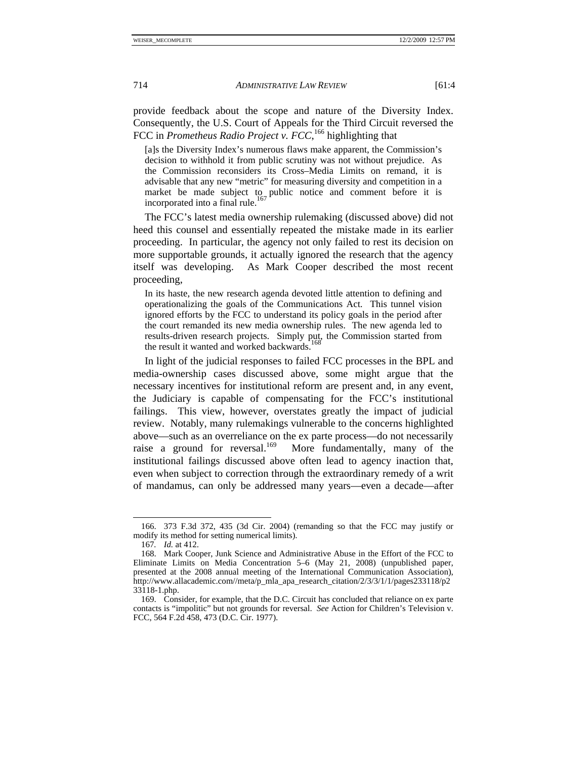provide feedback about the scope and nature of the Diversity Index. Consequently, the U.S. Court of Appeals for the Third Circuit reversed the FCC in *Prometheus Radio Project v. FCC*,[166] highlighting that

> [a]s the Diversity Index's numerous flaws make apparent, the Commission's decision to withhold it from public scrutiny was not without prejudice. As the Commission reconsiders its Cross–Media Limits on remand, it is advisable that any new "metric" for measuring diversity and competition in a market be made subject to public notice and comment before it is incorporated into a final rule.[167]

The FCC's latest media ownership rulemaking (discussed above) did not heed this counsel and essentially repeated the mistake made in its earlier proceeding. In particular, the agency not only failed to rest its decision on more supportable grounds, it actually ignored the research that the agency itself was developing. As Mark Cooper described the most recent proceeding,

> In its haste, the new research agenda devoted little attention to defining and operationalizing the goals of the Communications Act. This tunnel vision ignored efforts by the FCC to understand its policy goals in the period after the court remanded its new media ownership rules. The new agenda led to results-driven research projects. Simply put, the Commission started from the result it wanted and worked backwards.[168]

In light of the judicial responses to failed FCC processes in the BPL and media-ownership cases discussed above, some might argue that the necessary incentives for institutional reform are present and, in any event, the Judiciary is capable of compensating for the FCC's institutional failings. This view, however, overstates greatly the impact of judicial review. Notably, many rulemakings vulnerable to the concerns highlighted above—such as an overreliance on the ex parte process—do not necessarily raise a ground for reversal.[169] More fundamentally, many of the institutional failings discussed above often lead to agency inaction that, even when subject to correction through the extraordinary remedy of a writ of mandamus, can only be addressed many years—even a decade—after

---

166. 373 F.3d 372, 435 (3d Cir. 2004) (remanding so that the FCC may justify or modify its method for setting numerical limits).

167. *Id.* at 412.

168. Mark Cooper, Junk Science and Administrative Abuse in the Effort of the FCC to Eliminate Limits on Media Concentration 5–6 (May 21, 2008) (unpublished paper, presented at the 2008 annual meeting of the International Communication Association), http://www.allacademic.com//meta/p_mla_apa_research_citation/2/3/3/1/1/pages233118/p233118-1.php.

169. Consider, for example, that the D.C. Circuit has concluded that reliance on ex parte contacts is "impolitic" but not grounds for reversal. *See* Action for Children's Television v. FCC, 564 F.2d 458, 473 (D.C. Cir. 1977).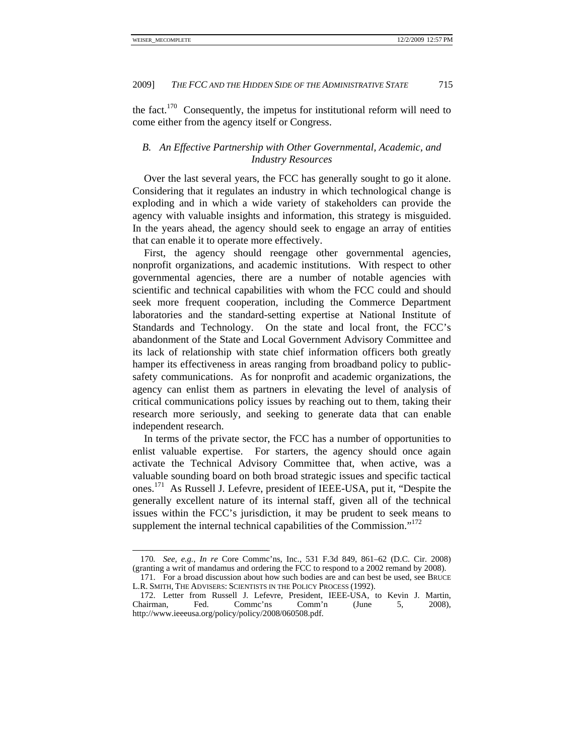the fact.[170] Consequently, the impetus for institutional reform will need to come either from the agency itself or Congress.

### *B. An Effective Partnership with Other Governmental, Academic, and Industry Resources*

Over the last several years, the FCC has generally sought to go it alone. Considering that it regulates an industry in which technological change is exploding and in which a wide variety of stakeholders can provide the agency with valuable insights and information, this strategy is misguided. In the years ahead, the agency should seek to engage an array of entities that can enable it to operate more effectively.

First, the agency should reengage other governmental agencies, nonprofit organizations, and academic institutions. With respect to other governmental agencies, there are a number of notable agencies with scientific and technical capabilities with whom the FCC could and should seek more frequent cooperation, including the Commerce Department laboratories and the standard-setting expertise at National Institute of Standards and Technology. On the state and local front, the FCC's abandonment of the State and Local Government Advisory Committee and its lack of relationship with state chief information officers both greatly hamper its effectiveness in areas ranging from broadband policy to public-safety communications. As for nonprofit and academic organizations, the agency can enlist them as partners in elevating the level of analysis of critical communications policy issues by reaching out to them, taking their research more seriously, and seeking to generate data that can enable independent research.

In terms of the private sector, the FCC has a number of opportunities to enlist valuable expertise. For starters, the agency should once again activate the Technical Advisory Committee that, when active, was a valuable sounding board on both broad strategic issues and specific tactical ones.[171] As Russell J. Lefevre, president of IEEE-USA, put it, "Despite the generally excellent nature of its internal staff, given all of the technical issues within the FCC's jurisdiction, it may be prudent to seek means to supplement the internal technical capabilities of the Commission."[172]

---

170. *See, e.g.*, *In re* Core Commc'ns, Inc., 531 F.3d 849, 861–62 (D.C. Cir. 2008) (granting a writ of mandamus and ordering the FCC to respond to a 2002 remand by 2008).

171. For a broad discussion about how such bodies are and can best be used, see BRUCE L.R. SMITH, THE ADVISERS: SCIENTISTS IN THE POLICY PROCESS (1992).

172. Letter from Russell J. Lefevre, President, IEEE-USA, to Kevin J. Martin, Chairman, Fed. Commc'ns Comm'n (June 5, 2008), http://www.ieeeusa.org/policy/policy/2008/060508.pdf.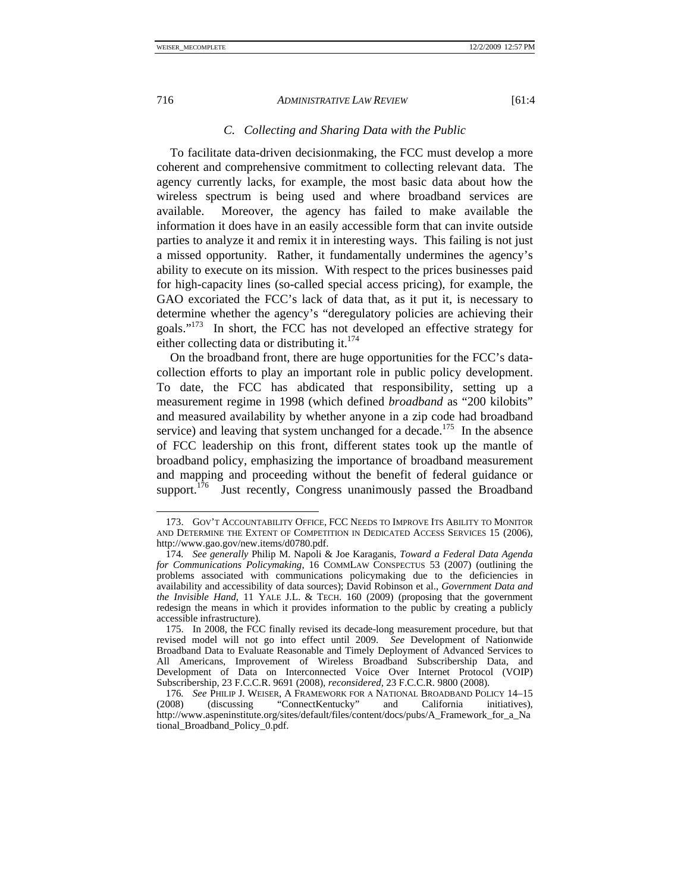### *C. Collecting and Sharing Data with the Public*

To facilitate data-driven decisionmaking, the FCC must develop a more coherent and comprehensive commitment to collecting relevant data. The agency currently lacks, for example, the most basic data about how the wireless spectrum is being used and where broadband services are available. Moreover, the agency has failed to make available the information it does have in an easily accessible form that can invite outside parties to analyze it and remix it in interesting ways. This failing is not just a missed opportunity. Rather, it fundamentally undermines the agency's ability to execute on its mission. With respect to the prices businesses paid for high-capacity lines (so-called special access pricing), for example, the GAO excoriated the FCC's lack of data that, as it put it, is necessary to determine whether the agency's "deregulatory policies are achieving their goals."[173] In short, the FCC has not developed an effective strategy for either collecting data or distributing it.[174]

On the broadband front, there are huge opportunities for the FCC's data-collection efforts to play an important role in public policy development. To date, the FCC has abdicated that responsibility, setting up a measurement regime in 1998 (which defined *broadband* as "200 kilobits" and measured availability by whether anyone in a zip code had broadband service) and leaving that system unchanged for a decade.[175] In the absence of FCC leadership on this front, different states took up the mantle of broadband policy, emphasizing the importance of broadband measurement and mapping and proceeding without the benefit of federal guidance or support.[176] Just recently, Congress unanimously passed the Broadband

---

173. GOV'T ACCOUNTABILITY OFFICE, FCC NEEDS TO IMPROVE ITS ABILITY TO MONITOR AND DETERMINE THE EXTENT OF COMPETITION IN DEDICATED ACCESS SERVICES 15 (2006), http://www.gao.gov/new.items/d0780.pdf.

174. *See generally* Philip M. Napoli & Joe Karaganis, *Toward a Federal Data Agenda for Communications Policymaking*, 16 COMMLAW CONSPECTUS 53 (2007) (outlining the problems associated with communications policymaking due to the deficiencies in availability and accessibility of data sources); David Robinson et al., *Government Data and the Invisible Hand*, 11 YALE J.L. & TECH. 160 (2009) (proposing that the government redesign the means in which it provides information to the public by creating a publicly accessible infrastructure).

175. In 2008, the FCC finally revised its decade-long measurement procedure, but that revised model will not go into effect until 2009. *See* Development of Nationwide Broadband Data to Evaluate Reasonable and Timely Deployment of Advanced Services to All Americans, Improvement of Wireless Broadband Subscribership Data, and Development of Data on Interconnected Voice Over Internet Protocol (VOIP) Subscribership, 23 F.C.C.R. 9691 (2008), *reconsidered*, 23 F.C.C.R. 9800 (2008).

176. *See* PHILIP J. WEISER, A FRAMEWORK FOR A NATIONAL BROADBAND POLICY 14–15 (2008) (discussing "ConnectKentucky" and California initiatives), http://www.aspeninstitute.org/sites/default/files/content/docs/pubs/A_Framework_for_a_National_Broadband_Policy_0.pdf.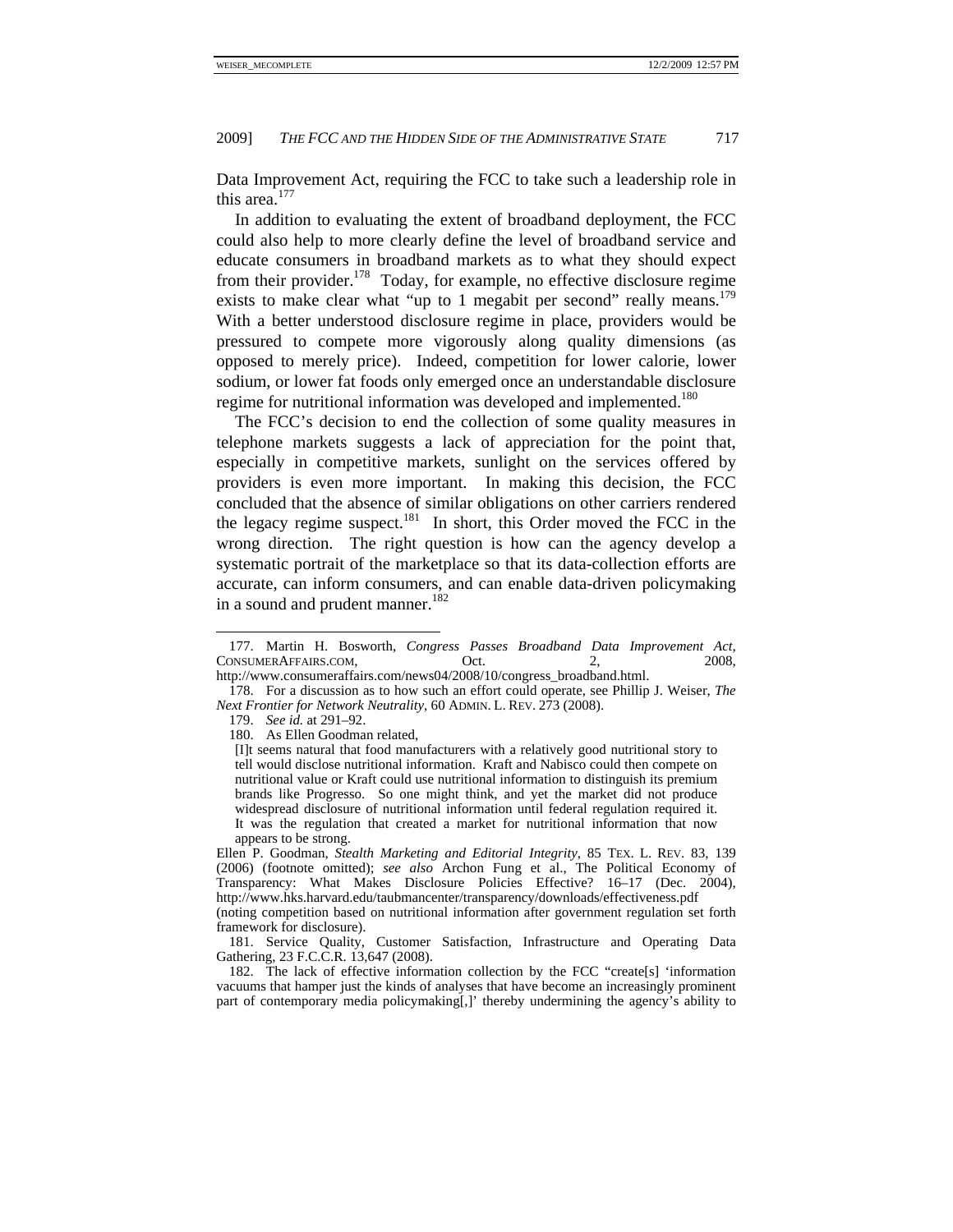Data Improvement Act, requiring the FCC to take such a leadership role in this area.[177]

In addition to evaluating the extent of broadband deployment, the FCC could also help to more clearly define the level of broadband service and educate consumers in broadband markets as to what they should expect from their provider.[178] Today, for example, no effective disclosure regime exists to make clear what "up to 1 megabit per second" really means.[179] With a better understood disclosure regime in place, providers would be pressured to compete more vigorously along quality dimensions (as opposed to merely price). Indeed, competition for lower calorie, lower sodium, or lower fat foods only emerged once an understandable disclosure regime for nutritional information was developed and implemented.[180]

The FCC's decision to end the collection of some quality measures in telephone markets suggests a lack of appreciation for the point that, especially in competitive markets, sunlight on the services offered by providers is even more important. In making this decision, the FCC concluded that the absence of similar obligations on other carriers rendered the legacy regime suspect.[181] In short, this Order moved the FCC in the wrong direction. The right question is how can the agency develop a systematic portrait of the marketplace so that its data-collection efforts are accurate, can inform consumers, and can enable data-driven policymaking in a sound and prudent manner.[182]

---

177. Martin H. Bosworth, *Congress Passes Broadband Data Improvement Act*, CONSUMERAFFAIRS.COM, Oct. 2, 2008, http://www.consumeraffairs.com/news04/2008/10/congress_broadband.html.

178. For a discussion as to how such an effort could operate, see Phillip J. Weiser, *The Next Frontier for Network Neutrality*, 60 ADMIN. L. REV. 273 (2008).

179. *See id.* at 291–92.

180. As Ellen Goodman related,

> [I]t seems natural that food manufacturers with a relatively good nutritional story to tell would disclose nutritional information. Kraft and Nabisco could then compete on nutritional value or Kraft could use nutritional information to distinguish its premium brands like Progresso. So one might think, and yet the market did not produce widespread disclosure of nutritional information until federal regulation required it. It was the regulation that created a market for nutritional information that now appears to be strong.

Ellen P. Goodman, *Stealth Marketing and Editorial Integrity*, 85 TEX. L. REV. 83, 139 (2006) (footnote omitted); *see also* Archon Fung et al., The Political Economy of Transparency: What Makes Disclosure Policies Effective? 16–17 (Dec. 2004), http://www.hks.harvard.edu/taubmancenter/transparency/downloads/effectiveness.pdf (noting competition based on nutritional information after government regulation set forth framework for disclosure).

181. Service Quality, Customer Satisfaction, Infrastructure and Operating Data Gathering, 23 F.C.C.R. 13,647 (2008).

182. The lack of effective information collection by the FCC "create[s] 'information vacuums that hamper just the kinds of analyses that have become an increasingly prominent part of contemporary media policymaking[,]' thereby undermining the agency's ability to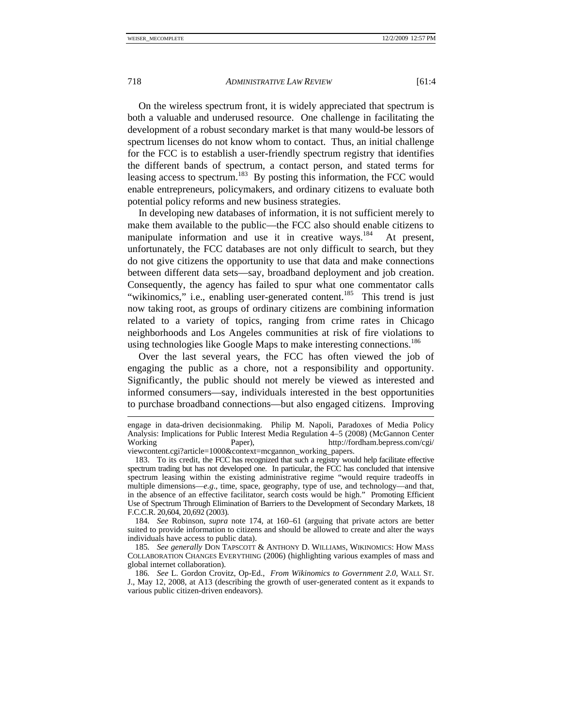On the wireless spectrum front, it is widely appreciated that spectrum is both a valuable and underused resource. One challenge in facilitating the development of a robust secondary market is that many would-be lessors of spectrum licenses do not know whom to contact. Thus, an initial challenge for the FCC is to establish a user-friendly spectrum registry that identifies the different bands of spectrum, a contact person, and stated terms for leasing access to spectrum.[183] By posting this information, the FCC would enable entrepreneurs, policymakers, and ordinary citizens to evaluate both potential policy reforms and new business strategies.

In developing new databases of information, it is not sufficient merely to make them available to the public—the FCC also should enable citizens to manipulate information and use it in creative ways.[184] At present, unfortunately, the FCC databases are not only difficult to search, but they do not give citizens the opportunity to use that data and make connections between different data sets—say, broadband deployment and job creation. Consequently, the agency has failed to spur what one commentator calls "wikinomics," i.e., enabling user-generated content.[185] This trend is just now taking root, as groups of ordinary citizens are combining information related to a variety of topics, ranging from crime rates in Chicago neighborhoods and Los Angeles communities at risk of fire violations to using technologies like Google Maps to make interesting connections.[186]

Over the last several years, the FCC has often viewed the job of engaging the public as a chore, not a responsibility and opportunity. Significantly, the public should not merely be viewed as interested and informed consumers—say, individuals interested in the best opportunities to purchase broadband connections—but also engaged citizens. Improving

---

engage in data-driven decisionmaking. Philip M. Napoli, Paradoxes of Media Policy Analysis: Implications for Public Interest Media Regulation 4–5 (2008) (McGannon Center Working Paper), http://fordham.bepress.com/cgi/viewcontent.cgi?article=1000&context=mcgannon_working_papers.

183. To its credit, the FCC has recognized that such a registry would help facilitate effective spectrum trading but has not developed one. In particular, the FCC has concluded that intensive spectrum leasing within the existing administrative regime "would require tradeoffs in multiple dimensions—*e.g*., time, space, geography, type of use, and technology—and that, in the absence of an effective facilitator, search costs would be high." Promoting Efficient Use of Spectrum Through Elimination of Barriers to the Development of Secondary Markets, 18 F.C.C.R. 20,604, 20,692 (2003).

184. *See* Robinson, *supra* note 174, at 160–61 (arguing that private actors are better suited to provide information to citizens and should be allowed to create and alter the ways individuals have access to public data).

185. *See generally* DON TAPSCOTT & ANTHONY D. WILLIAMS, WIKINOMICS: HOW MASS COLLABORATION CHANGES EVERYTHING (2006) (highlighting various examples of mass and global internet collaboration).

186. *See* L. Gordon Crovitz, Op-Ed., *From Wikinomics to Government 2.0*, WALL ST. J., May 12, 2008, at A13 (describing the growth of user-generated content as it expands to various public citizen-driven endeavors).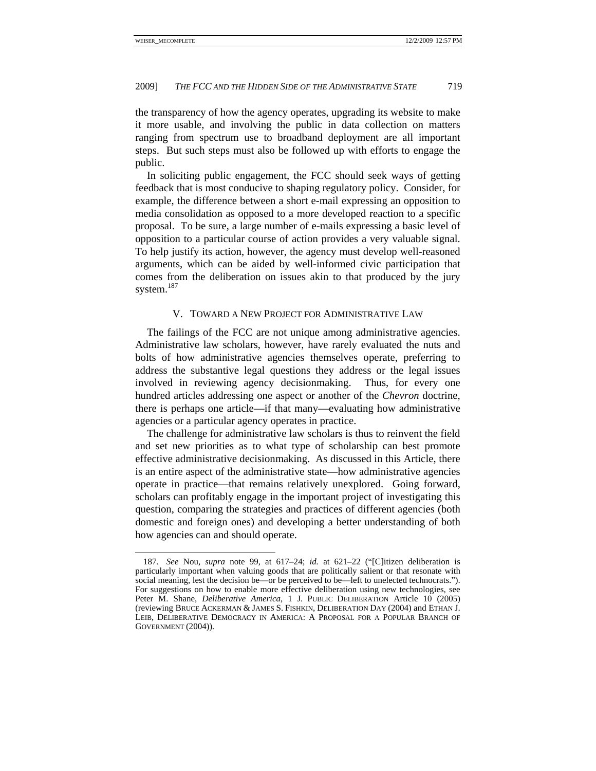the transparency of how the agency operates, upgrading its website to make it more usable, and involving the public in data collection on matters ranging from spectrum use to broadband deployment are all important steps. But such steps must also be followed up with efforts to engage the public.

In soliciting public engagement, the FCC should seek ways of getting feedback that is most conducive to shaping regulatory policy. Consider, for example, the difference between a short e-mail expressing an opposition to media consolidation as opposed to a more developed reaction to a specific proposal. To be sure, a large number of e-mails expressing a basic level of opposition to a particular course of action provides a very valuable signal. To help justify its action, however, the agency must develop well-reasoned arguments, which can be aided by well-informed civic participation that comes from the deliberation on issues akin to that produced by the jury system.[187]

## V. TOWARD A NEW PROJECT FOR ADMINISTRATIVE LAW

The failings of the FCC are not unique among administrative agencies. Administrative law scholars, however, have rarely evaluated the nuts and bolts of how administrative agencies themselves operate, preferring to address the substantive legal questions they address or the legal issues involved in reviewing agency decisionmaking. Thus, for every one hundred articles addressing one aspect or another of the *Chevron* doctrine, there is perhaps one article—if that many—evaluating how administrative agencies or a particular agency operates in practice.

The challenge for administrative law scholars is thus to reinvent the field and set new priorities as to what type of scholarship can best promote effective administrative decisionmaking. As discussed in this Article, there is an entire aspect of the administrative state—how administrative agencies operate in practice—that remains relatively unexplored. Going forward, scholars can profitably engage in the important project of investigating this question, comparing the strategies and practices of different agencies (both domestic and foreign ones) and developing a better understanding of both how agencies can and should operate.

---

187. *See* Nou, *supra* note 99, at 617–24; *id.* at 621–22 ("[C]itizen deliberation is particularly important when valuing goods that are politically salient or that resonate with social meaning, lest the decision be—or be perceived to be—left to unelected technocrats."). For suggestions on how to enable more effective deliberation using new technologies, see Peter M. Shane, *Deliberative America*, 1 J. PUBLIC DELIBERATION Article 10 (2005) (reviewing BRUCE ACKERMAN & JAMES S. FISHKIN, DELIBERATION DAY (2004) and ETHAN J. LEIB, DELIBERATIVE DEMOCRACY IN AMERICA: A PROPOSAL FOR A POPULAR BRANCH OF GOVERNMENT (2004)).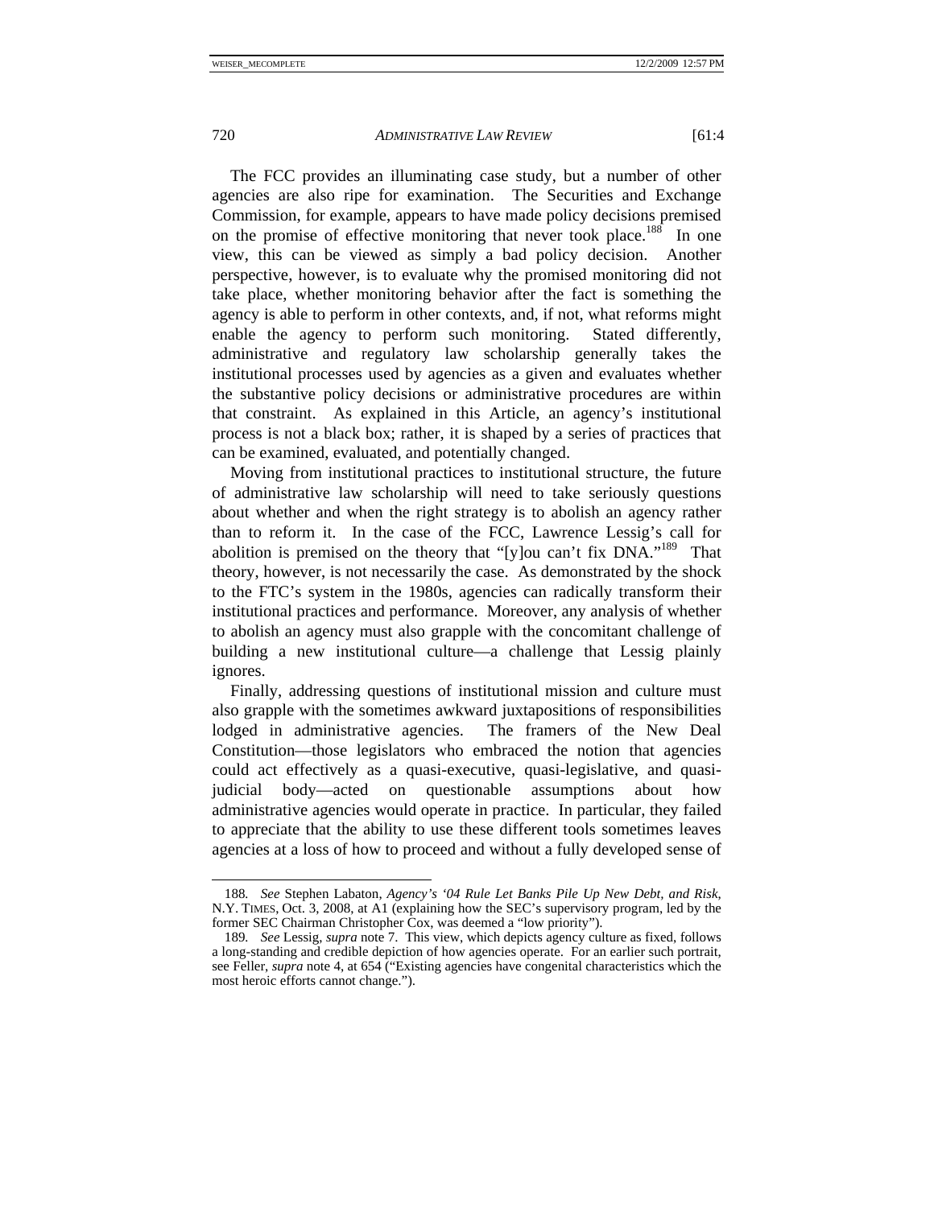The FCC provides an illuminating case study, but a number of other agencies are also ripe for examination. The Securities and Exchange Commission, for example, appears to have made policy decisions premised on the promise of effective monitoring that never took place.[188] In one view, this can be viewed as simply a bad policy decision. Another perspective, however, is to evaluate why the promised monitoring did not take place, whether monitoring behavior after the fact is something the agency is able to perform in other contexts, and, if not, what reforms might enable the agency to perform such monitoring. Stated differently, administrative and regulatory law scholarship generally takes the institutional processes used by agencies as a given and evaluates whether the substantive policy decisions or administrative procedures are within that constraint. As explained in this Article, an agency's institutional process is not a black box; rather, it is shaped by a series of practices that can be examined, evaluated, and potentially changed.

Moving from institutional practices to institutional structure, the future of administrative law scholarship will need to take seriously questions about whether and when the right strategy is to abolish an agency rather than to reform it. In the case of the FCC, Lawrence Lessig's call for abolition is premised on the theory that "[y]ou can't fix DNA."[189] That theory, however, is not necessarily the case. As demonstrated by the shock to the FTC's system in the 1980s, agencies can radically transform their institutional practices and performance. Moreover, any analysis of whether to abolish an agency must also grapple with the concomitant challenge of building a new institutional culture—a challenge that Lessig plainly ignores.

Finally, addressing questions of institutional mission and culture must also grapple with the sometimes awkward juxtapositions of responsibilities lodged in administrative agencies. The framers of the New Deal Constitution—those legislators who embraced the notion that agencies could act effectively as a quasi-executive, quasi-legislative, and quasi-judicial body—acted on questionable assumptions about how administrative agencies would operate in practice. In particular, they failed to appreciate that the ability to use these different tools sometimes leaves agencies at a loss of how to proceed and without a fully developed sense of

---

188. *See* Stephen Labaton, *Agency's '04 Rule Let Banks Pile Up New Debt, and Risk*, N.Y. TIMES, Oct. 3, 2008, at A1 (explaining how the SEC's supervisory program, led by the former SEC Chairman Christopher Cox, was deemed a "low priority").

189. *See* Lessig, *supra* note 7. This view, which depicts agency culture as fixed, follows a long-standing and credible depiction of how agencies operate. For an earlier such portrait, see Feller, *supra* note 4, at 654 ("Existing agencies have congenital characteristics which the most heroic efforts cannot change.").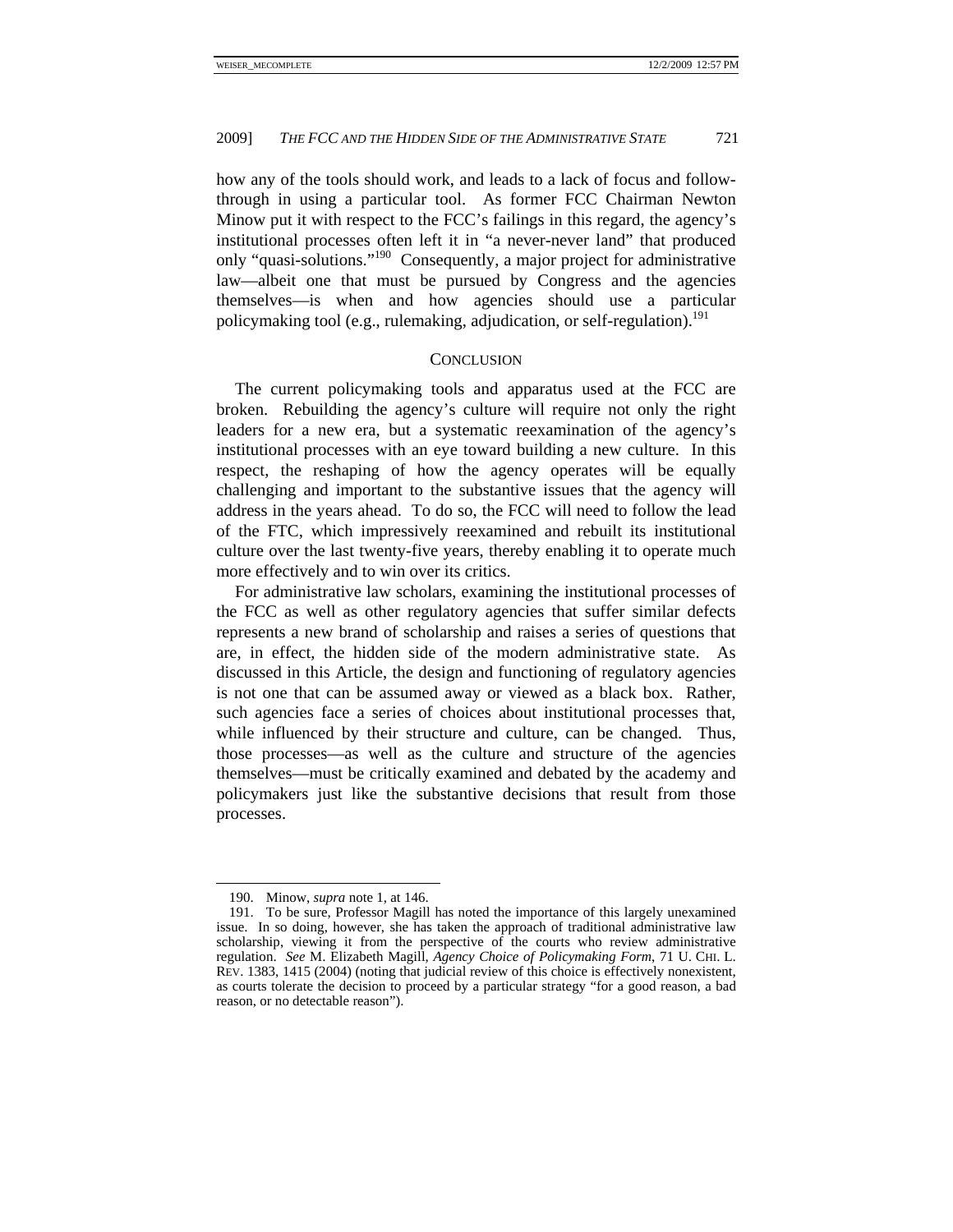how any of the tools should work, and leads to a lack of focus and follow-through in using a particular tool. As former FCC Chairman Newton Minow put it with respect to the FCC's failings in this regard, the agency's institutional processes often left it in "a never-never land" that produced only "quasi-solutions."[190] Consequently, a major project for administrative law—albeit one that must be pursued by Congress and the agencies themselves—is when and how agencies should use a particular policymaking tool (e.g., rulemaking, adjudication, or self-regulation).[191]

## CONCLUSION

The current policymaking tools and apparatus used at the FCC are broken. Rebuilding the agency's culture will require not only the right leaders for a new era, but a systematic reexamination of the agency's institutional processes with an eye toward building a new culture. In this respect, the reshaping of how the agency operates will be equally challenging and important to the substantive issues that the agency will address in the years ahead. To do so, the FCC will need to follow the lead of the FTC, which impressively reexamined and rebuilt its institutional culture over the last twenty-five years, thereby enabling it to operate much more effectively and to win over its critics.

For administrative law scholars, examining the institutional processes of the FCC as well as other regulatory agencies that suffer similar defects represents a new brand of scholarship and raises a series of questions that are, in effect, the hidden side of the modern administrative state. As discussed in this Article, the design and functioning of regulatory agencies is not one that can be assumed away or viewed as a black box. Rather, such agencies face a series of choices about institutional processes that, while influenced by their structure and culture, can be changed. Thus, those processes—as well as the culture and structure of the agencies themselves—must be critically examined and debated by the academy and policymakers just like the substantive decisions that result from those processes.

---

190. Minow, *supra* note 1, at 146.

191. To be sure, Professor Magill has noted the importance of this largely unexamined issue. In so doing, however, she has taken the approach of traditional administrative law scholarship, viewing it from the perspective of the courts who review administrative regulation. *See* M. Elizabeth Magill, *Agency Choice of Policymaking Form*, 71 U. CHI. L. REV. 1383, 1415 (2004) (noting that judicial review of this choice is effectively nonexistent, as courts tolerate the decision to proceed by a particular strategy "for a good reason, a bad reason, or no detectable reason").